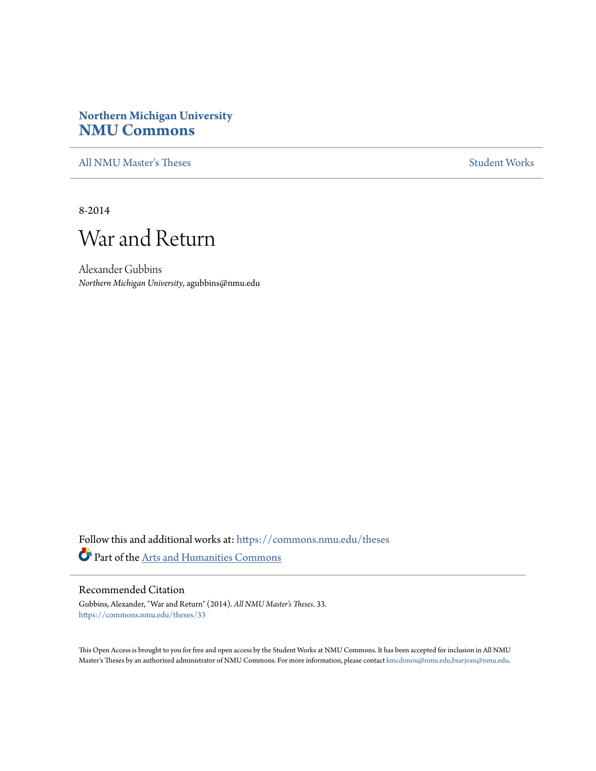Northern Michigan University
**NMU Commons**

All NMU Master's Theses | Student Works

8-2014

# War and Return

Alexander Gubbins
*Northern Michigan University*, agubbins@nmu.edu

Follow this and additional works at: https://commons.nmu.edu/theses

Part of the Arts and Humanities Commons

## Recommended Citation

Gubbins, Alexander, "War and Return" (2014). *All NMU Master's Theses*. 33.
https://commons.nmu.edu/theses/33

This Open Access is brought to you for free and open access by the Student Works at NMU Commons. It has been accepted for inclusion in All NMU Master's Theses by an authorized administrator of NMU Commons. For more information, please contact kmcdonou@nmu.edu,bsarjean@nmu.edu.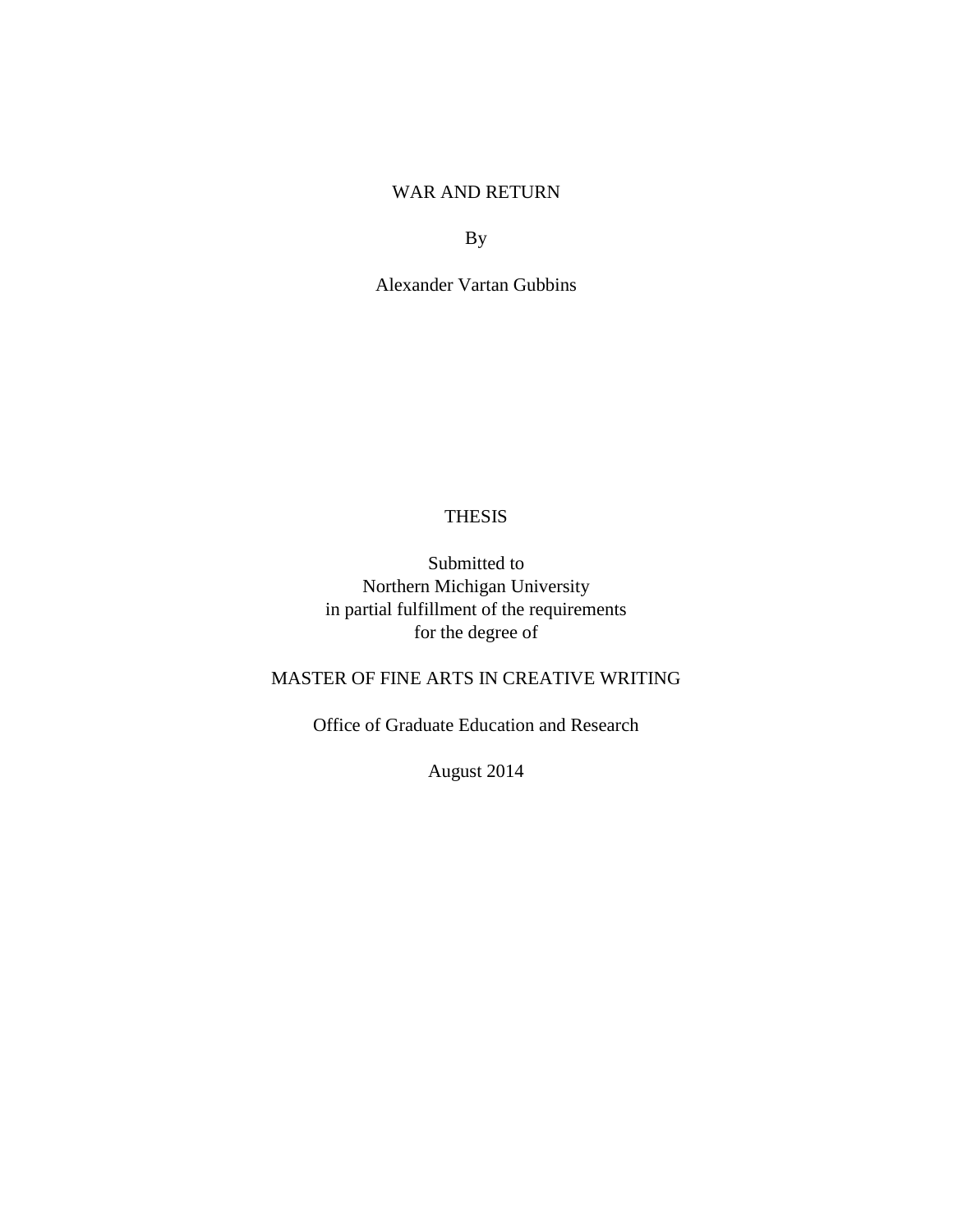# WAR AND RETURN

By

Alexander Vartan Gubbins

THESIS

Submitted to
Northern Michigan University
in partial fulfillment of the requirements
for the degree of

MASTER OF FINE ARTS IN CREATIVE WRITING

Office of Graduate Education and Research

August 2014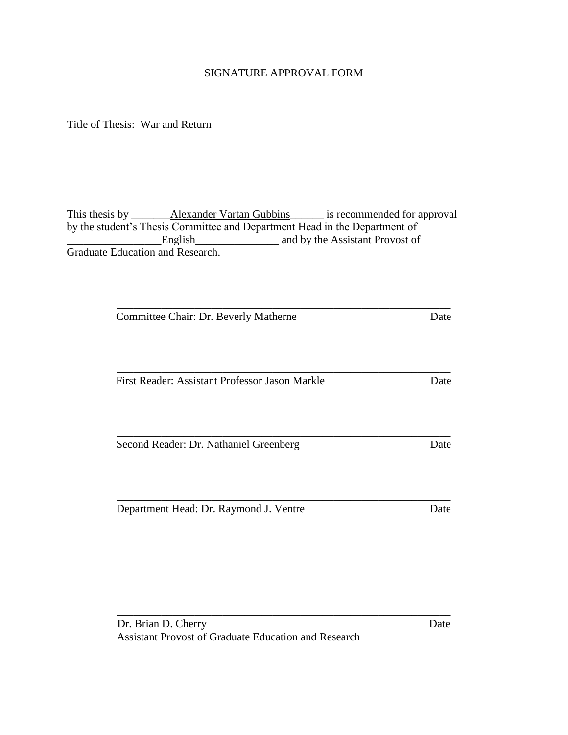SIGNATURE APPROVAL FORM

Title of Thesis: War and Return

This thesis by _______Alexander Vartan Gubbins______ is recommended for approval by the student's Thesis Committee and Department Head in the Department of _________________English_______________ and by the Assistant Provost of Graduate Education and Research.

\_\_\_\_\_\_\_\_\_\_\_\_\_\_\_\_\_\_\_\_\_\_\_\_\_\_\_\_\_\_\_\_\_\_\_\_\_\_\_\_\_\_\_\_\_\_\_\_\_\_\_\_\_\_\_\_

Committee Chair: Dr. Beverly Matherne Date

\_\_\_\_\_\_\_\_\_\_\_\_\_\_\_\_\_\_\_\_\_\_\_\_\_\_\_\_\_\_\_\_\_\_\_\_\_\_\_\_\_\_\_\_\_\_\_\_\_\_\_\_\_\_\_\_

First Reader: Assistant Professor Jason Markle Date

\_\_\_\_\_\_\_\_\_\_\_\_\_\_\_\_\_\_\_\_\_\_\_\_\_\_\_\_\_\_\_\_\_\_\_\_\_\_\_\_\_\_\_\_\_\_\_\_\_\_\_\_\_\_\_\_

Second Reader: Dr. Nathaniel Greenberg Date

\_\_\_\_\_\_\_\_\_\_\_\_\_\_\_\_\_\_\_\_\_\_\_\_\_\_\_\_\_\_\_\_\_\_\_\_\_\_\_\_\_\_\_\_\_\_\_\_\_\_\_\_\_\_\_\_

Department Head: Dr. Raymond J. Ventre Date

\_\_\_\_\_\_\_\_\_\_\_\_\_\_\_\_\_\_\_\_\_\_\_\_\_\_\_\_\_\_\_\_\_\_\_\_\_\_\_\_\_\_\_\_\_\_\_\_\_\_\_\_\_\_\_\_

Dr. Brian D. Cherry Date  
Assistant Provost of Graduate Education and Research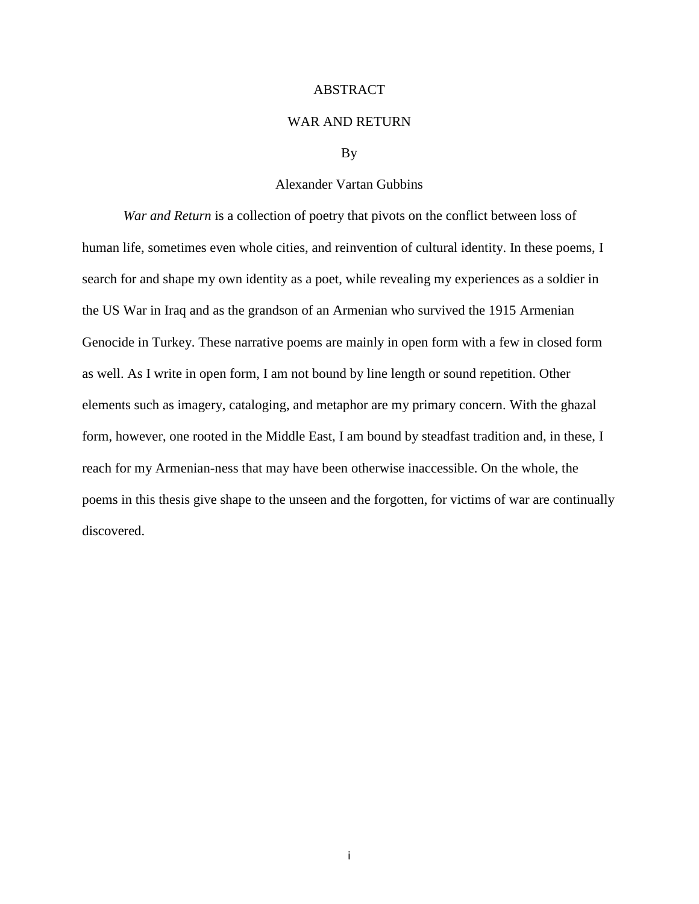# ABSTRACT

## WAR AND RETURN

By

Alexander Vartan Gubbins

*War and Return* is a collection of poetry that pivots on the conflict between loss of human life, sometimes even whole cities, and reinvention of cultural identity. In these poems, I search for and shape my own identity as a poet, while revealing my experiences as a soldier in the US War in Iraq and as the grandson of an Armenian who survived the 1915 Armenian Genocide in Turkey. These narrative poems are mainly in open form with a few in closed form as well. As I write in open form, I am not bound by line length or sound repetition. Other elements such as imagery, cataloging, and metaphor are my primary concern. With the ghazal form, however, one rooted in the Middle East, I am bound by steadfast tradition and, in these, I reach for my Armenian-ness that may have been otherwise inaccessible. On the whole, the poems in this thesis give shape to the unseen and the forgotten, for victims of war are continually discovered.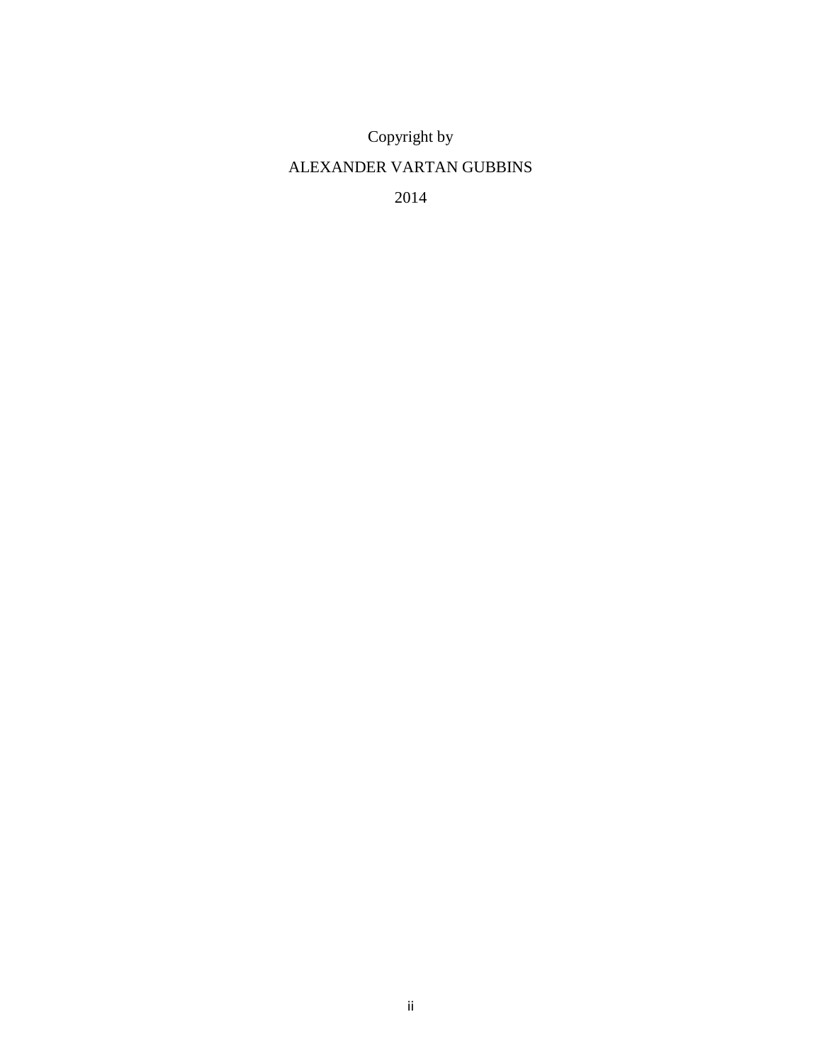Copyright by

ALEXANDER VARTAN GUBBINS

2014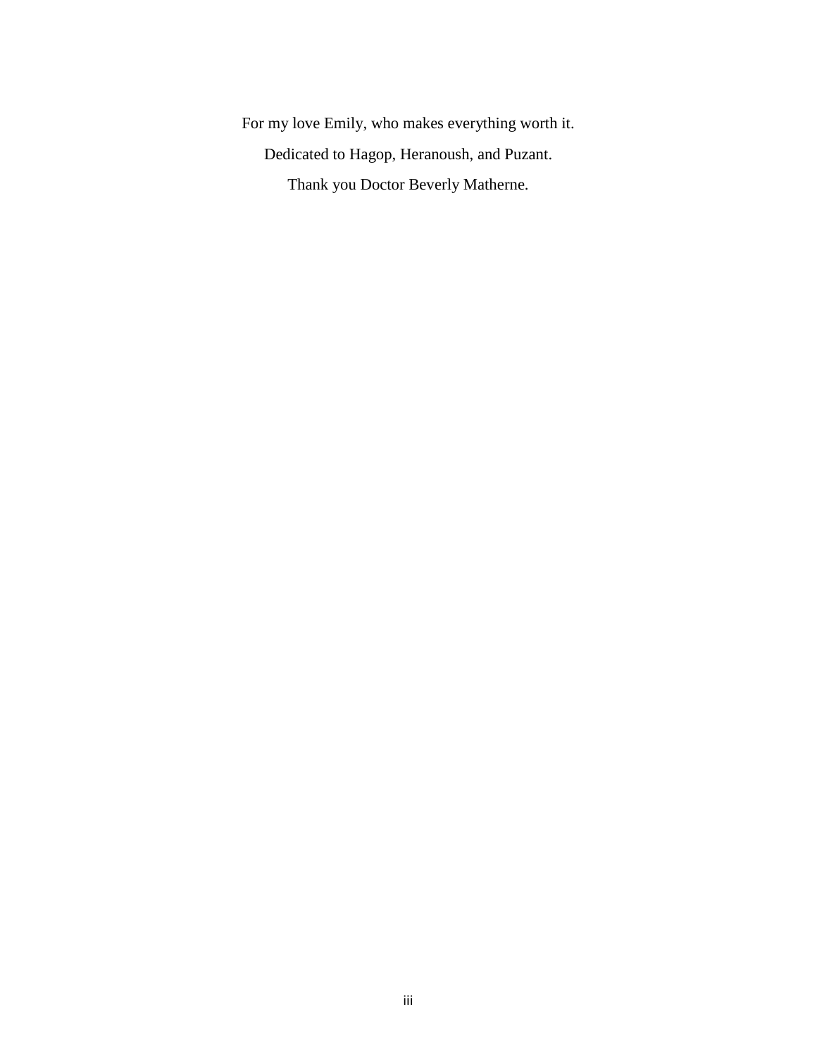For my love Emily, who makes everything worth it.

Dedicated to Hagop, Heranoush, and Puzant.

Thank you Doctor Beverly Matherne.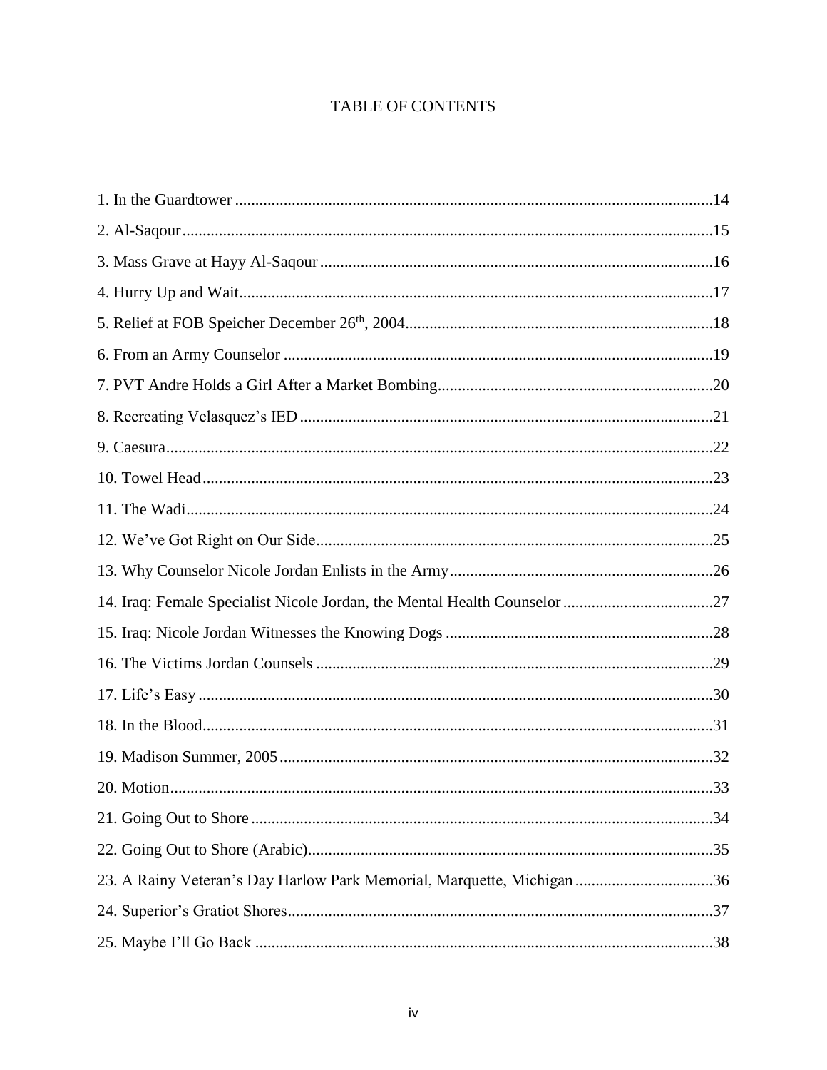# TABLE OF CONTENTS

1. In the Guardtower ..... 14
2. Al-Saqour ..... 15
3. Mass Grave at Hayy Al-Saqour ..... 16
4. Hurry Up and Wait ..... 17
5. Relief at FOB Speicher December 26th, 2004 ..... 18
6. From an Army Counselor ..... 19
7. PVT Andre Holds a Girl After a Market Bombing ..... 20
8. Recreating Velasquez's IED ..... 21
9. Caesura ..... 22
10. Towel Head ..... 23
11. The Wadi ..... 24
12. We've Got Right on Our Side ..... 25
13. Why Counselor Nicole Jordan Enlists in the Army ..... 26
14. Iraq: Female Specialist Nicole Jordan, the Mental Health Counselor ..... 27
15. Iraq: Nicole Jordan Witnesses the Knowing Dogs ..... 28
16. The Victims Jordan Counsels ..... 29
17. Life's Easy ..... 30
18. In the Blood ..... 31
19. Madison Summer, 2005 ..... 32
20. Motion ..... 33
21. Going Out to Shore ..... 34
22. Going Out to Shore (Arabic) ..... 35
23. A Rainy Veteran's Day Harlow Park Memorial, Marquette, Michigan ..... 36
24. Superior's Gratiot Shores ..... 37
25. Maybe I'll Go Back ..... 38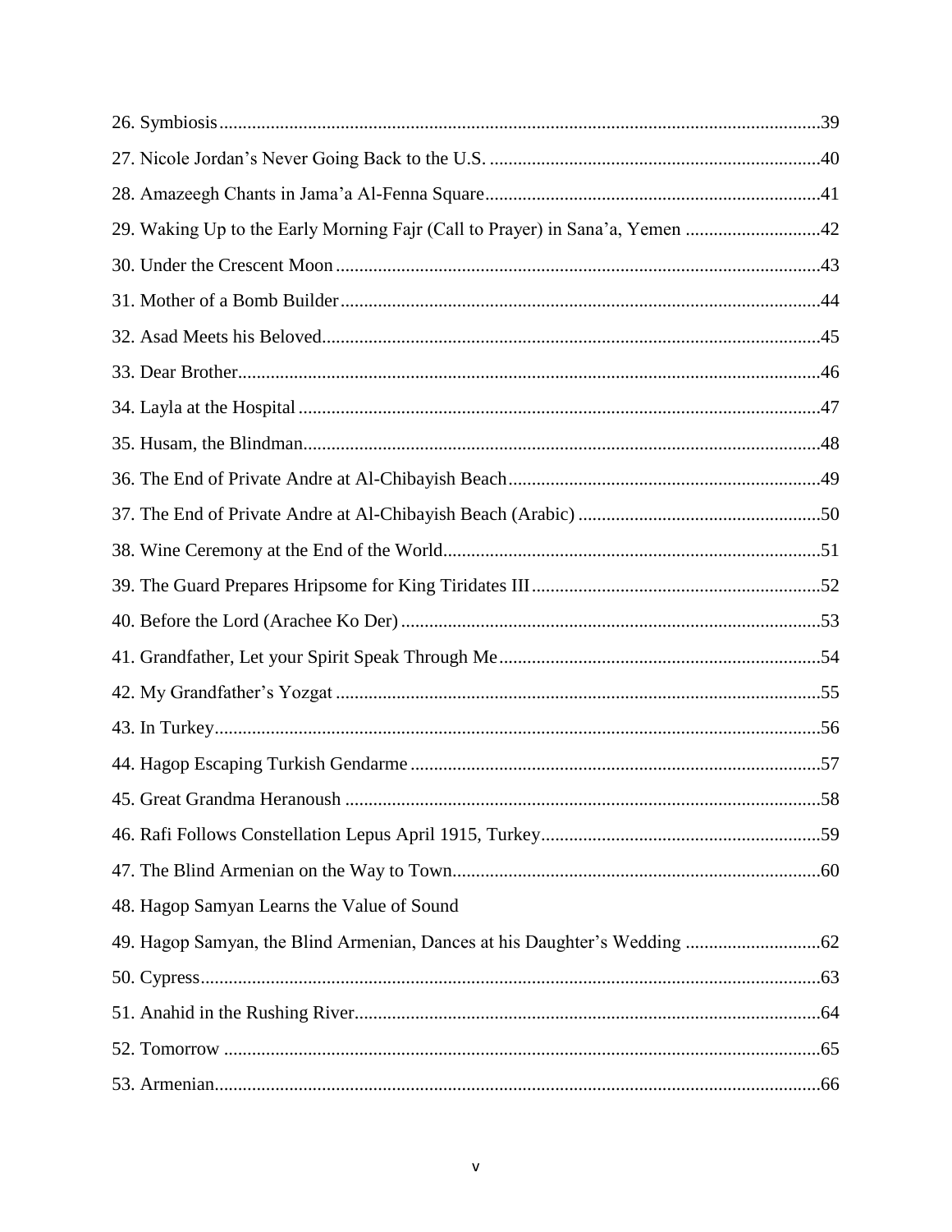26. Symbiosis ................................................................................................................................39

27. Nicole Jordan's Never Going Back to the U.S. ......................................................................40

28. Amazeegh Chants in Jama'a Al-Fenna Square .......................................................................41

29. Waking Up to the Early Morning Fajr (Call to Prayer) in Sana'a, Yemen ............................42

30. Under the Crescent Moon .......................................................................................................43

31. Mother of a Bomb Builder ......................................................................................................44

32. Asad Meets his Beloved ..........................................................................................................45

33. Dear Brother ............................................................................................................................46

34. Layla at the Hospital ...............................................................................................................47

35. Husam, the Blindman ..............................................................................................................48

36. The End of Private Andre at Al-Chibayish Beach ..................................................................49

37. The End of Private Andre at Al-Chibayish Beach (Arabic) ...................................................50

38. Wine Ceremony at the End of the World ................................................................................51

39. The Guard Prepares Hripsome for King Tiridates III .............................................................52

40. Before the Lord (Arachee Ko Der) .........................................................................................53

41. Grandfather, Let your Spirit Speak Through Me ....................................................................54

42. My Grandfather's Yozgat .......................................................................................................55

43. In Turkey .................................................................................................................................56

44. Hagop Escaping Turkish Gendarme .......................................................................................57

45. Great Grandma Heranoush .....................................................................................................58

46. Rafi Follows Constellation Lepus April 1915, Turkey ............................................................59

47. The Blind Armenian on the Way to Town ..............................................................................60

48. Hagop Samyan Learns the Value of Sound

49. Hagop Samyan, the Blind Armenian, Dances at his Daughter's Wedding .............................62

50. Cypress ....................................................................................................................................63

51. Anahid in the Rushing River ...................................................................................................64

52. Tomorrow ...............................................................................................................................65

53. Armenian .................................................................................................................................66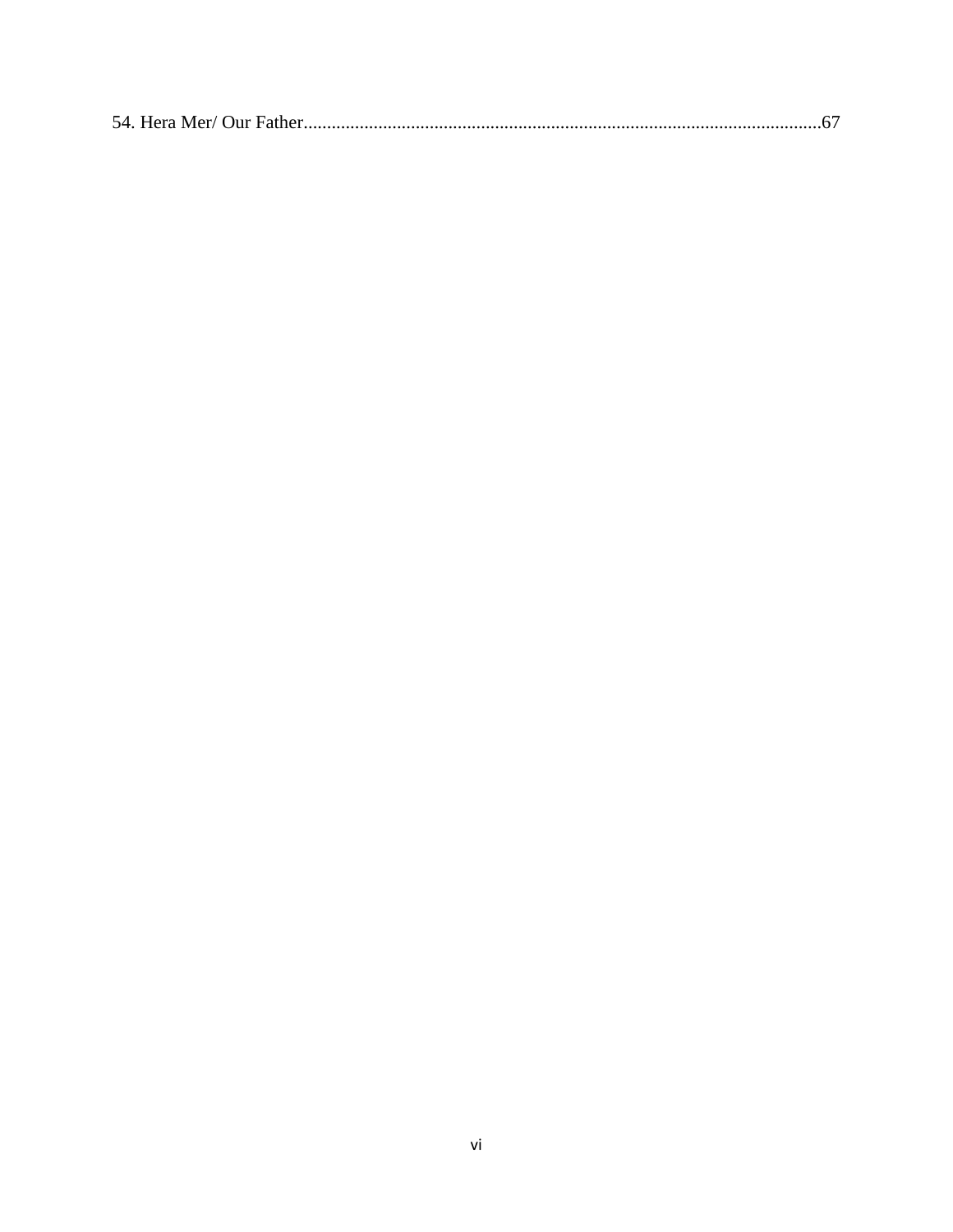54. Hera Mer/ Our Father..........................................................................................................67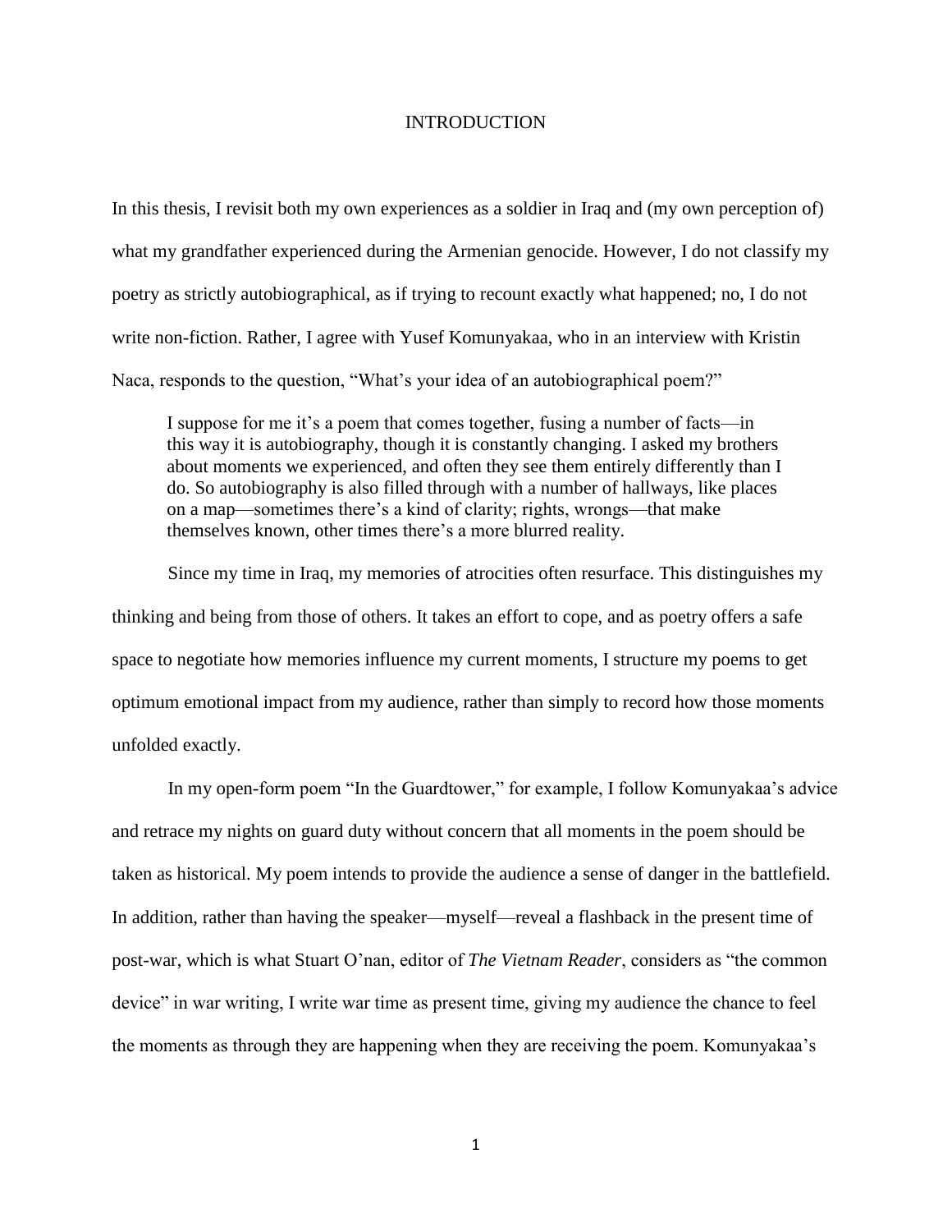# INTRODUCTION

In this thesis, I revisit both my own experiences as a soldier in Iraq and (my own perception of) what my grandfather experienced during the Armenian genocide. However, I do not classify my poetry as strictly autobiographical, as if trying to recount exactly what happened; no, I do not write non-fiction. Rather, I agree with Yusef Komunyakaa, who in an interview with Kristin Naca, responds to the question, "What's your idea of an autobiographical poem?"

> I suppose for me it's a poem that comes together, fusing a number of facts—in this way it is autobiography, though it is constantly changing. I asked my brothers about moments we experienced, and often they see them entirely differently than I do. So autobiography is also filled through with a number of hallways, like places on a map—sometimes there's a kind of clarity; rights, wrongs—that make themselves known, other times there's a more blurred reality.

Since my time in Iraq, my memories of atrocities often resurface. This distinguishes my thinking and being from those of others. It takes an effort to cope, and as poetry offers a safe space to negotiate how memories influence my current moments, I structure my poems to get optimum emotional impact from my audience, rather than simply to record how those moments unfolded exactly.

In my open-form poem "In the Guardtower," for example, I follow Komunyakaa's advice and retrace my nights on guard duty without concern that all moments in the poem should be taken as historical. My poem intends to provide the audience a sense of danger in the battlefield. In addition, rather than having the speaker—myself—reveal a flashback in the present time of post-war, which is what Stuart O'nan, editor of *The Vietnam Reader*, considers as "the common device" in war writing, I write war time as present time, giving my audience the chance to feel the moments as through they are happening when they are receiving the poem. Komunyakaa's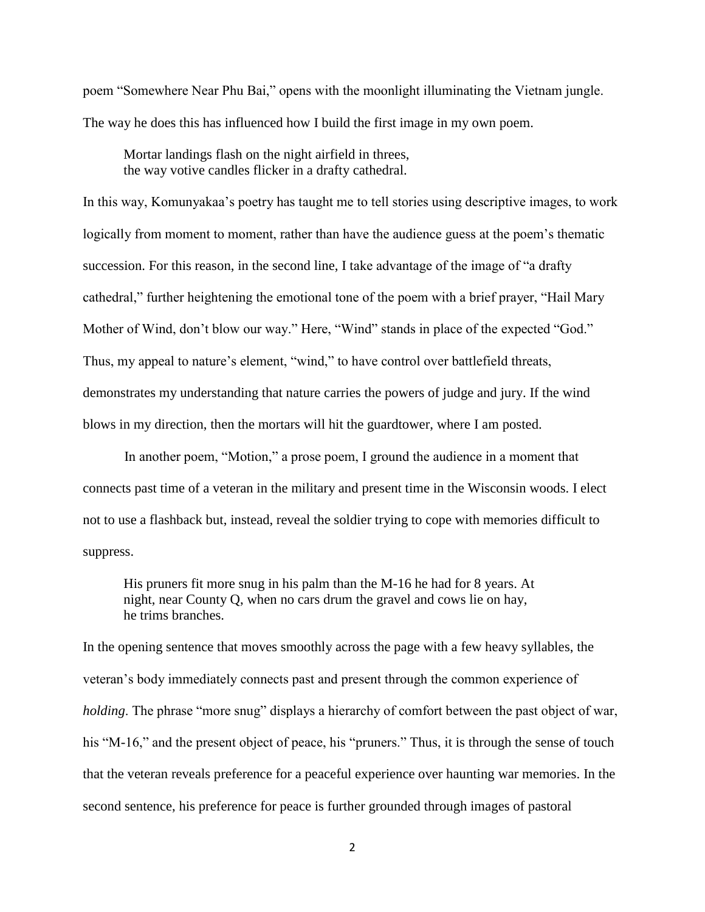poem "Somewhere Near Phu Bai," opens with the moonlight illuminating the Vietnam jungle. The way he does this has influenced how I build the first image in my own poem.

> Mortar landings flash on the night airfield in threes,
> the way votive candles flicker in a drafty cathedral.

In this way, Komunyakaa's poetry has taught me to tell stories using descriptive images, to work logically from moment to moment, rather than have the audience guess at the poem's thematic succession. For this reason, in the second line, I take advantage of the image of "a drafty cathedral," further heightening the emotional tone of the poem with a brief prayer, "Hail Mary Mother of Wind, don't blow our way." Here, "Wind" stands in place of the expected "God." Thus, my appeal to nature's element, "wind," to have control over battlefield threats, demonstrates my understanding that nature carries the powers of judge and jury. If the wind blows in my direction, then the mortars will hit the guardtower, where I am posted.

In another poem, "Motion," a prose poem, I ground the audience in a moment that connects past time of a veteran in the military and present time in the Wisconsin woods. I elect not to use a flashback but, instead, reveal the soldier trying to cope with memories difficult to suppress.

> His pruners fit more snug in his palm than the M-16 he had for 8 years. At night, near County Q, when no cars drum the gravel and cows lie on hay, he trims branches.

In the opening sentence that moves smoothly across the page with a few heavy syllables, the veteran's body immediately connects past and present through the common experience of *holding*. The phrase "more snug" displays a hierarchy of comfort between the past object of war, his "M-16," and the present object of peace, his "pruners." Thus, it is through the sense of touch that the veteran reveals preference for a peaceful experience over haunting war memories. In the second sentence, his preference for peace is further grounded through images of pastoral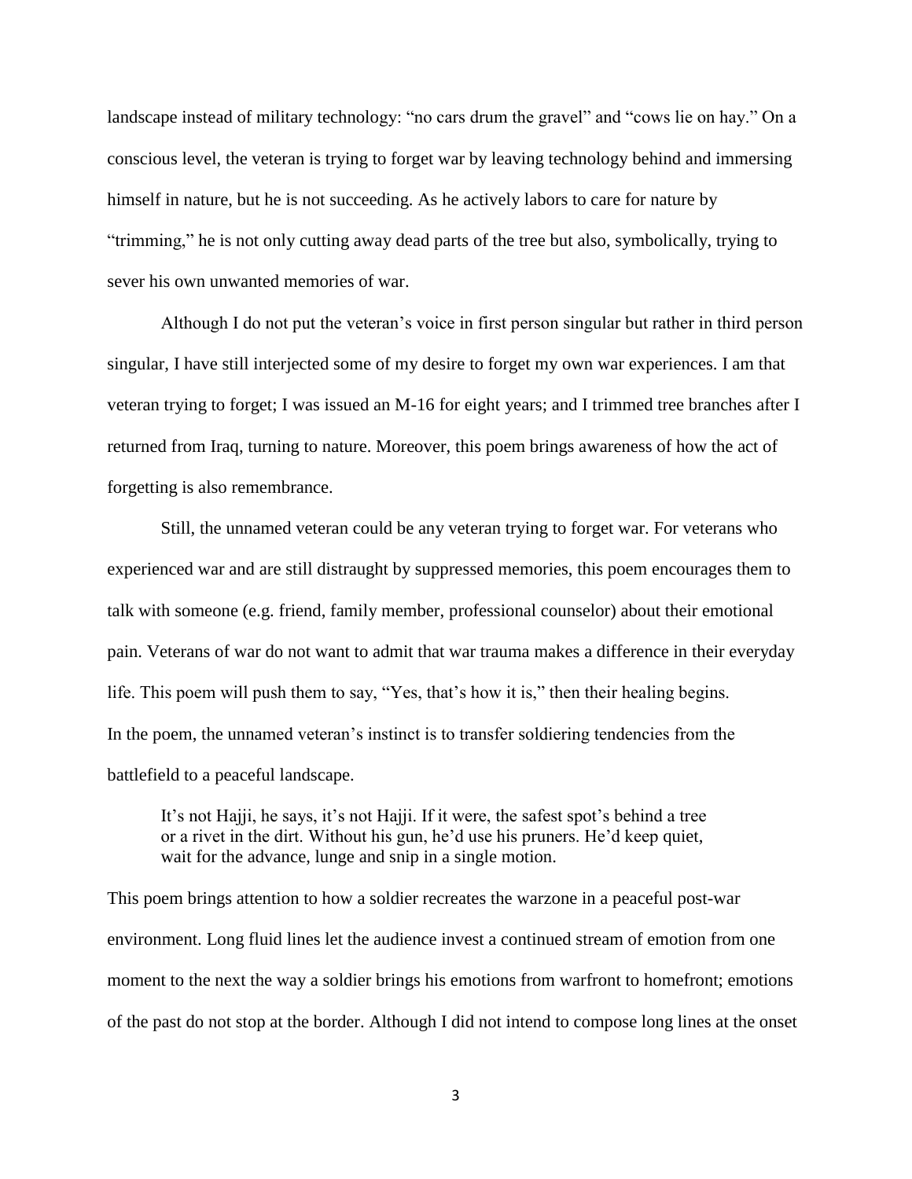landscape instead of military technology: "no cars drum the gravel" and "cows lie on hay." On a conscious level, the veteran is trying to forget war by leaving technology behind and immersing himself in nature, but he is not succeeding. As he actively labors to care for nature by "trimming," he is not only cutting away dead parts of the tree but also, symbolically, trying to sever his own unwanted memories of war.

Although I do not put the veteran's voice in first person singular but rather in third person singular, I have still interjected some of my desire to forget my own war experiences. I am that veteran trying to forget; I was issued an M-16 for eight years; and I trimmed tree branches after I returned from Iraq, turning to nature. Moreover, this poem brings awareness of how the act of forgetting is also remembrance.

Still, the unnamed veteran could be any veteran trying to forget war. For veterans who experienced war and are still distraught by suppressed memories, this poem encourages them to talk with someone (e.g. friend, family member, professional counselor) about their emotional pain. Veterans of war do not want to admit that war trauma makes a difference in their everyday life. This poem will push them to say, "Yes, that's how it is," then their healing begins.
In the poem, the unnamed veteran's instinct is to transfer soldiering tendencies from the battlefield to a peaceful landscape.

> It's not Hajji, he says, it's not Hajji. If it were, the safest spot's behind a tree
> or a rivet in the dirt. Without his gun, he'd use his pruners. He'd keep quiet,
> wait for the advance, lunge and snip in a single motion.

This poem brings attention to how a soldier recreates the warzone in a peaceful post-war environment. Long fluid lines let the audience invest a continued stream of emotion from one moment to the next the way a soldier brings his emotions from warfront to homefront; emotions of the past do not stop at the border. Although I did not intend to compose long lines at the onset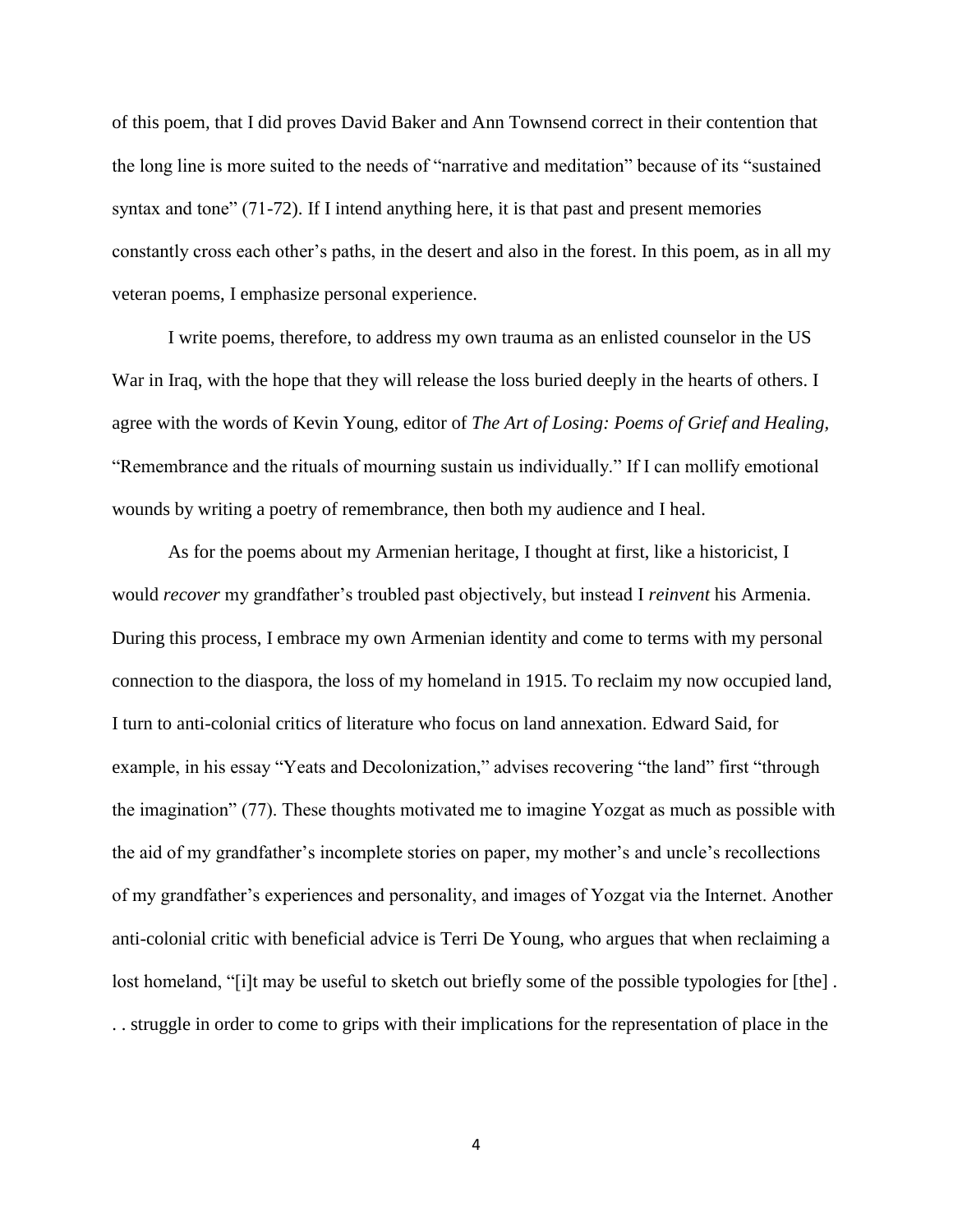of this poem, that I did proves David Baker and Ann Townsend correct in their contention that the long line is more suited to the needs of "narrative and meditation" because of its "sustained syntax and tone" (71-72). If I intend anything here, it is that past and present memories constantly cross each other's paths, in the desert and also in the forest. In this poem, as in all my veteran poems, I emphasize personal experience.

I write poems, therefore, to address my own trauma as an enlisted counselor in the US War in Iraq, with the hope that they will release the loss buried deeply in the hearts of others. I agree with the words of Kevin Young, editor of *The Art of Losing: Poems of Grief and Healing*, "Remembrance and the rituals of mourning sustain us individually." If I can mollify emotional wounds by writing a poetry of remembrance, then both my audience and I heal.

As for the poems about my Armenian heritage, I thought at first, like a historicist, I would *recover* my grandfather's troubled past objectively, but instead I *reinvent* his Armenia. During this process, I embrace my own Armenian identity and come to terms with my personal connection to the diaspora, the loss of my homeland in 1915. To reclaim my now occupied land, I turn to anti-colonial critics of literature who focus on land annexation. Edward Said, for example, in his essay "Yeats and Decolonization," advises recovering "the land" first "through the imagination" (77). These thoughts motivated me to imagine Yozgat as much as possible with the aid of my grandfather's incomplete stories on paper, my mother's and uncle's recollections of my grandfather's experiences and personality, and images of Yozgat via the Internet. Another anti-colonial critic with beneficial advice is Terri De Young, who argues that when reclaiming a lost homeland, "[i]t may be useful to sketch out briefly some of the possible typologies for [the] . . . struggle in order to come to grips with their implications for the representation of place in the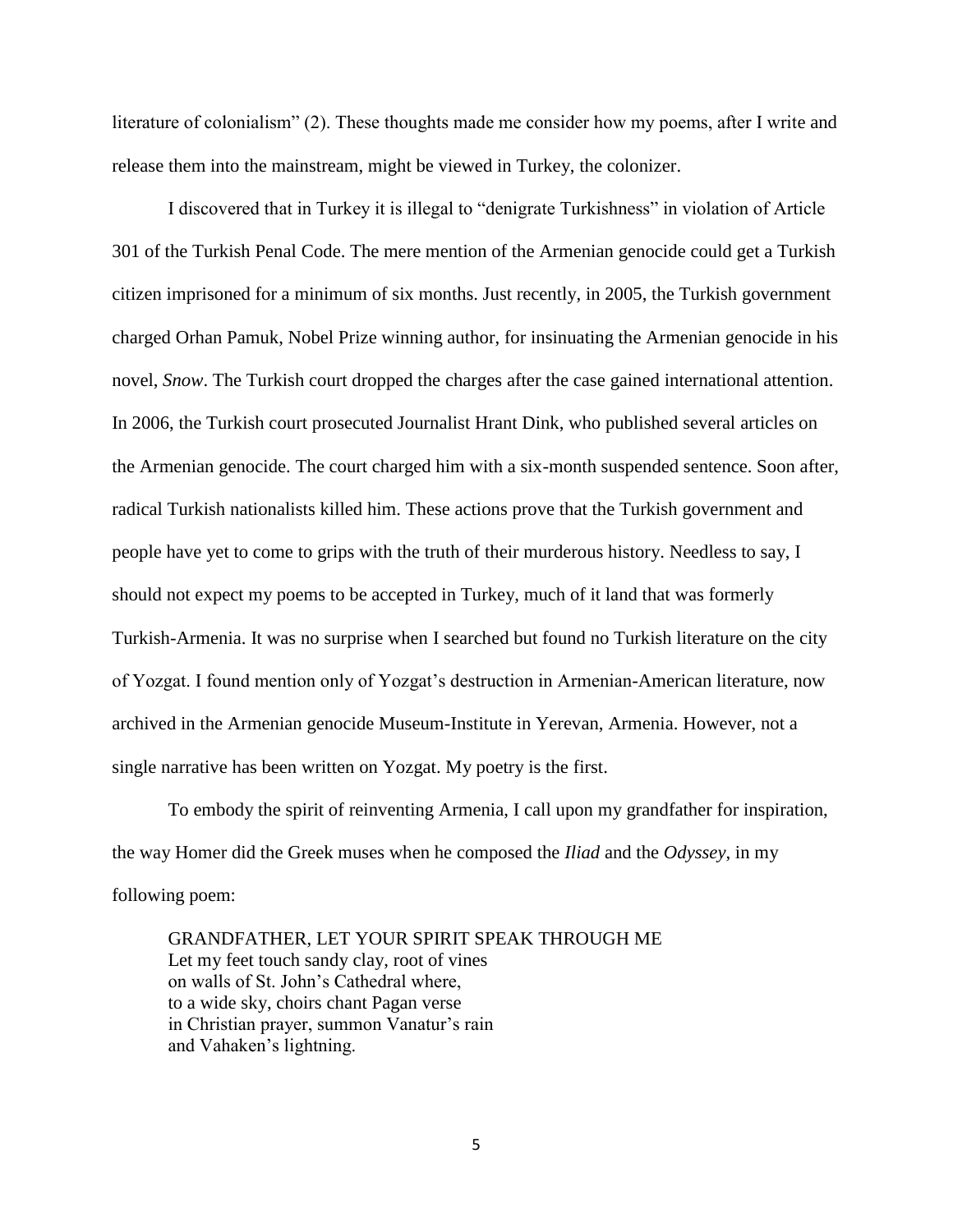literature of colonialism" (2). These thoughts made me consider how my poems, after I write and release them into the mainstream, might be viewed in Turkey, the colonizer.

I discovered that in Turkey it is illegal to "denigrate Turkishness" in violation of Article 301 of the Turkish Penal Code. The mere mention of the Armenian genocide could get a Turkish citizen imprisoned for a minimum of six months. Just recently, in 2005, the Turkish government charged Orhan Pamuk, Nobel Prize winning author, for insinuating the Armenian genocide in his novel, *Snow*. The Turkish court dropped the charges after the case gained international attention. In 2006, the Turkish court prosecuted Journalist Hrant Dink, who published several articles on the Armenian genocide. The court charged him with a six-month suspended sentence. Soon after, radical Turkish nationalists killed him. These actions prove that the Turkish government and people have yet to come to grips with the truth of their murderous history. Needless to say, I should not expect my poems to be accepted in Turkey, much of it land that was formerly Turkish-Armenia. It was no surprise when I searched but found no Turkish literature on the city of Yozgat. I found mention only of Yozgat's destruction in Armenian-American literature, now archived in the Armenian genocide Museum-Institute in Yerevan, Armenia. However, not a single narrative has been written on Yozgat. My poetry is the first.

To embody the spirit of reinventing Armenia, I call upon my grandfather for inspiration, the way Homer did the Greek muses when he composed the *Iliad* and the *Odyssey*, in my following poem:

> GRANDFATHER, LET YOUR SPIRIT SPEAK THROUGH ME
> Let my feet touch sandy clay, root of vines
> on walls of St. John's Cathedral where,
> to a wide sky, choirs chant Pagan verse
> in Christian prayer, summon Vanatur's rain
> and Vahaken's lightning.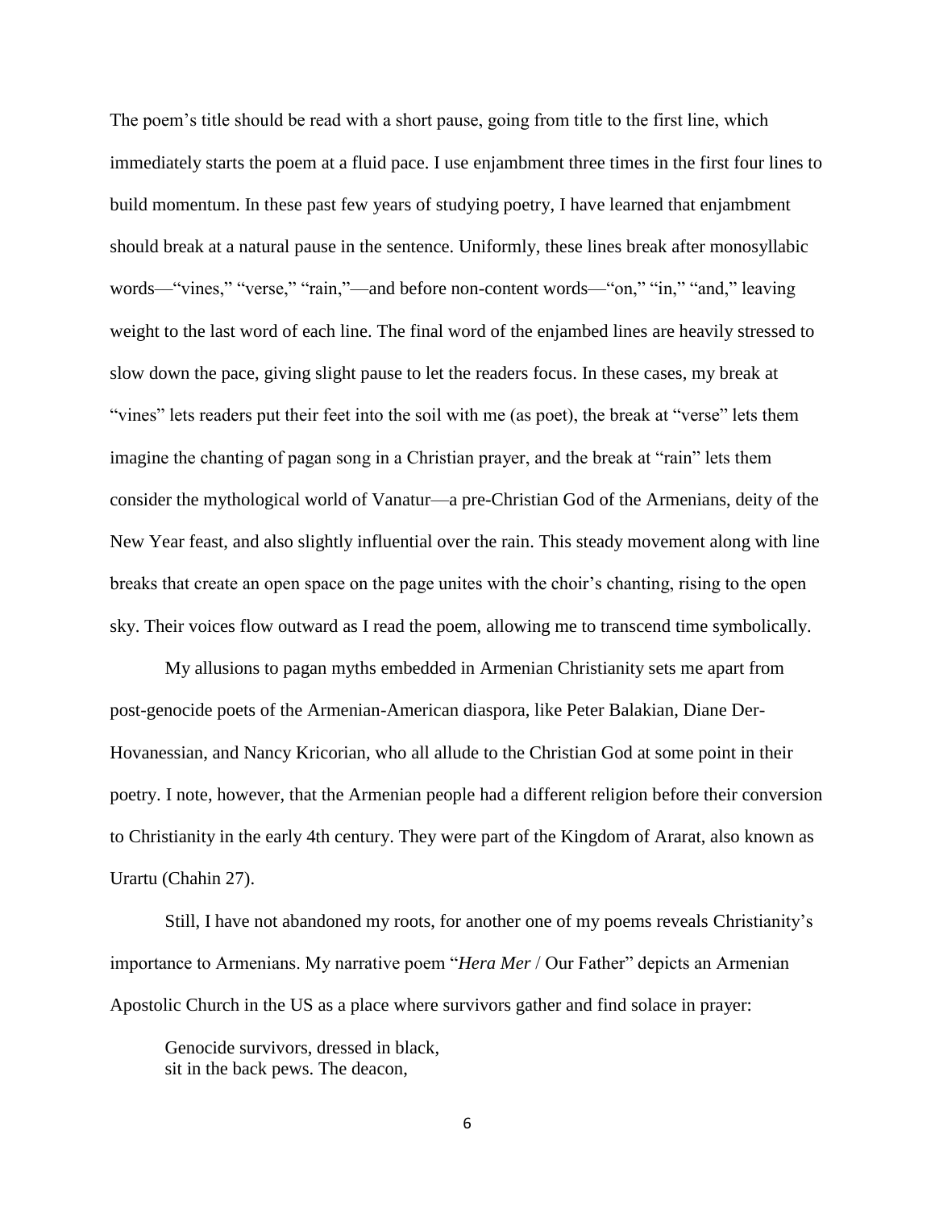The poem's title should be read with a short pause, going from title to the first line, which immediately starts the poem at a fluid pace. I use enjambment three times in the first four lines to build momentum. In these past few years of studying poetry, I have learned that enjambment should break at a natural pause in the sentence. Uniformly, these lines break after monosyllabic words—"vines," "verse," "rain,"—and before non-content words—"on," "in," "and," leaving weight to the last word of each line. The final word of the enjambed lines are heavily stressed to slow down the pace, giving slight pause to let the readers focus. In these cases, my break at "vines" lets readers put their feet into the soil with me (as poet), the break at "verse" lets them imagine the chanting of pagan song in a Christian prayer, and the break at "rain" lets them consider the mythological world of Vanatur—a pre-Christian God of the Armenians, deity of the New Year feast, and also slightly influential over the rain. This steady movement along with line breaks that create an open space on the page unites with the choir's chanting, rising to the open sky. Their voices flow outward as I read the poem, allowing me to transcend time symbolically.

My allusions to pagan myths embedded in Armenian Christianity sets me apart from post-genocide poets of the Armenian-American diaspora, like Peter Balakian, Diane Der-Hovanessian, and Nancy Kricorian, who all allude to the Christian God at some point in their poetry. I note, however, that the Armenian people had a different religion before their conversion to Christianity in the early 4th century. They were part of the Kingdom of Ararat, also known as Urartu (Chahin 27).

Still, I have not abandoned my roots, for another one of my poems reveals Christianity's importance to Armenians. My narrative poem "*Hera Mer* / Our Father" depicts an Armenian Apostolic Church in the US as a place where survivors gather and find solace in prayer:

> Genocide survivors, dressed in black,
> sit in the back pews. The deacon,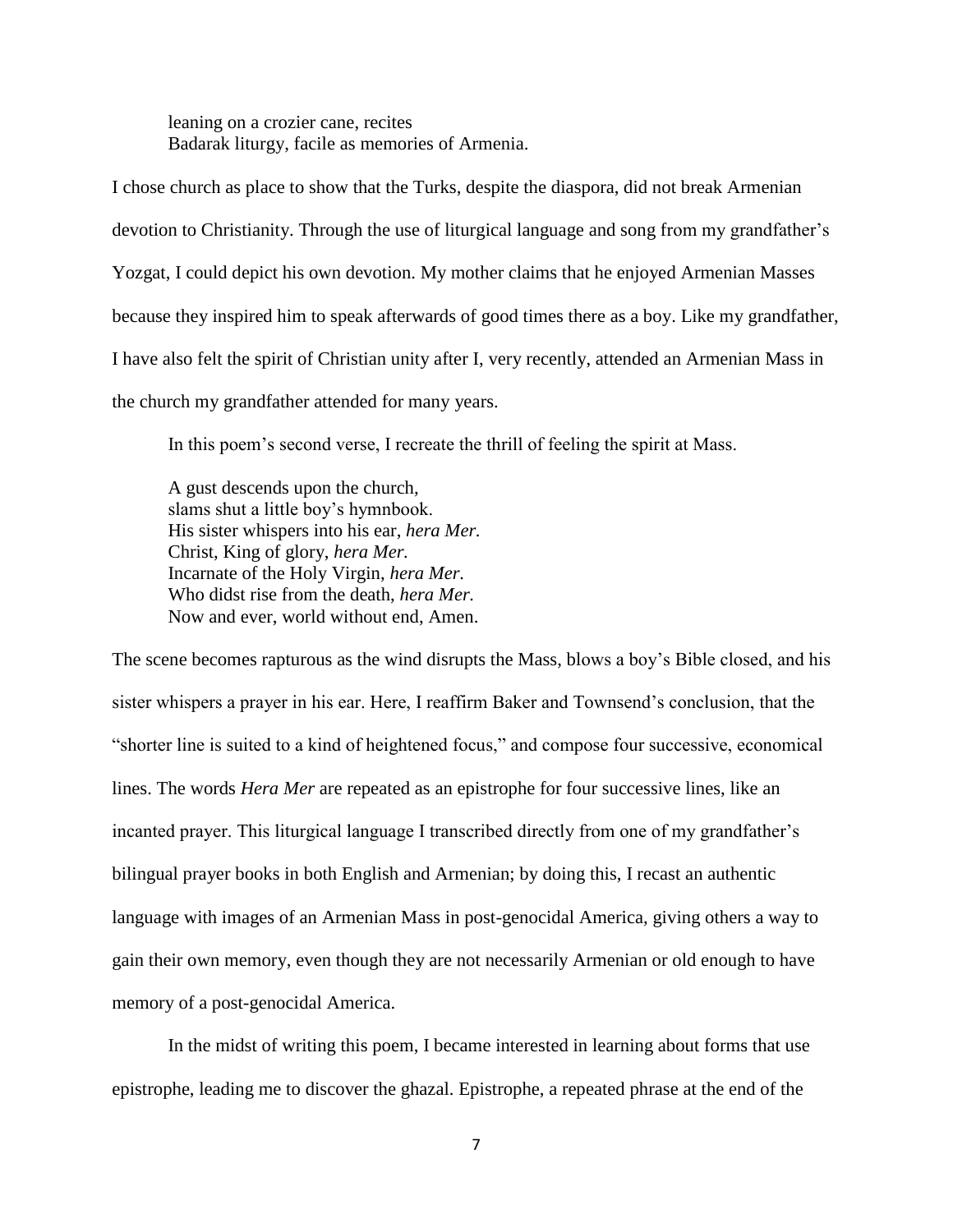> leaning on a crozier cane, recites
> Badarak liturgy, facile as memories of Armenia.

I chose church as place to show that the Turks, despite the diaspora, did not break Armenian devotion to Christianity. Through the use of liturgical language and song from my grandfather's Yozgat, I could depict his own devotion. My mother claims that he enjoyed Armenian Masses because they inspired him to speak afterwards of good times there as a boy. Like my grandfather, I have also felt the spirit of Christian unity after I, very recently, attended an Armenian Mass in the church my grandfather attended for many years.

In this poem's second verse, I recreate the thrill of feeling the spirit at Mass.

> A gust descends upon the church,
> slams shut a little boy's hymnbook.
> His sister whispers into his ear, *hera Mer.*
> Christ, King of glory, *hera Mer.*
> Incarnate of the Holy Virgin, *hera Mer.*
> Who didst rise from the death, *hera Mer.*
> Now and ever, world without end, Amen.

The scene becomes rapturous as the wind disrupts the Mass, blows a boy's Bible closed, and his sister whispers a prayer in his ear. Here, I reaffirm Baker and Townsend's conclusion, that the "shorter line is suited to a kind of heightened focus," and compose four successive, economical lines. The words *Hera Mer* are repeated as an epistrophe for four successive lines, like an incanted prayer. This liturgical language I transcribed directly from one of my grandfather's bilingual prayer books in both English and Armenian; by doing this, I recast an authentic language with images of an Armenian Mass in post-genocidal America, giving others a way to gain their own memory, even though they are not necessarily Armenian or old enough to have memory of a post-genocidal America.

In the midst of writing this poem, I became interested in learning about forms that use epistrophe, leading me to discover the ghazal. Epistrophe, a repeated phrase at the end of the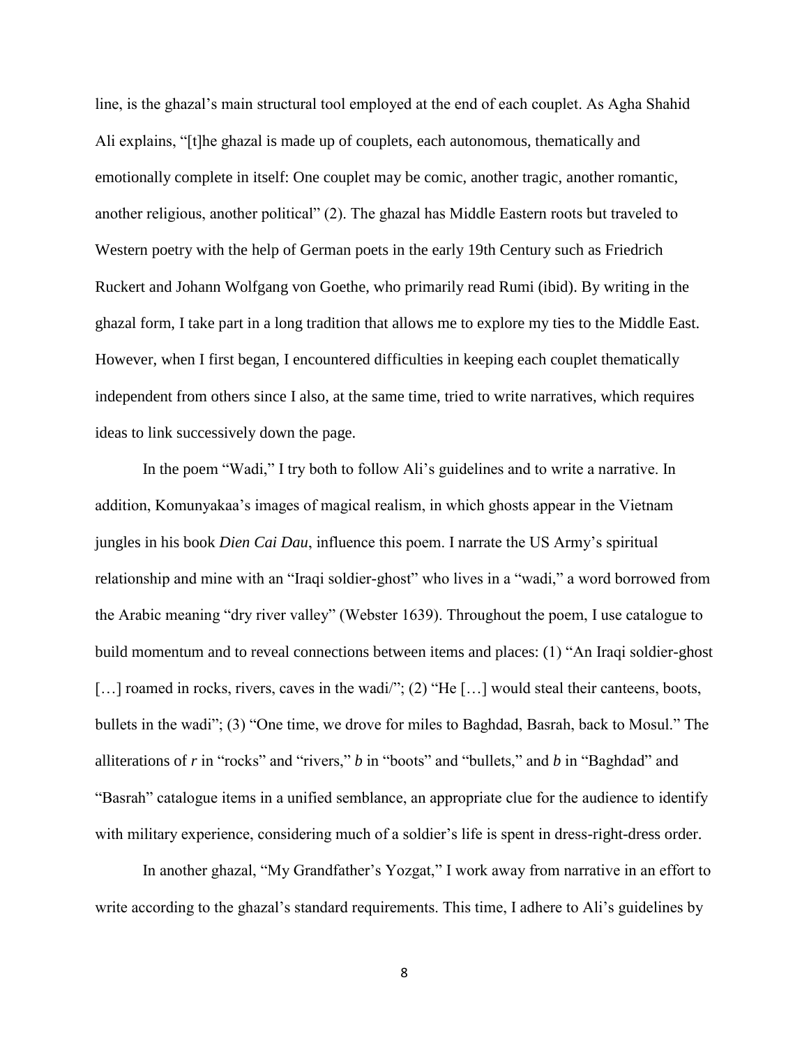line, is the ghazal's main structural tool employed at the end of each couplet. As Agha Shahid Ali explains, "[t]he ghazal is made up of couplets, each autonomous, thematically and emotionally complete in itself: One couplet may be comic, another tragic, another romantic, another religious, another political" (2). The ghazal has Middle Eastern roots but traveled to Western poetry with the help of German poets in the early 19th Century such as Friedrich Ruckert and Johann Wolfgang von Goethe, who primarily read Rumi (ibid). By writing in the ghazal form, I take part in a long tradition that allows me to explore my ties to the Middle East. However, when I first began, I encountered difficulties in keeping each couplet thematically independent from others since I also, at the same time, tried to write narratives, which requires ideas to link successively down the page.

In the poem "Wadi," I try both to follow Ali's guidelines and to write a narrative. In addition, Komunyakaa's images of magical realism, in which ghosts appear in the Vietnam jungles in his book *Dien Cai Dau*, influence this poem. I narrate the US Army's spiritual relationship and mine with an "Iraqi soldier-ghost" who lives in a "wadi," a word borrowed from the Arabic meaning "dry river valley" (Webster 1639). Throughout the poem, I use catalogue to build momentum and to reveal connections between items and places: (1) "An Iraqi soldier-ghost […] roamed in rocks, rivers, caves in the wadi/"; (2) "He […] would steal their canteens, boots, bullets in the wadi"; (3) "One time, we drove for miles to Baghdad, Basrah, back to Mosul." The alliterations of *r* in "rocks" and "rivers," *b* in "boots" and "bullets," and *b* in "Baghdad" and "Basrah" catalogue items in a unified semblance, an appropriate clue for the audience to identify with military experience, considering much of a soldier's life is spent in dress-right-dress order.

In another ghazal, "My Grandfather's Yozgat," I work away from narrative in an effort to write according to the ghazal's standard requirements. This time, I adhere to Ali's guidelines by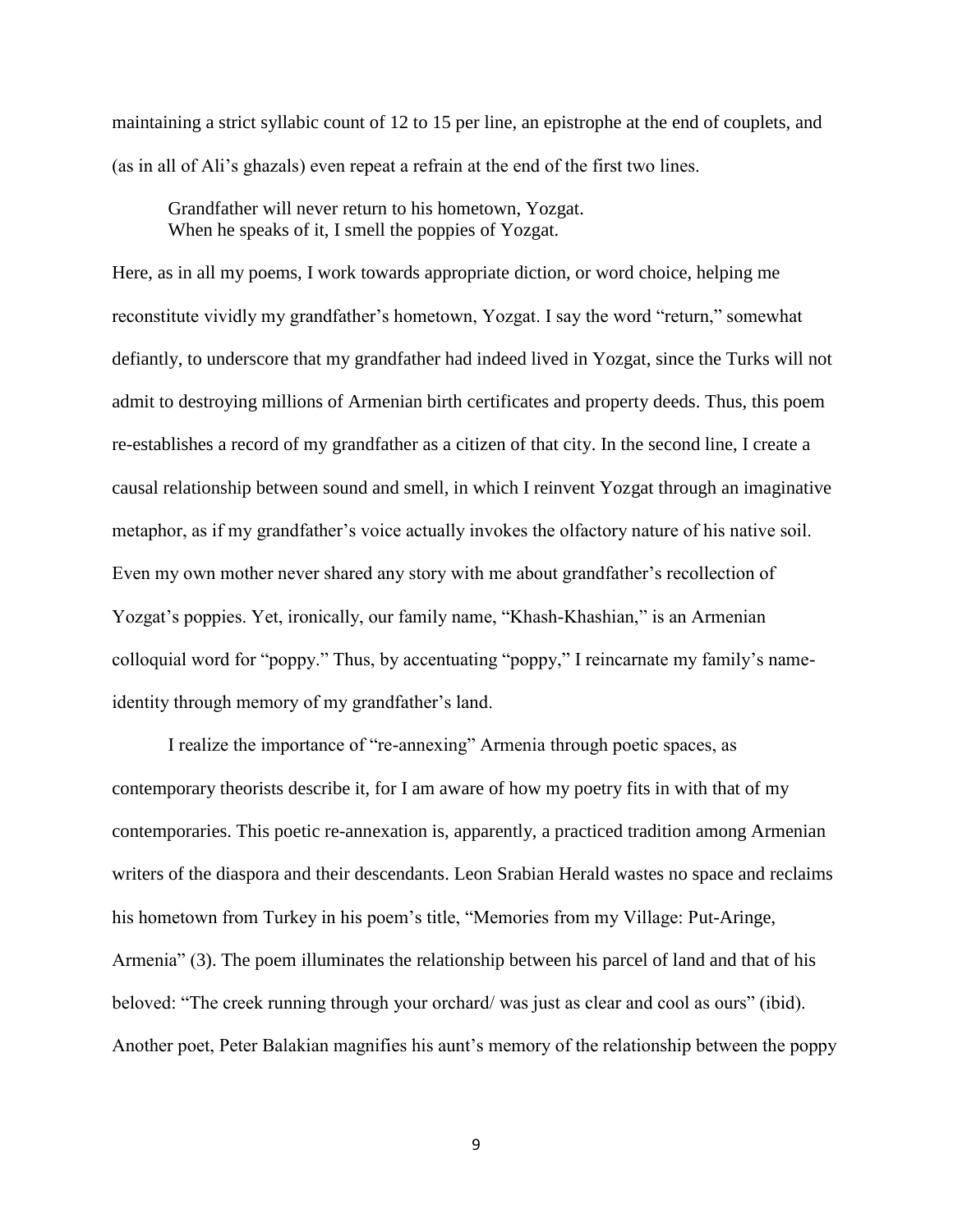maintaining a strict syllabic count of 12 to 15 per line, an epistrophe at the end of couplets, and (as in all of Ali's ghazals) even repeat a refrain at the end of the first two lines.

> Grandfather will never return to his hometown, Yozgat.  
> When he speaks of it, I smell the poppies of Yozgat.

Here, as in all my poems, I work towards appropriate diction, or word choice, helping me reconstitute vividly my grandfather's hometown, Yozgat. I say the word "return," somewhat defiantly, to underscore that my grandfather had indeed lived in Yozgat, since the Turks will not admit to destroying millions of Armenian birth certificates and property deeds. Thus, this poem re-establishes a record of my grandfather as a citizen of that city. In the second line, I create a causal relationship between sound and smell, in which I reinvent Yozgat through an imaginative metaphor, as if my grandfather's voice actually invokes the olfactory nature of his native soil. Even my own mother never shared any story with me about grandfather's recollection of Yozgat's poppies. Yet, ironically, our family name, "Khash-Khashian," is an Armenian colloquial word for "poppy." Thus, by accentuating "poppy," I reincarnate my family's name-identity through memory of my grandfather's land.

I realize the importance of "re-annexing" Armenia through poetic spaces, as contemporary theorists describe it, for I am aware of how my poetry fits in with that of my contemporaries. This poetic re-annexation is, apparently, a practiced tradition among Armenian writers of the diaspora and their descendants. Leon Srabian Herald wastes no space and reclaims his hometown from Turkey in his poem's title, "Memories from my Village: Put-Aringe, Armenia" (3). The poem illuminates the relationship between his parcel of land and that of his beloved: "The creek running through your orchard/ was just as clear and cool as ours" (ibid). Another poet, Peter Balakian magnifies his aunt's memory of the relationship between the poppy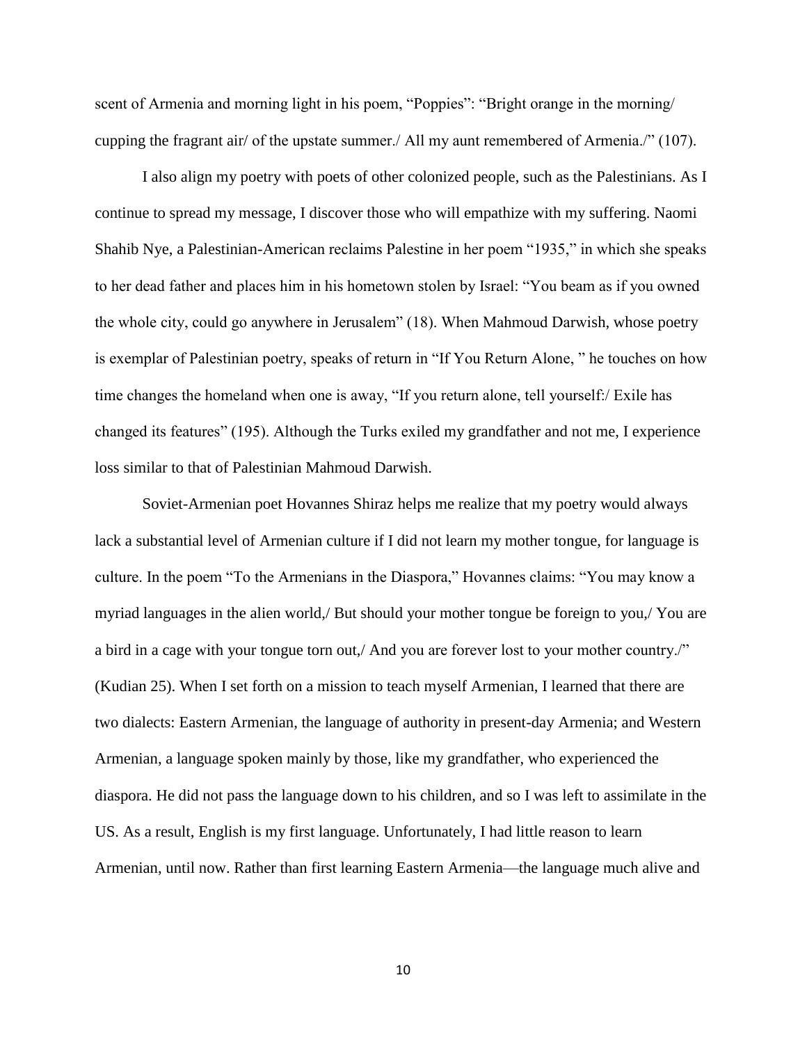scent of Armenia and morning light in his poem, "Poppies": "Bright orange in the morning/ cupping the fragrant air/ of the upstate summer./ All my aunt remembered of Armenia./" (107).

I also align my poetry with poets of other colonized people, such as the Palestinians. As I continue to spread my message, I discover those who will empathize with my suffering. Naomi Shahib Nye, a Palestinian-American reclaims Palestine in her poem "1935," in which she speaks to her dead father and places him in his hometown stolen by Israel: "You beam as if you owned the whole city, could go anywhere in Jerusalem" (18). When Mahmoud Darwish, whose poetry is exemplar of Palestinian poetry, speaks of return in "If You Return Alone, " he touches on how time changes the homeland when one is away, "If you return alone, tell yourself:/ Exile has changed its features" (195). Although the Turks exiled my grandfather and not me, I experience loss similar to that of Palestinian Mahmoud Darwish.

Soviet-Armenian poet Hovannes Shiraz helps me realize that my poetry would always lack a substantial level of Armenian culture if I did not learn my mother tongue, for language is culture. In the poem "To the Armenians in the Diaspora," Hovannes claims: "You may know a myriad languages in the alien world,/ But should your mother tongue be foreign to you,/ You are a bird in a cage with your tongue torn out,/ And you are forever lost to your mother country./" (Kudian 25). When I set forth on a mission to teach myself Armenian, I learned that there are two dialects: Eastern Armenian, the language of authority in present-day Armenia; and Western Armenian, a language spoken mainly by those, like my grandfather, who experienced the diaspora. He did not pass the language down to his children, and so I was left to assimilate in the US. As a result, English is my first language. Unfortunately, I had little reason to learn Armenian, until now. Rather than first learning Eastern Armenia—the language much alive and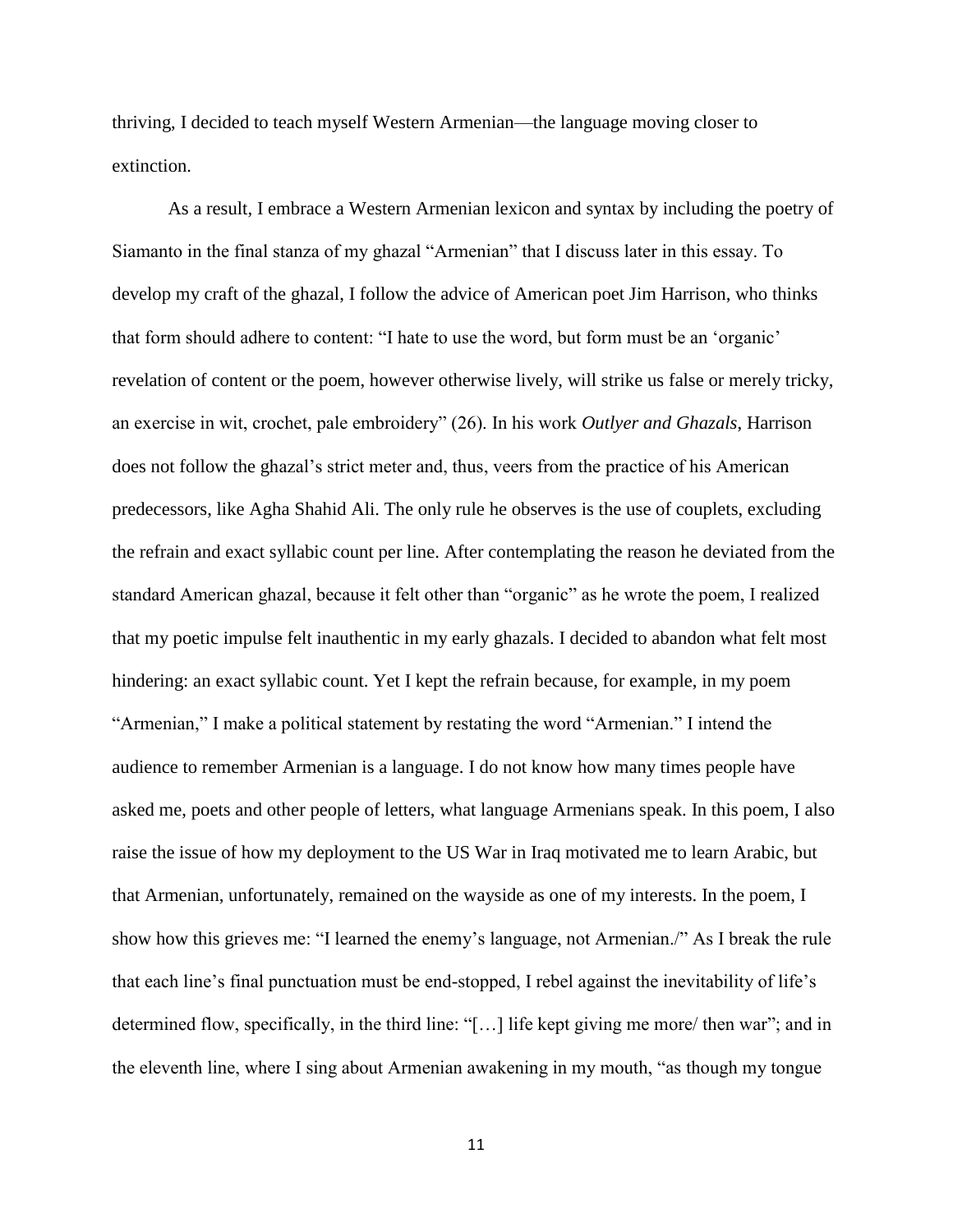thriving, I decided to teach myself Western Armenian—the language moving closer to extinction.

As a result, I embrace a Western Armenian lexicon and syntax by including the poetry of Siamanto in the final stanza of my ghazal "Armenian" that I discuss later in this essay. To develop my craft of the ghazal, I follow the advice of American poet Jim Harrison, who thinks that form should adhere to content: "I hate to use the word, but form must be an 'organic' revelation of content or the poem, however otherwise lively, will strike us false or merely tricky, an exercise in wit, crochet, pale embroidery" (26). In his work *Outlyer and Ghazals*, Harrison does not follow the ghazal's strict meter and, thus, veers from the practice of his American predecessors, like Agha Shahid Ali. The only rule he observes is the use of couplets, excluding the refrain and exact syllabic count per line. After contemplating the reason he deviated from the standard American ghazal, because it felt other than "organic" as he wrote the poem, I realized that my poetic impulse felt inauthentic in my early ghazals. I decided to abandon what felt most hindering: an exact syllabic count. Yet I kept the refrain because, for example, in my poem "Armenian," I make a political statement by restating the word "Armenian." I intend the audience to remember Armenian is a language. I do not know how many times people have asked me, poets and other people of letters, what language Armenians speak. In this poem, I also raise the issue of how my deployment to the US War in Iraq motivated me to learn Arabic, but that Armenian, unfortunately, remained on the wayside as one of my interests. In the poem, I show how this grieves me: "I learned the enemy's language, not Armenian./" As I break the rule that each line's final punctuation must be end-stopped, I rebel against the inevitability of life's determined flow, specifically, in the third line: "[…] life kept giving me more/ then war"; and in the eleventh line, where I sing about Armenian awakening in my mouth, "as though my tongue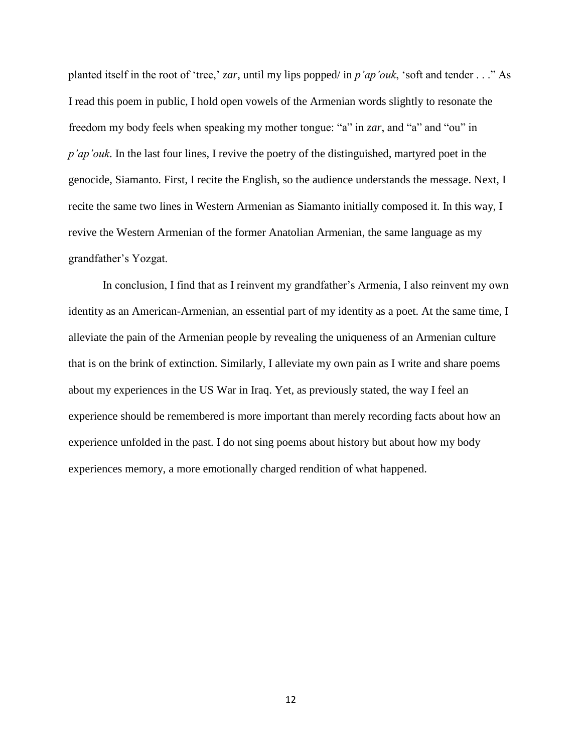planted itself in the root of 'tree,' *zar*, until my lips popped/ in *p'ap'ouk*, 'soft and tender . . ." As I read this poem in public, I hold open vowels of the Armenian words slightly to resonate the freedom my body feels when speaking my mother tongue: "a" in *zar*, and "a" and "ou" in *p'ap'ouk*. In the last four lines, I revive the poetry of the distinguished, martyred poet in the genocide, Siamanto. First, I recite the English, so the audience understands the message. Next, I recite the same two lines in Western Armenian as Siamanto initially composed it. In this way, I revive the Western Armenian of the former Anatolian Armenian, the same language as my grandfather's Yozgat.

In conclusion, I find that as I reinvent my grandfather's Armenia, I also reinvent my own identity as an American-Armenian, an essential part of my identity as a poet. At the same time, I alleviate the pain of the Armenian people by revealing the uniqueness of an Armenian culture that is on the brink of extinction. Similarly, I alleviate my own pain as I write and share poems about my experiences in the US War in Iraq. Yet, as previously stated, the way I feel an experience should be remembered is more important than merely recording facts about how an experience unfolded in the past. I do not sing poems about history but about how my body experiences memory, a more emotionally charged rendition of what happened.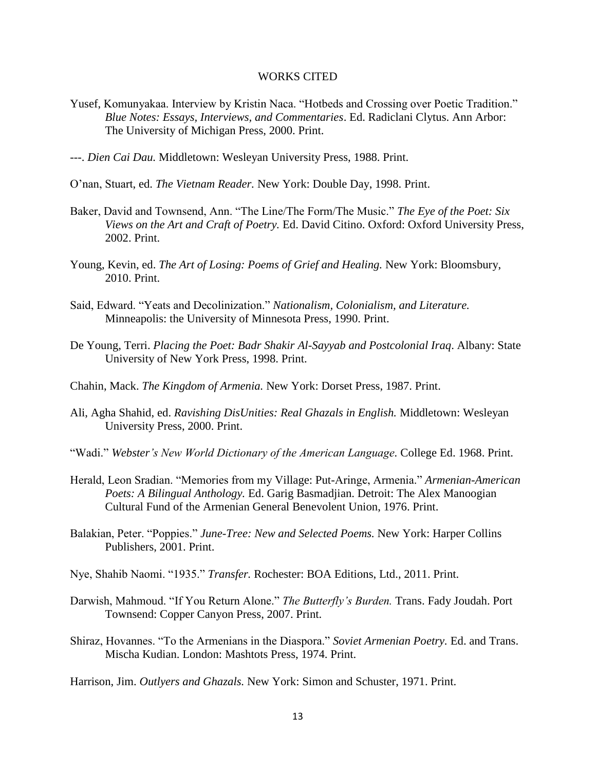# WORKS CITED

Yusef, Komunyakaa. Interview by Kristin Naca. "Hotbeds and Crossing over Poetic Tradition." *Blue Notes: Essays, Interviews, and Commentaries*. Ed. Radiclani Clytus. Ann Arbor: The University of Michigan Press, 2000. Print.

---. *Dien Cai Dau.* Middletown: Wesleyan University Press, 1988. Print.

O'nan, Stuart, ed. *The Vietnam Reader.* New York: Double Day, 1998. Print.

Baker, David and Townsend, Ann. "The Line/The Form/The Music." *The Eye of the Poet: Six Views on the Art and Craft of Poetry.* Ed. David Citino. Oxford: Oxford University Press, 2002. Print.

Young, Kevin, ed. *The Art of Losing: Poems of Grief and Healing.* New York: Bloomsbury, 2010. Print.

Said, Edward. "Yeats and Decolinization." *Nationalism, Colonialism, and Literature.* Minneapolis: the University of Minnesota Press, 1990. Print.

De Young, Terri. *Placing the Poet: Badr Shakir Al-Sayyab and Postcolonial Iraq*. Albany: State University of New York Press, 1998. Print.

Chahin, Mack. *The Kingdom of Armenia.* New York: Dorset Press, 1987. Print.

Ali, Agha Shahid, ed. *Ravishing DisUnities: Real Ghazals in English.* Middletown: Wesleyan University Press, 2000. Print.

"Wadi." *Webster's New World Dictionary of the American Language*. College Ed. 1968. Print.

Herald, Leon Sradian. "Memories from my Village: Put-Aringe, Armenia." *Armenian-American Poets: A Bilingual Anthology.* Ed. Garig Basmadjian. Detroit: The Alex Manoogian Cultural Fund of the Armenian General Benevolent Union, 1976. Print.

Balakian, Peter. "Poppies." *June-Tree: New and Selected Poems.* New York: Harper Collins Publishers, 2001. Print.

Nye, Shahib Naomi. "1935." *Transfer.* Rochester: BOA Editions, Ltd., 2011. Print.

Darwish, Mahmoud. "If You Return Alone." *The Butterfly's Burden.* Trans. Fady Joudah. Port Townsend: Copper Canyon Press, 2007. Print.

Shiraz, Hovannes. "To the Armenians in the Diaspora." *Soviet Armenian Poetry.* Ed. and Trans. Mischa Kudian. London: Mashtots Press, 1974. Print.

Harrison, Jim. *Outlyers and Ghazals.* New York: Simon and Schuster, 1971. Print.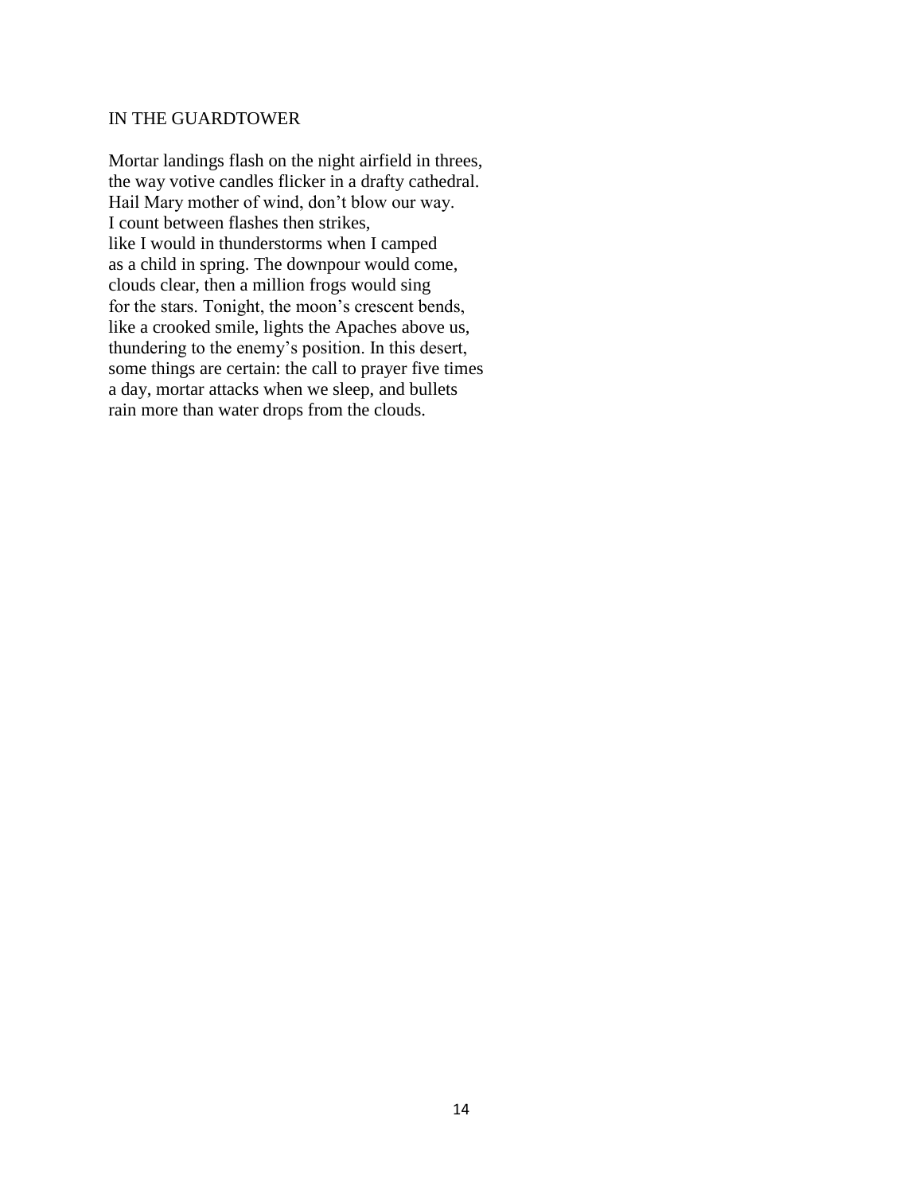## IN THE GUARDTOWER

Mortar landings flash on the night airfield in threes,  
the way votive candles flicker in a drafty cathedral.  
Hail Mary mother of wind, don't blow our way.  
I count between flashes then strikes,  
like I would in thunderstorms when I camped  
as a child in spring. The downpour would come,  
clouds clear, then a million frogs would sing  
for the stars. Tonight, the moon's crescent bends,  
like a crooked smile, lights the Apaches above us,  
thundering to the enemy's position. In this desert,  
some things are certain: the call to prayer five times  
a day, mortar attacks when we sleep, and bullets  
rain more than water drops from the clouds.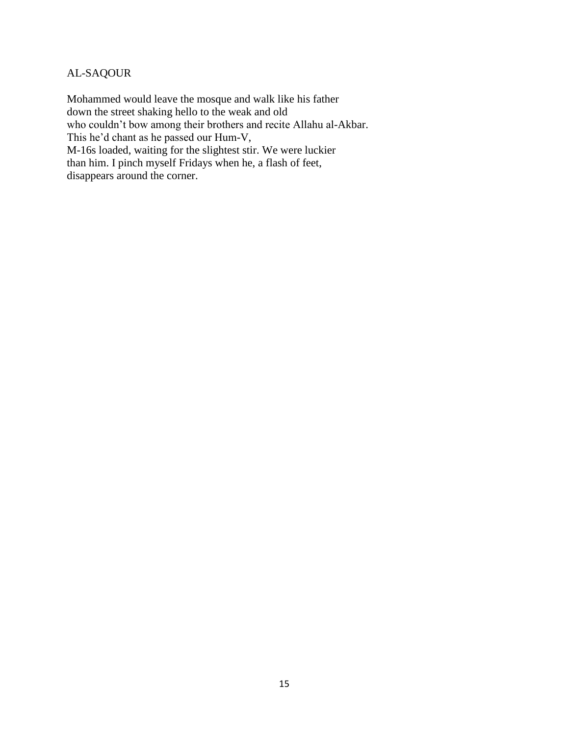## AL-SAQOUR

Mohammed would leave the mosque and walk like his father  
down the street shaking hello to the weak and old  
who couldn't bow among their brothers and recite Allahu al-Akbar.  
This he'd chant as he passed our Hum-V,  
M-16s loaded, waiting for the slightest stir. We were luckier  
than him. I pinch myself Fridays when he, a flash of feet,  
disappears around the corner.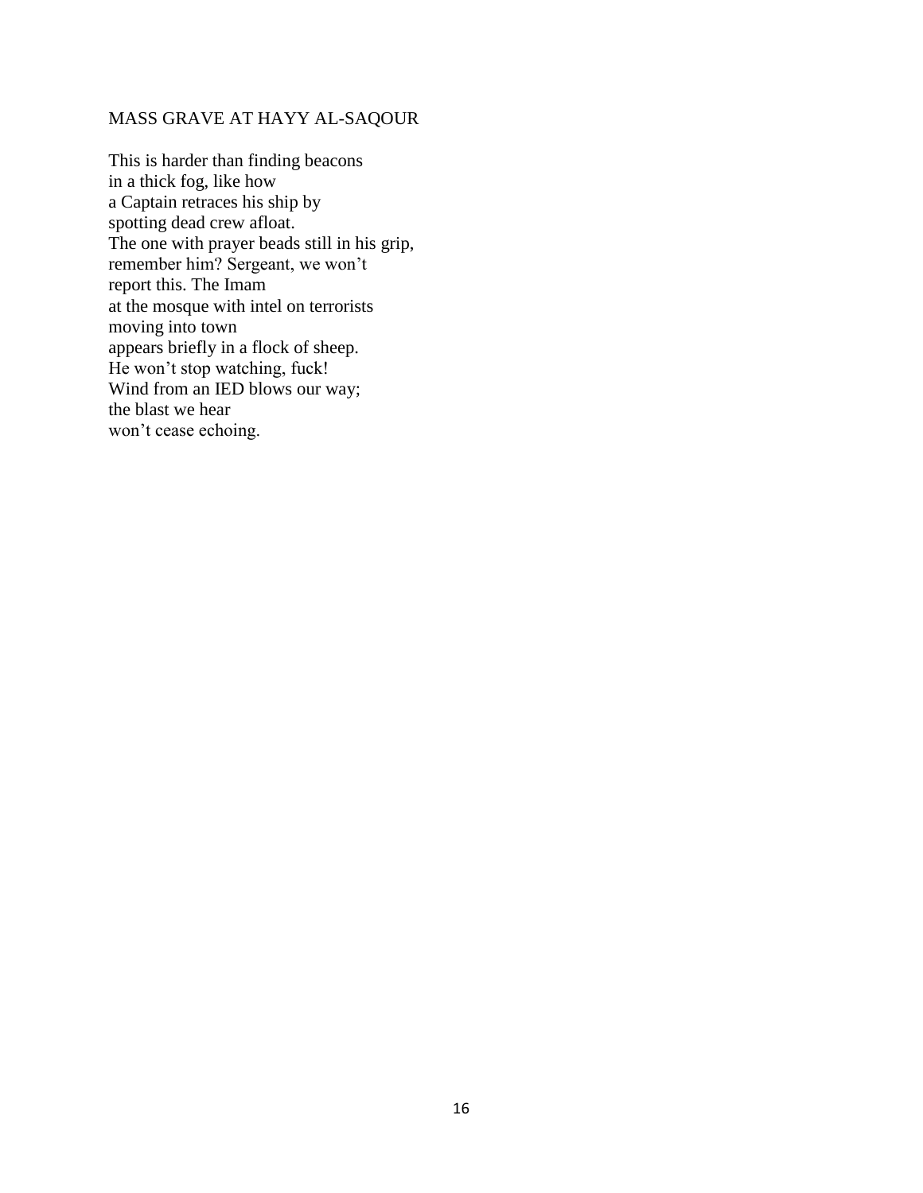## MASS GRAVE AT HAYY AL-SAQOUR

This is harder than finding beacons  
in a thick fog, like how  
a Captain retraces his ship by  
spotting dead crew afloat.  
The one with prayer beads still in his grip,  
remember him? Sergeant, we won't  
report this. The Imam  
at the mosque with intel on terrorists  
moving into town  
appears briefly in a flock of sheep.  
He won't stop watching, fuck!  
Wind from an IED blows our way;  
the blast we hear  
won't cease echoing.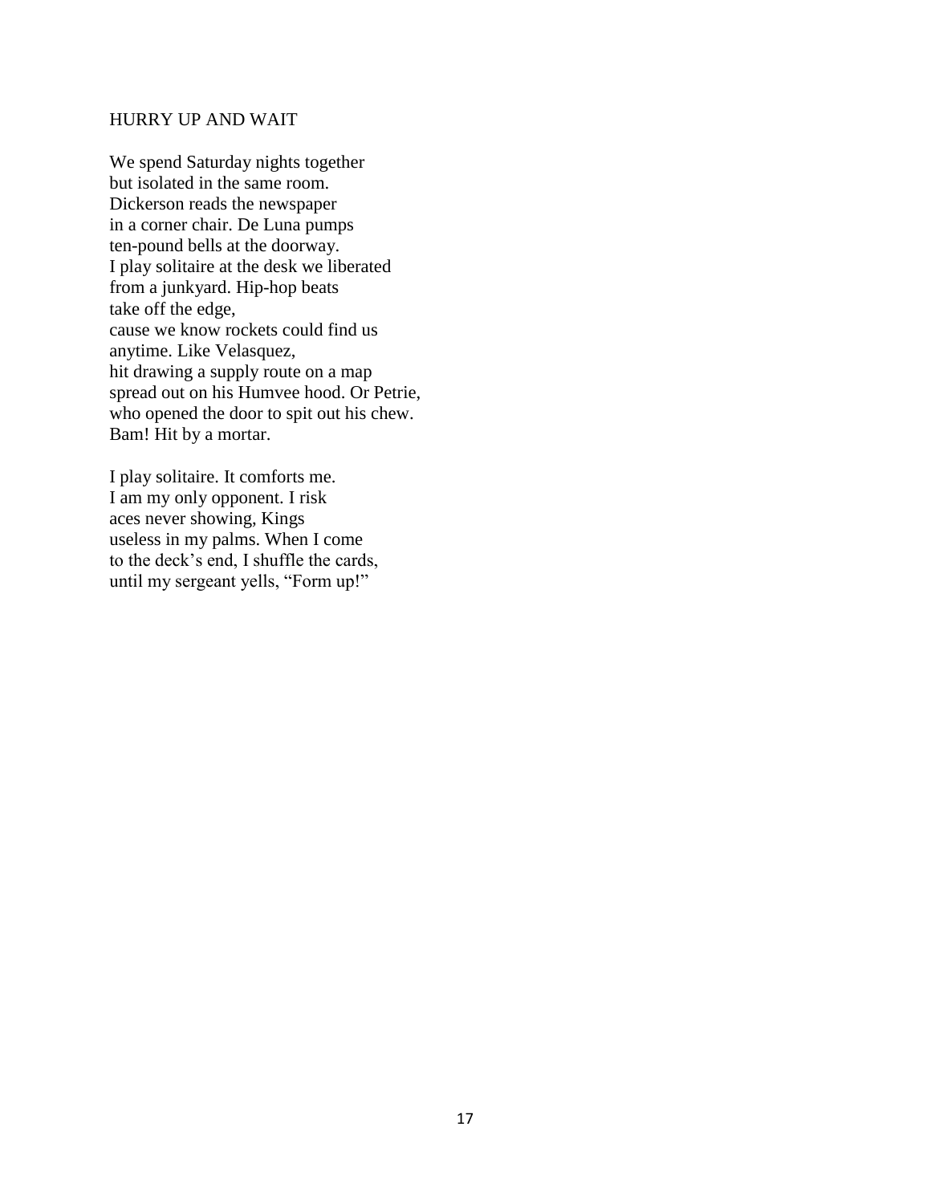## HURRY UP AND WAIT

We spend Saturday nights together  
but isolated in the same room.  
Dickerson reads the newspaper  
in a corner chair. De Luna pumps  
ten-pound bells at the doorway.  
I play solitaire at the desk we liberated  
from a junkyard. Hip-hop beats  
take off the edge,  
cause we know rockets could find us  
anytime. Like Velasquez,  
hit drawing a supply route on a map  
spread out on his Humvee hood. Or Petrie,  
who opened the door to spit out his chew.  
Bam! Hit by a mortar.

I play solitaire. It comforts me.  
I am my only opponent. I risk  
aces never showing, Kings  
useless in my palms. When I come  
to the deck's end, I shuffle the cards,  
until my sergeant yells, "Form up!"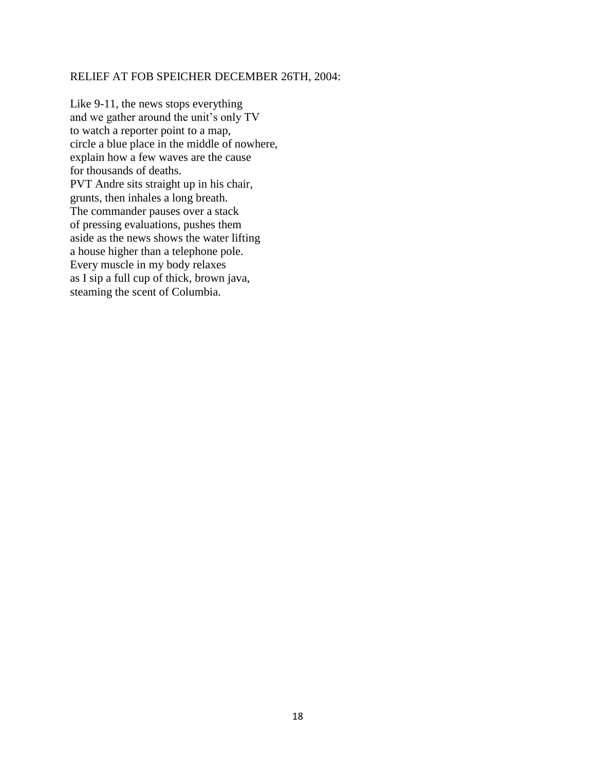## RELIEF AT FOB SPEICHER DECEMBER 26TH, 2004:

Like 9-11, the news stops everything  
and we gather around the unit's only TV  
to watch a reporter point to a map,  
circle a blue place in the middle of nowhere,  
explain how a few waves are the cause  
for thousands of deaths.  
PVT Andre sits straight up in his chair,  
grunts, then inhales a long breath.  
The commander pauses over a stack  
of pressing evaluations, pushes them  
aside as the news shows the water lifting  
a house higher than a telephone pole.  
Every muscle in my body relaxes  
as I sip a full cup of thick, brown java,  
steaming the scent of Columbia.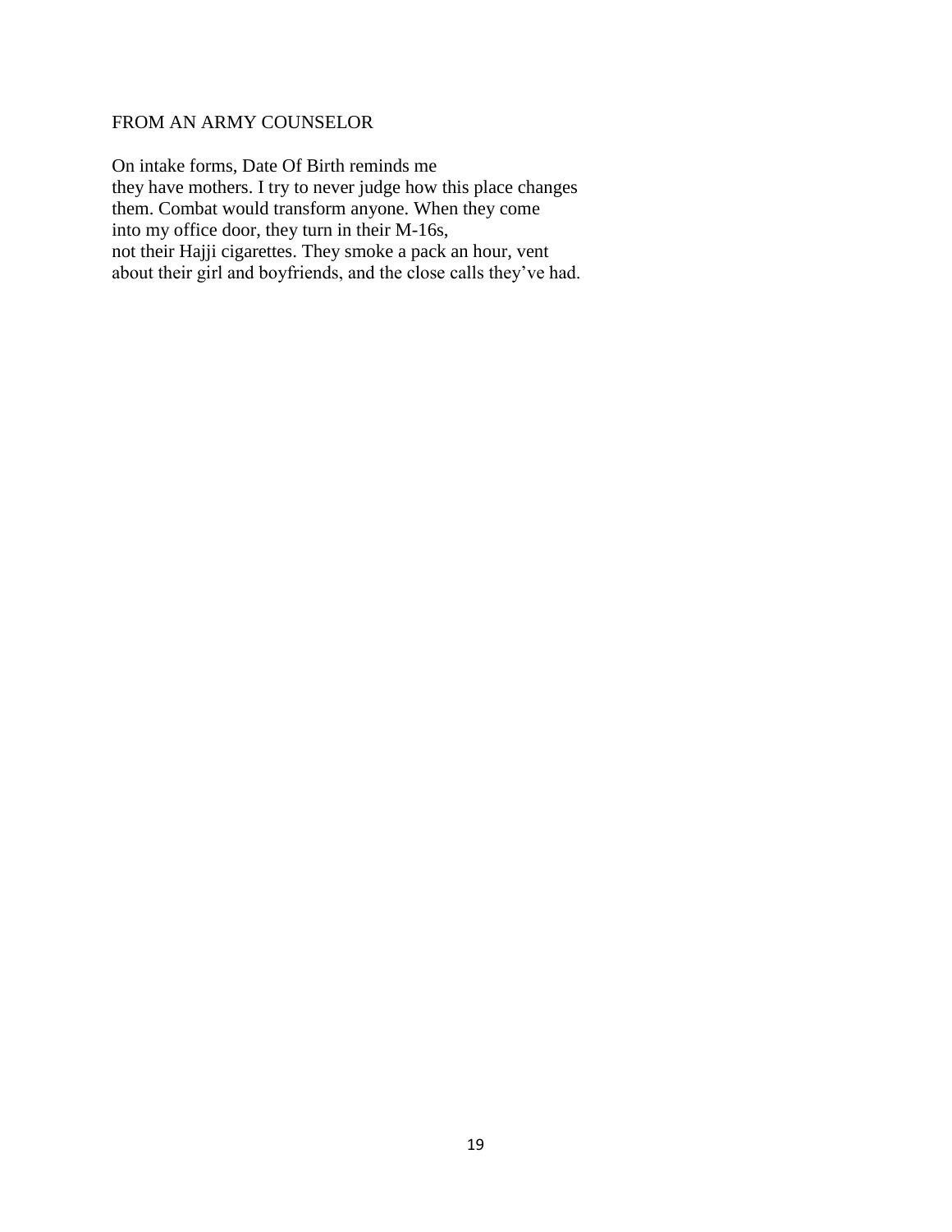## FROM AN ARMY COUNSELOR

On intake forms, Date Of Birth reminds me  
they have mothers. I try to never judge how this place changes  
them. Combat would transform anyone. When they come  
into my office door, they turn in their M-16s,  
not their Hajji cigarettes. They smoke a pack an hour, vent  
about their girl and boyfriends, and the close calls they've had.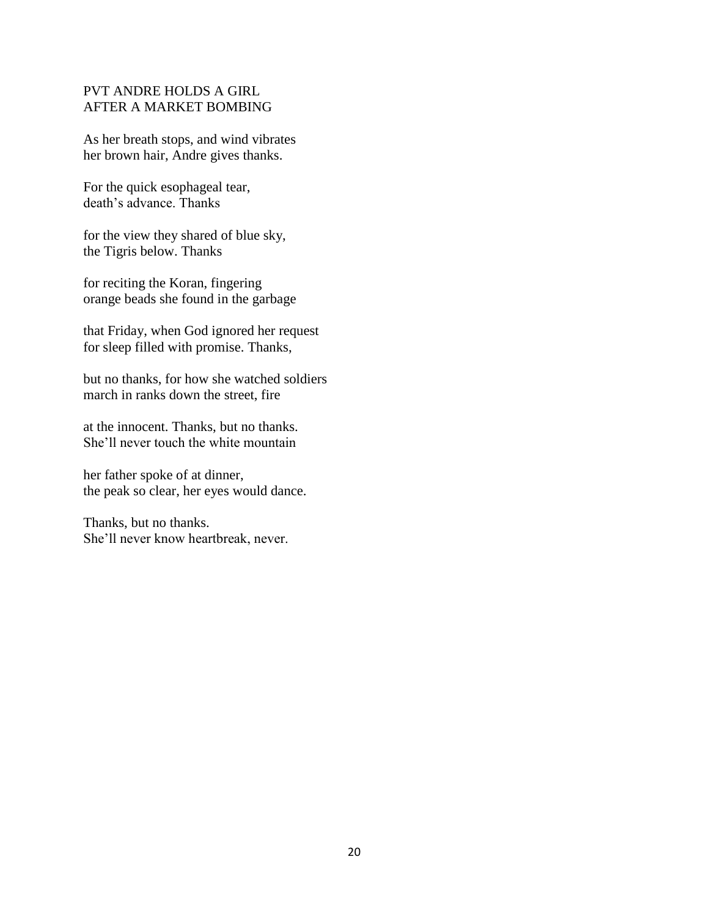## PVT ANDRE HOLDS A GIRL
## AFTER A MARKET BOMBING

As her breath stops, and wind vibrates
her brown hair, Andre gives thanks.

For the quick esophageal tear,
death's advance. Thanks

for the view they shared of blue sky,
the Tigris below. Thanks

for reciting the Koran, fingering
orange beads she found in the garbage

that Friday, when God ignored her request
for sleep filled with promise. Thanks,

but no thanks, for how she watched soldiers
march in ranks down the street, fire

at the innocent. Thanks, but no thanks.
She'll never touch the white mountain

her father spoke of at dinner,
the peak so clear, her eyes would dance.

Thanks, but no thanks.
She'll never know heartbreak, never.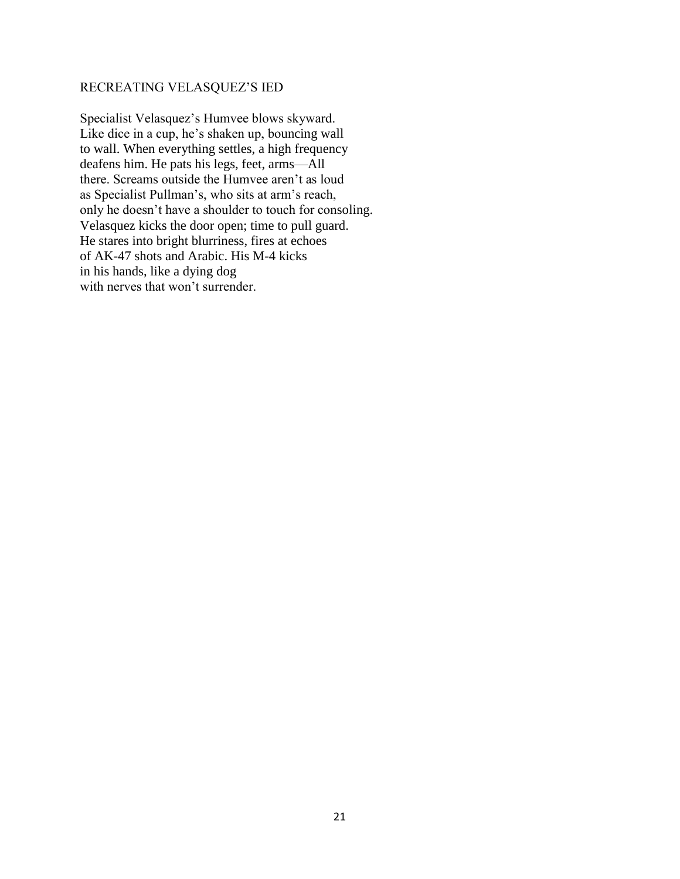## RECREATING VELASQUEZ'S IED

Specialist Velasquez's Humvee blows skyward.  
Like dice in a cup, he's shaken up, bouncing wall  
to wall. When everything settles, a high frequency  
deafens him. He pats his legs, feet, arms—All  
there. Screams outside the Humvee aren't as loud  
as Specialist Pullman's, who sits at arm's reach,  
only he doesn't have a shoulder to touch for consoling.  
Velasquez kicks the door open; time to pull guard.  
He stares into bright blurriness, fires at echoes  
of AK-47 shots and Arabic. His M-4 kicks  
in his hands, like a dying dog  
with nerves that won't surrender.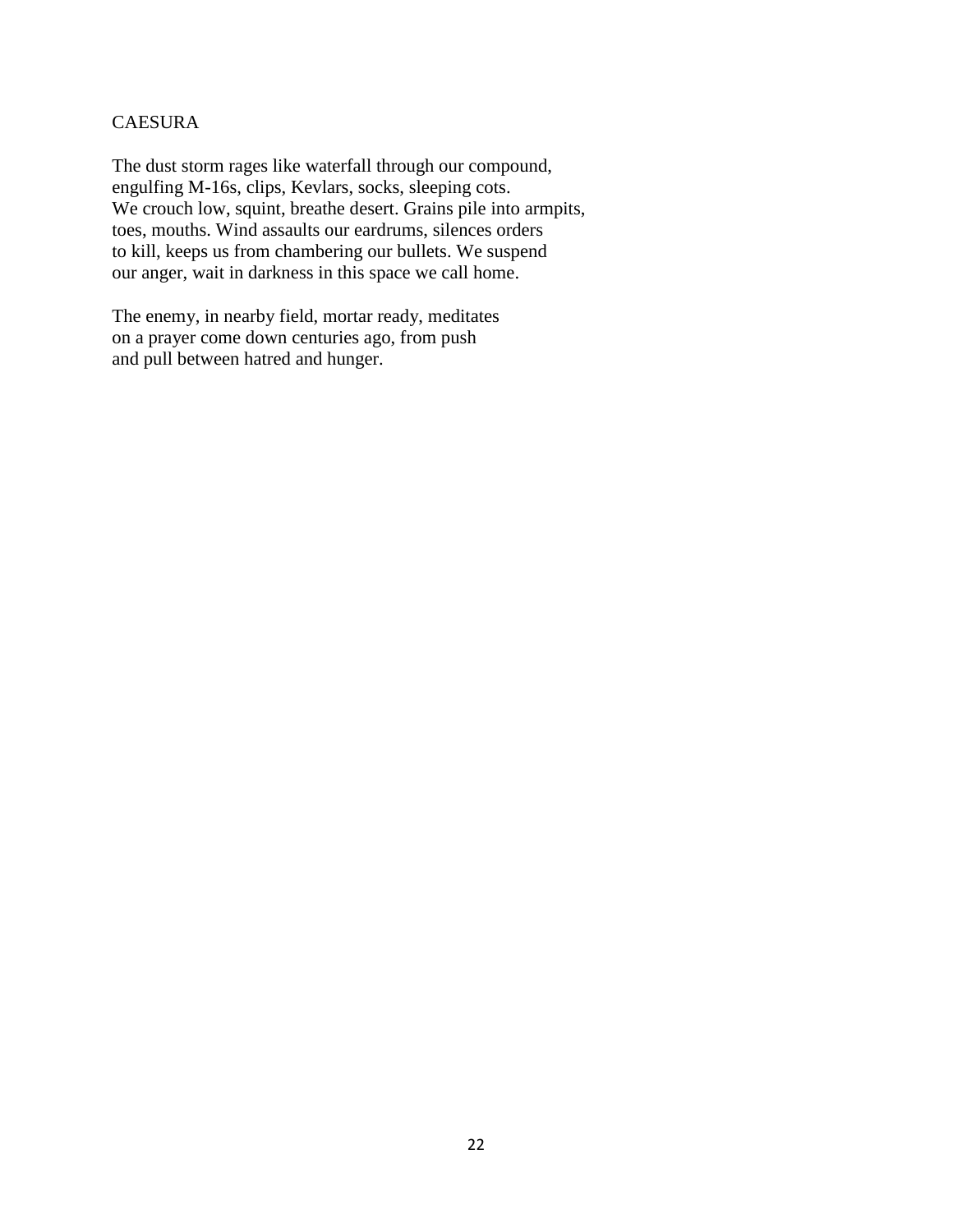## CAESURA

The dust storm rages like waterfall through our compound,  
engulfing M-16s, clips, Kevlars, socks, sleeping cots.  
We crouch low, squint, breathe desert. Grains pile into armpits,  
toes, mouths. Wind assaults our eardrums, silences orders  
to kill, keeps us from chambering our bullets. We suspend  
our anger, wait in darkness in this space we call home.

The enemy, in nearby field, mortar ready, meditates  
on a prayer come down centuries ago, from push  
and pull between hatred and hunger.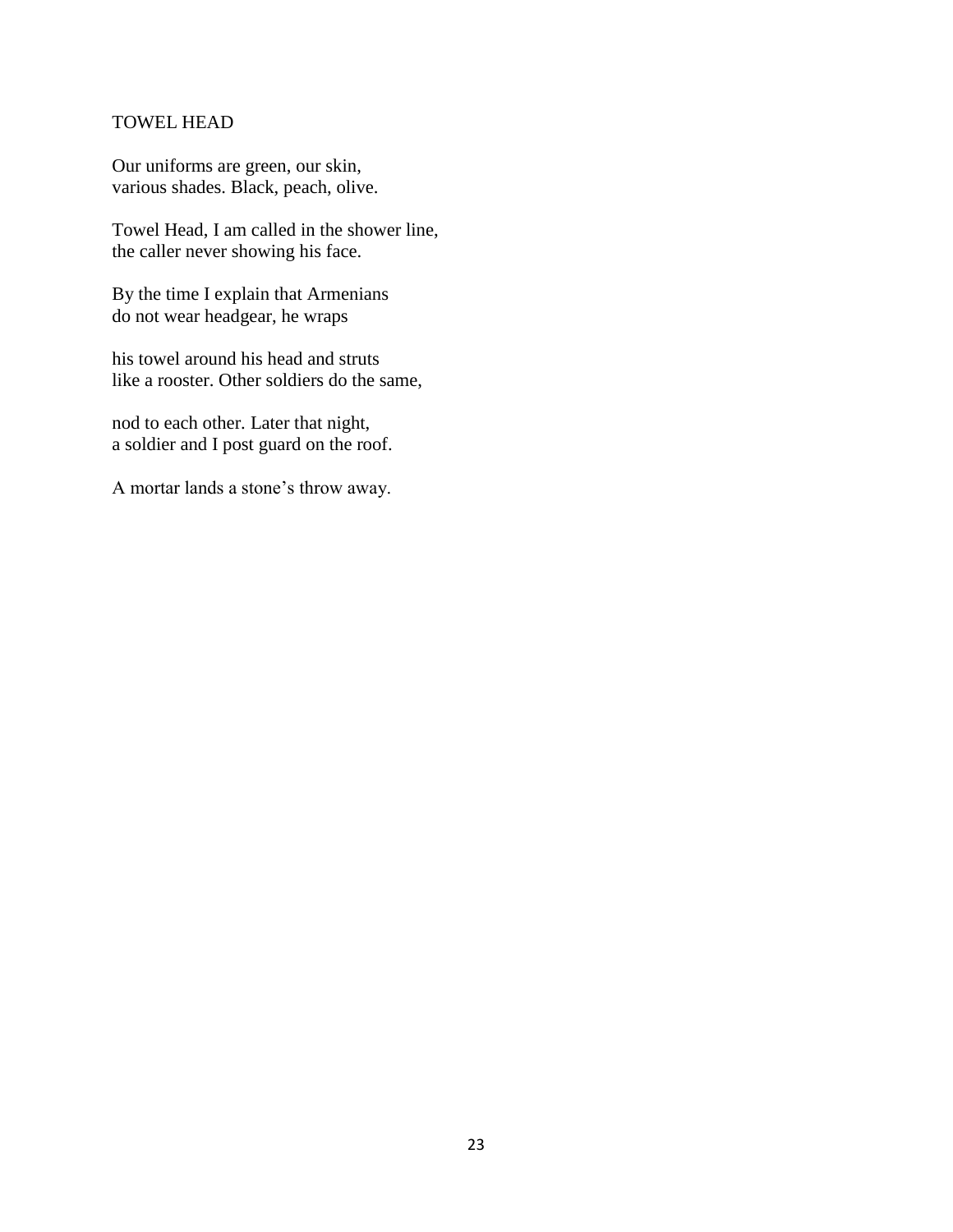## TOWEL HEAD

Our uniforms are green, our skin,
various shades. Black, peach, olive.

Towel Head, I am called in the shower line,
the caller never showing his face.

By the time I explain that Armenians
do not wear headgear, he wraps

his towel around his head and struts
like a rooster. Other soldiers do the same,

nod to each other. Later that night,
a soldier and I post guard on the roof.

A mortar lands a stone's throw away.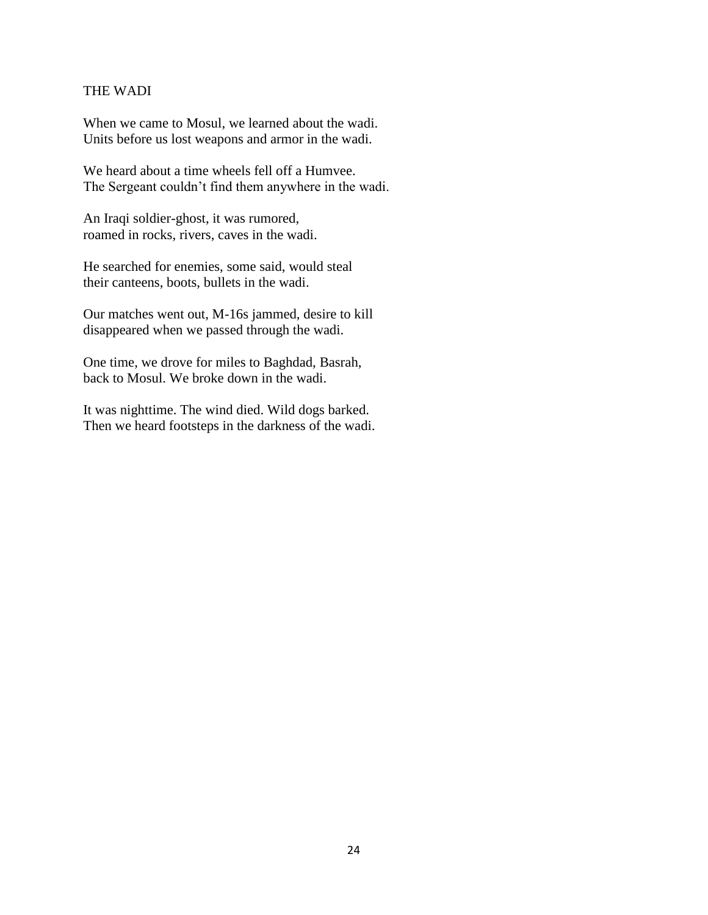# THE WADI

When we came to Mosul, we learned about the wadi.
Units before us lost weapons and armor in the wadi.

We heard about a time wheels fell off a Humvee.
The Sergeant couldn't find them anywhere in the wadi.

An Iraqi soldier-ghost, it was rumored,
roamed in rocks, rivers, caves in the wadi.

He searched for enemies, some said, would steal
their canteens, boots, bullets in the wadi.

Our matches went out, M-16s jammed, desire to kill
disappeared when we passed through the wadi.

One time, we drove for miles to Baghdad, Basrah,
back to Mosul. We broke down in the wadi.

It was nighttime. The wind died. Wild dogs barked.
Then we heard footsteps in the darkness of the wadi.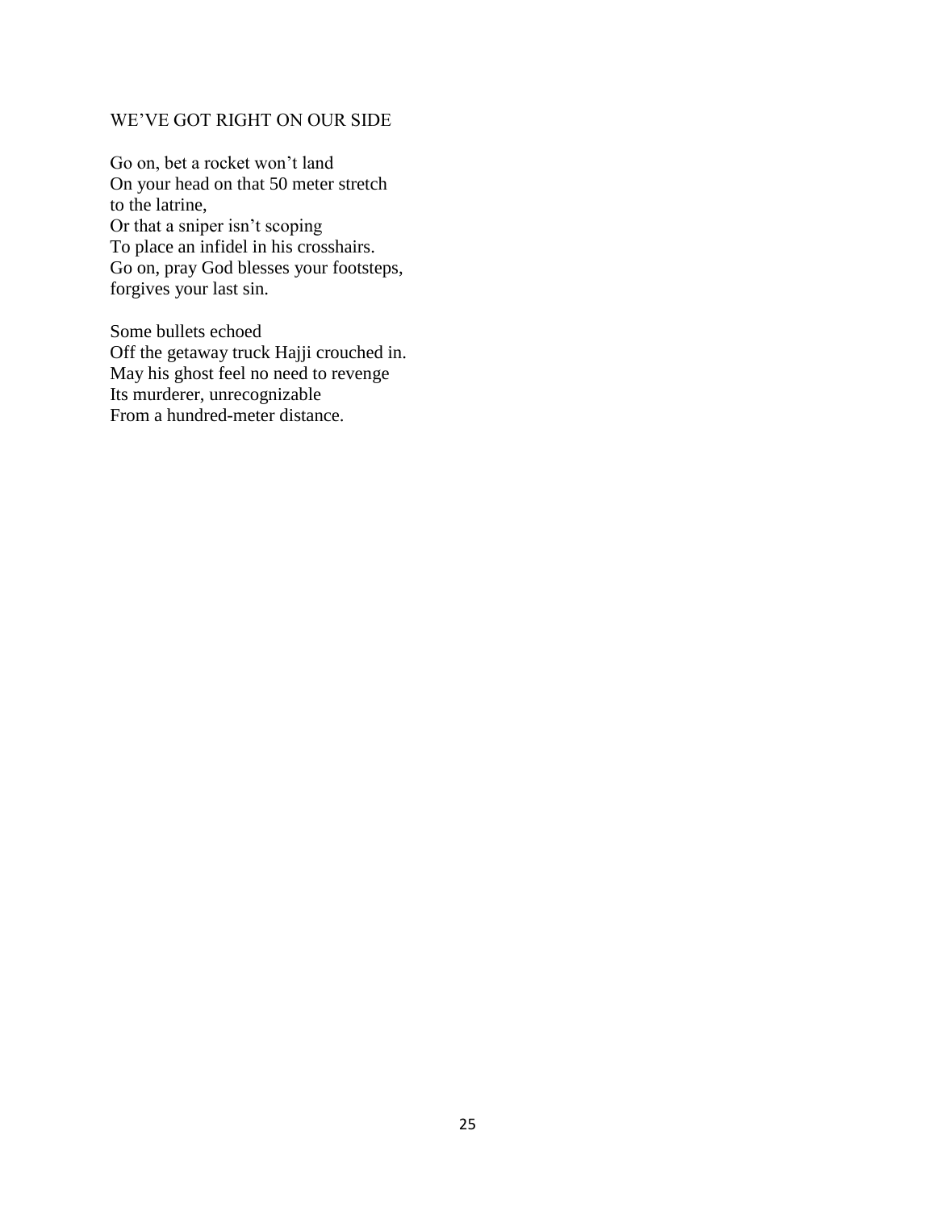## WE'VE GOT RIGHT ON OUR SIDE

Go on, bet a rocket won't land  
On your head on that 50 meter stretch  
to the latrine,  
Or that a sniper isn't scoping  
To place an infidel in his crosshairs.  
Go on, pray God blesses your footsteps,  
forgives your last sin.

Some bullets echoed  
Off the getaway truck Hajji crouched in.  
May his ghost feel no need to revenge  
Its murderer, unrecognizable  
From a hundred-meter distance.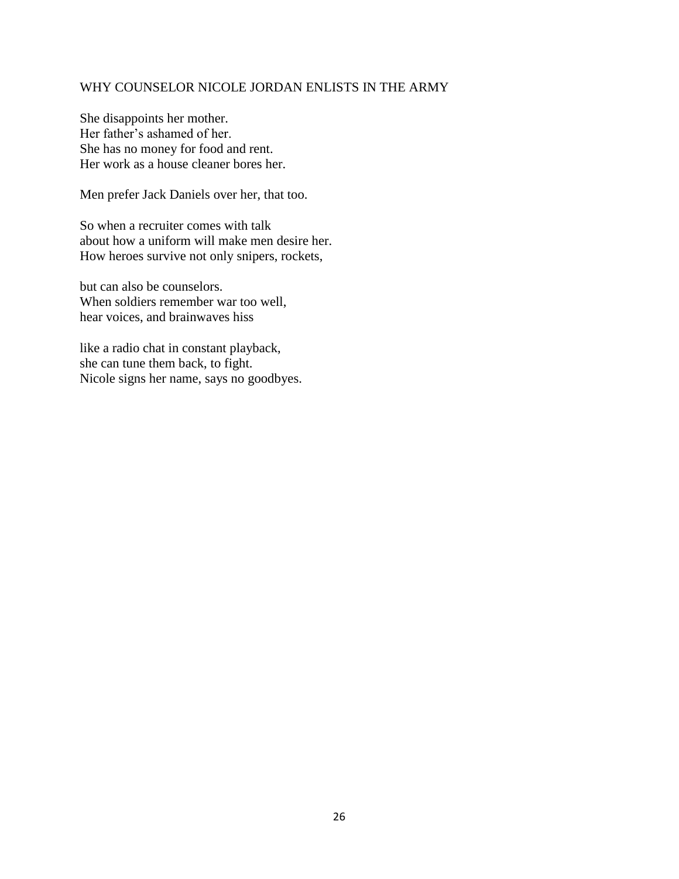## WHY COUNSELOR NICOLE JORDAN ENLISTS IN THE ARMY

She disappoints her mother.  
Her father's ashamed of her.  
She has no money for food and rent.  
Her work as a house cleaner bores her.

Men prefer Jack Daniels over her, that too.

So when a recruiter comes with talk  
about how a uniform will make men desire her.  
How heroes survive not only snipers, rockets,

but can also be counselors.  
When soldiers remember war too well,  
hear voices, and brainwaves hiss

like a radio chat in constant playback,  
she can tune them back, to fight.  
Nicole signs her name, says no goodbyes.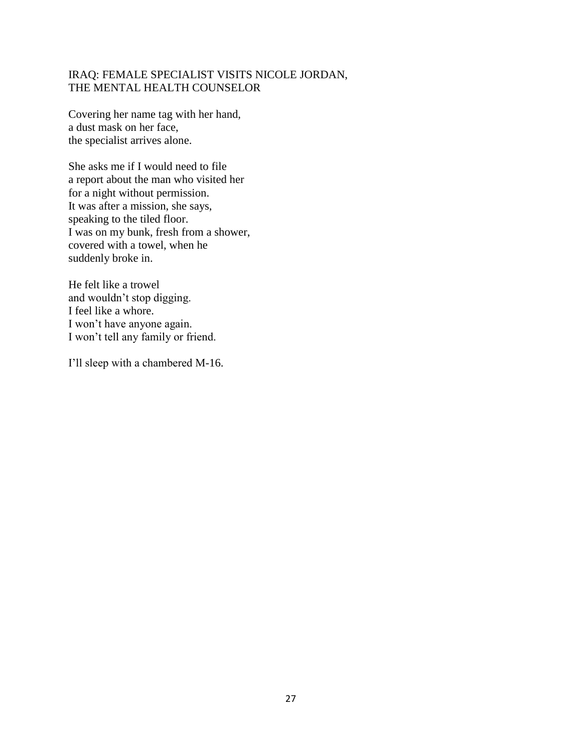## IRAQ: FEMALE SPECIALIST VISITS NICOLE JORDAN, THE MENTAL HEALTH COUNSELOR

Covering her name tag with her hand,
a dust mask on her face,
the specialist arrives alone.

She asks me if I would need to file
a report about the man who visited her
for a night without permission.
It was after a mission, she says,
speaking to the tiled floor.
I was on my bunk, fresh from a shower,
covered with a towel, when he
suddenly broke in.

He felt like a trowel
and wouldn't stop digging.
I feel like a whore.
I won't have anyone again.
I won't tell any family or friend.

I'll sleep with a chambered M-16.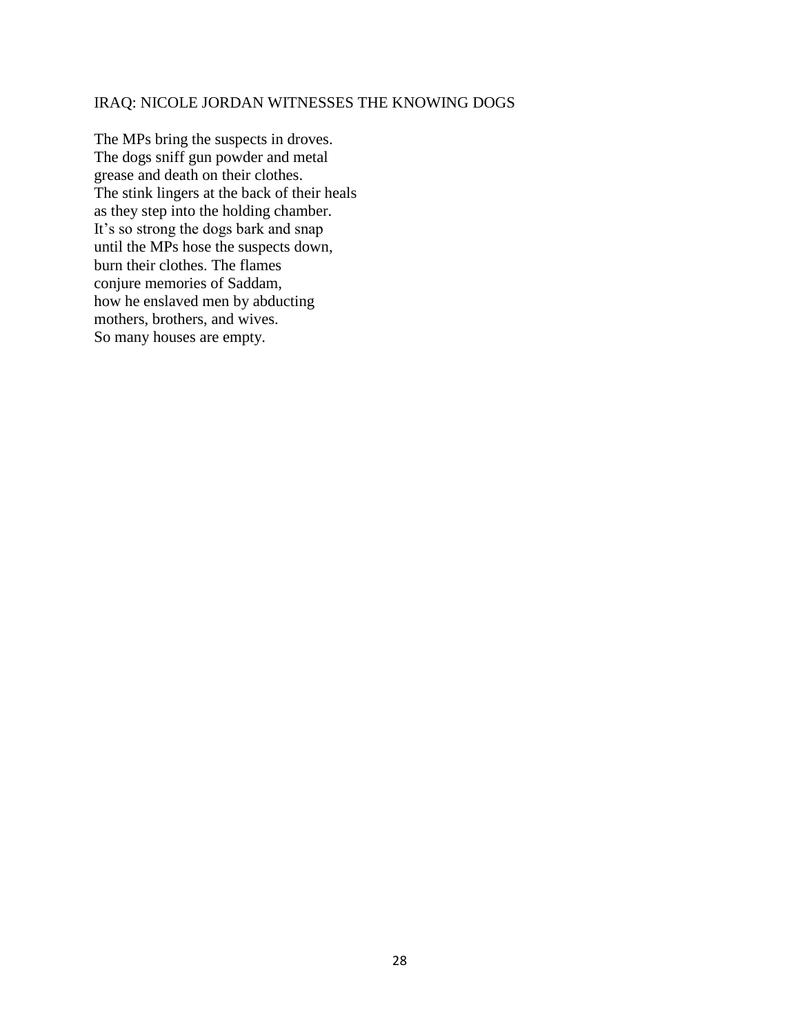## IRAQ: NICOLE JORDAN WITNESSES THE KNOWING DOGS

The MPs bring the suspects in droves.  
The dogs sniff gun powder and metal  
grease and death on their clothes.  
The stink lingers at the back of their heals  
as they step into the holding chamber.  
It's so strong the dogs bark and snap  
until the MPs hose the suspects down,  
burn their clothes. The flames  
conjure memories of Saddam,  
how he enslaved men by abducting  
mothers, brothers, and wives.  
So many houses are empty.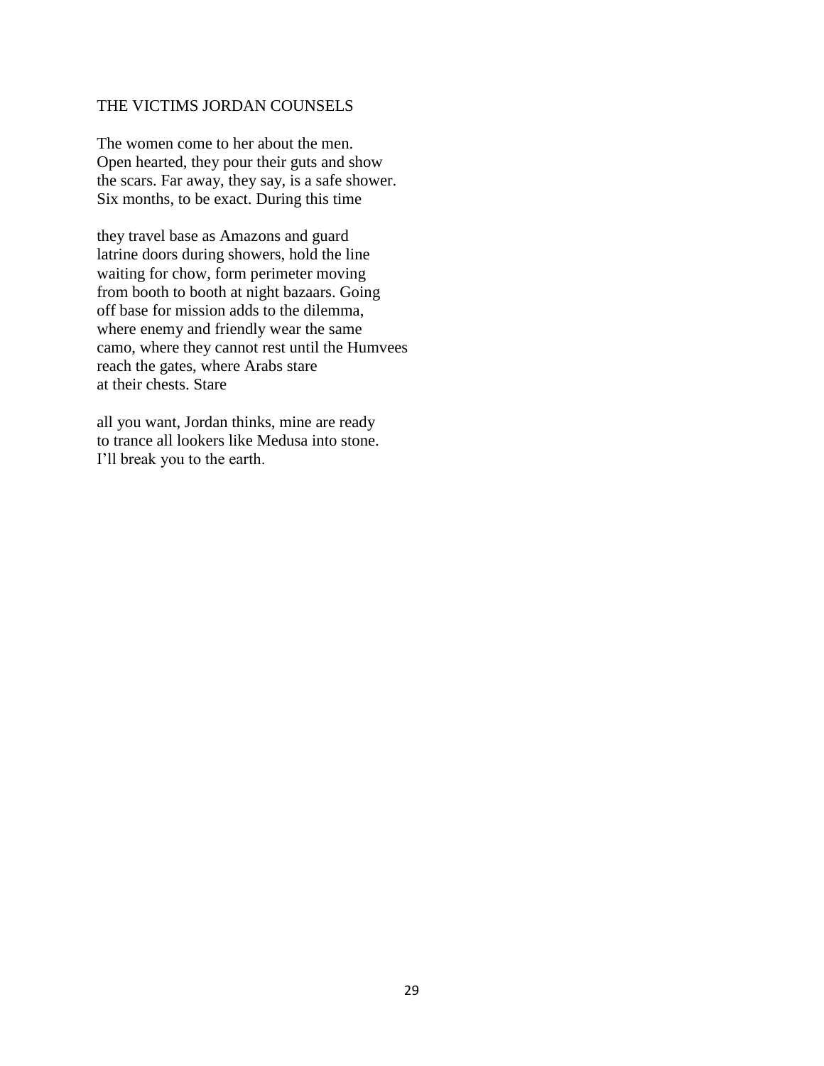## THE VICTIMS JORDAN COUNSELS

The women come to her about the men.  
Open hearted, they pour their guts and show  
the scars. Far away, they say, is a safe shower.  
Six months, to be exact. During this time

they travel base as Amazons and guard  
latrine doors during showers, hold the line  
waiting for chow, form perimeter moving  
from booth to booth at night bazaars. Going  
off base for mission adds to the dilemma,  
where enemy and friendly wear the same  
camo, where they cannot rest until the Humvees  
reach the gates, where Arabs stare  
at their chests. Stare

all you want, Jordan thinks, mine are ready  
to trance all lookers like Medusa into stone.  
I'll break you to the earth.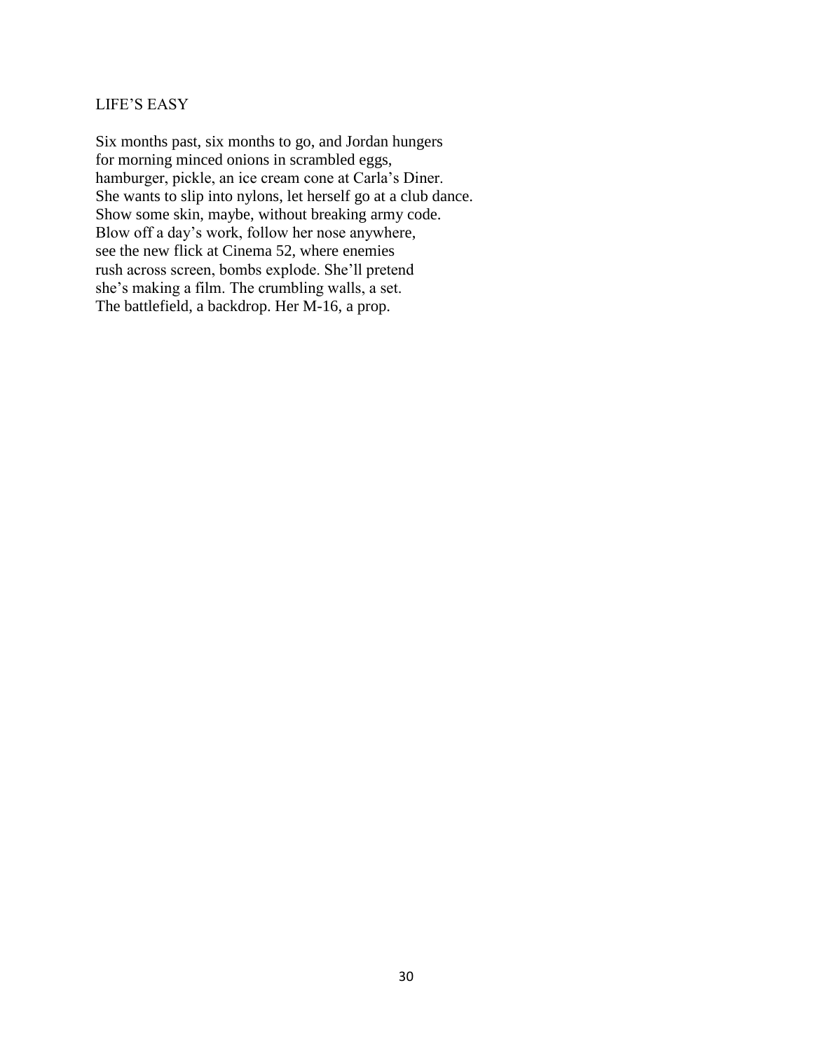## LIFE'S EASY

Six months past, six months to go, and Jordan hungers  
for morning minced onions in scrambled eggs,  
hamburger, pickle, an ice cream cone at Carla's Diner.  
She wants to slip into nylons, let herself go at a club dance.  
Show some skin, maybe, without breaking army code.  
Blow off a day's work, follow her nose anywhere,  
see the new flick at Cinema 52, where enemies  
rush across screen, bombs explode. She'll pretend  
she's making a film. The crumbling walls, a set.  
The battlefield, a backdrop. Her M-16, a prop.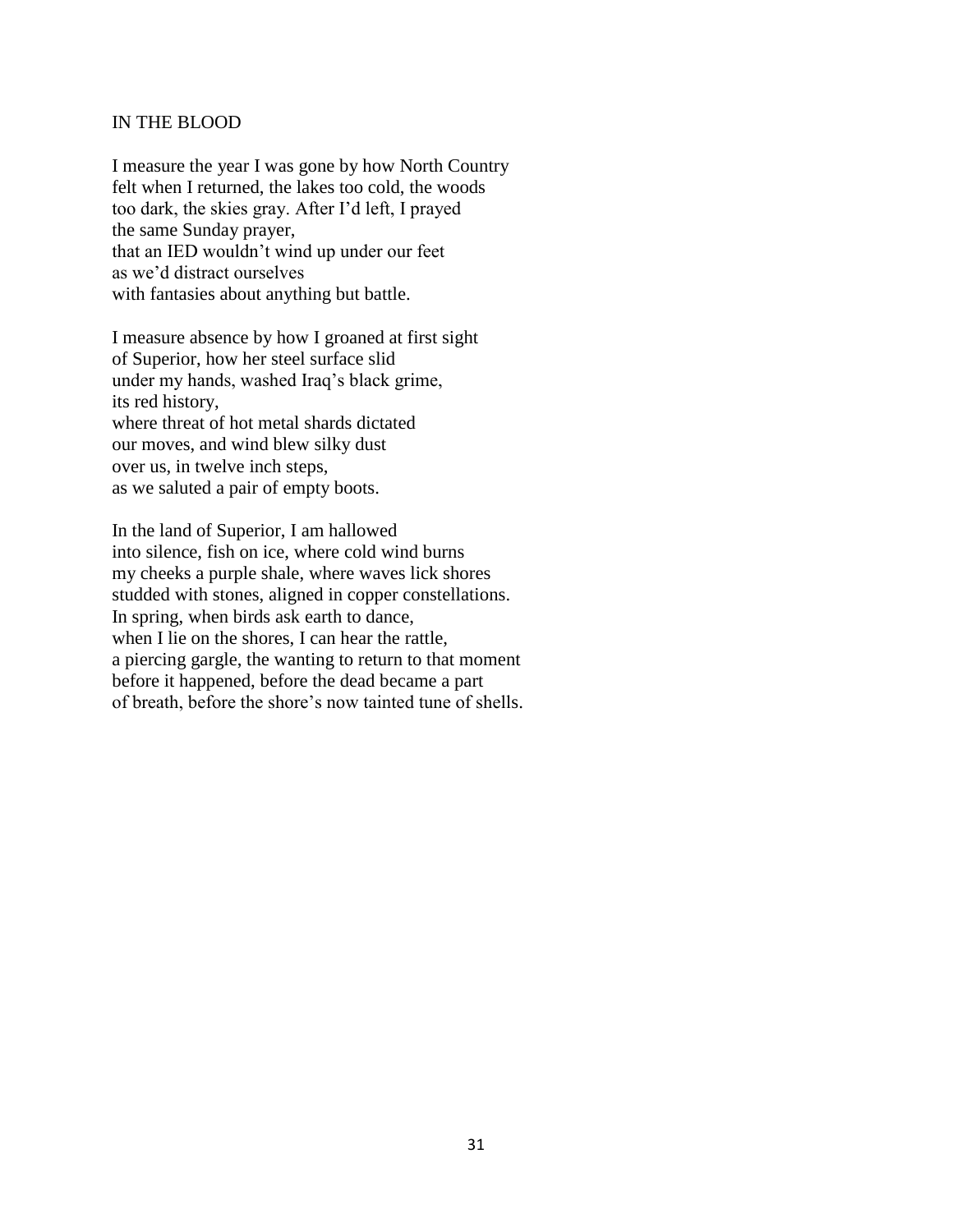## IN THE BLOOD

I measure the year I was gone by how North Country  
felt when I returned, the lakes too cold, the woods  
too dark, the skies gray. After I'd left, I prayed  
the same Sunday prayer,  
that an IED wouldn't wind up under our feet  
as we'd distract ourselves  
with fantasies about anything but battle.

I measure absence by how I groaned at first sight  
of Superior, how her steel surface slid  
under my hands, washed Iraq's black grime,  
its red history,  
where threat of hot metal shards dictated  
our moves, and wind blew silky dust  
over us, in twelve inch steps,  
as we saluted a pair of empty boots.

In the land of Superior, I am hallowed  
into silence, fish on ice, where cold wind burns  
my cheeks a purple shale, where waves lick shores  
studded with stones, aligned in copper constellations.  
In spring, when birds ask earth to dance,  
when I lie on the shores, I can hear the rattle,  
a piercing gargle, the wanting to return to that moment  
before it happened, before the dead became a part  
of breath, before the shore's now tainted tune of shells.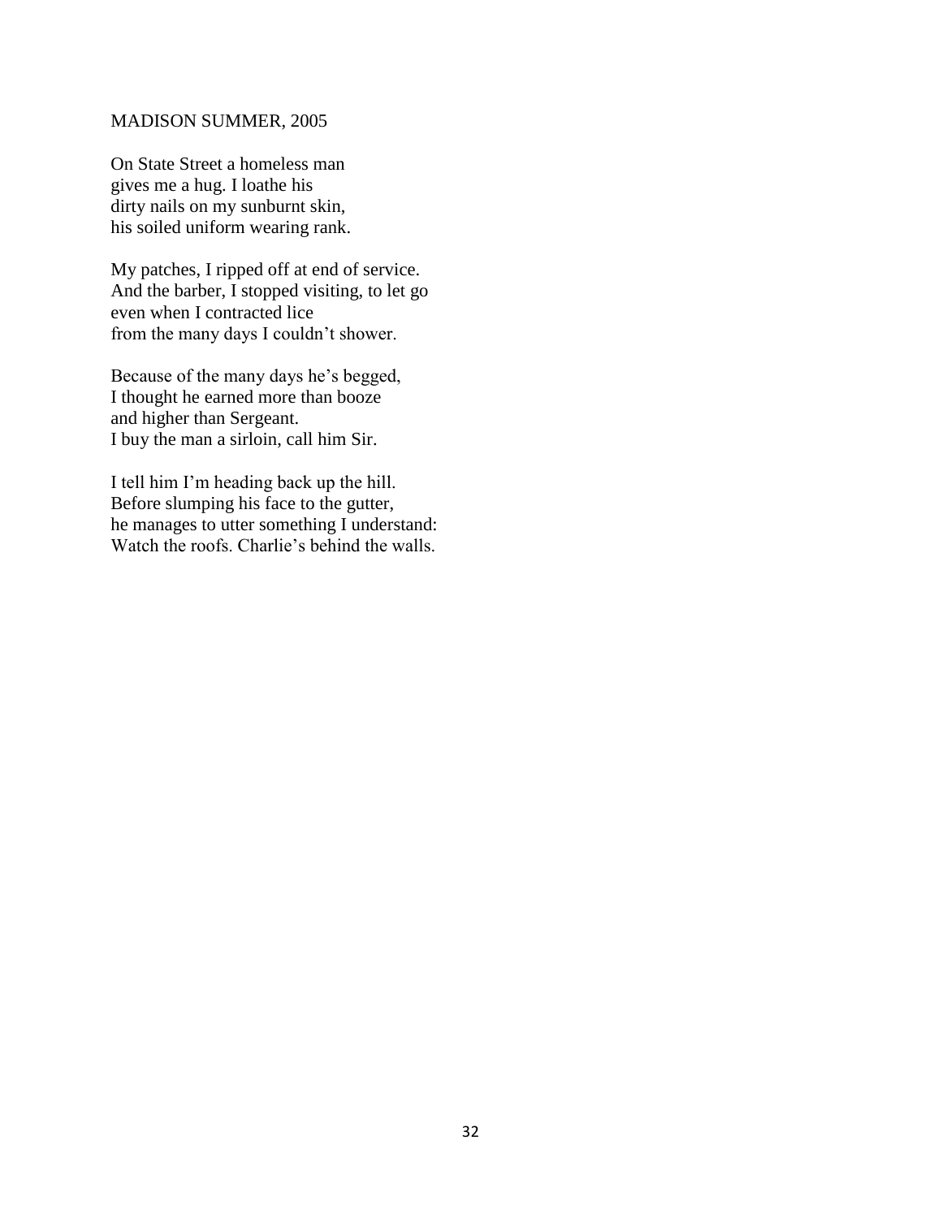## MADISON SUMMER, 2005

On State Street a homeless man  
gives me a hug. I loathe his  
dirty nails on my sunburnt skin,  
his soiled uniform wearing rank.

My patches, I ripped off at end of service.  
And the barber, I stopped visiting, to let go  
even when I contracted lice  
from the many days I couldn't shower.

Because of the many days he's begged,  
I thought he earned more than booze  
and higher than Sergeant.  
I buy the man a sirloin, call him Sir.

I tell him I'm heading back up the hill.  
Before slumping his face to the gutter,  
he manages to utter something I understand:  
Watch the roofs. Charlie's behind the walls.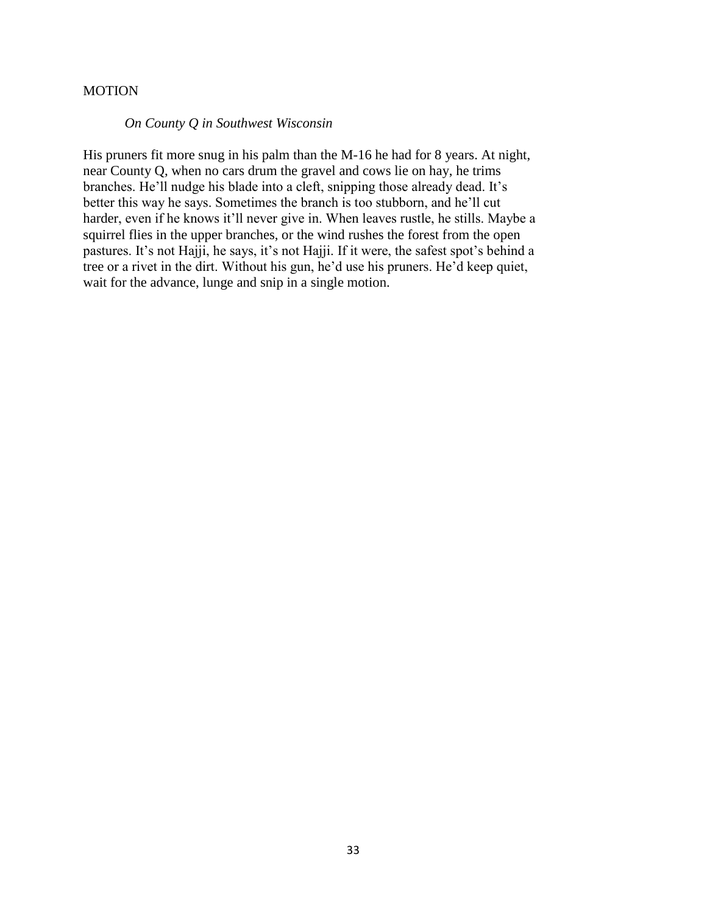# MOTION

*On County Q in Southwest Wisconsin*

His pruners fit more snug in his palm than the M-16 he had for 8 years. At night, near County Q, when no cars drum the gravel and cows lie on hay, he trims branches. He'll nudge his blade into a cleft, snipping those already dead. It's better this way he says. Sometimes the branch is too stubborn, and he'll cut harder, even if he knows it'll never give in. When leaves rustle, he stills. Maybe a squirrel flies in the upper branches, or the wind rushes the forest from the open pastures. It's not Hajji, he says, it's not Hajji. If it were, the safest spot's behind a tree or a rivet in the dirt. Without his gun, he'd use his pruners. He'd keep quiet, wait for the advance, lunge and snip in a single motion.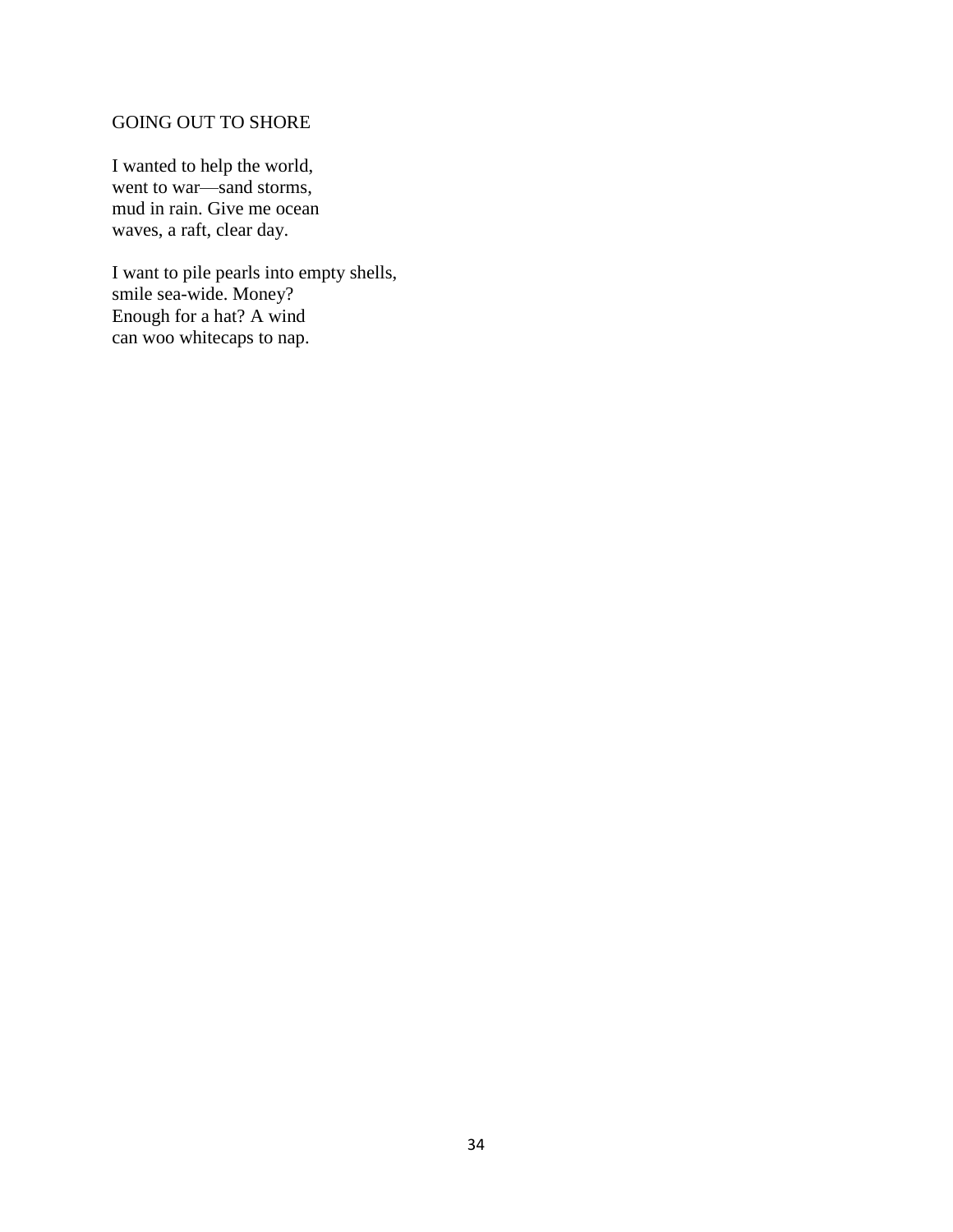## GOING OUT TO SHORE

I wanted to help the world,  
went to war—sand storms,  
mud in rain. Give me ocean  
waves, a raft, clear day.

I want to pile pearls into empty shells,  
smile sea-wide. Money?  
Enough for a hat? A wind  
can woo whitecaps to nap.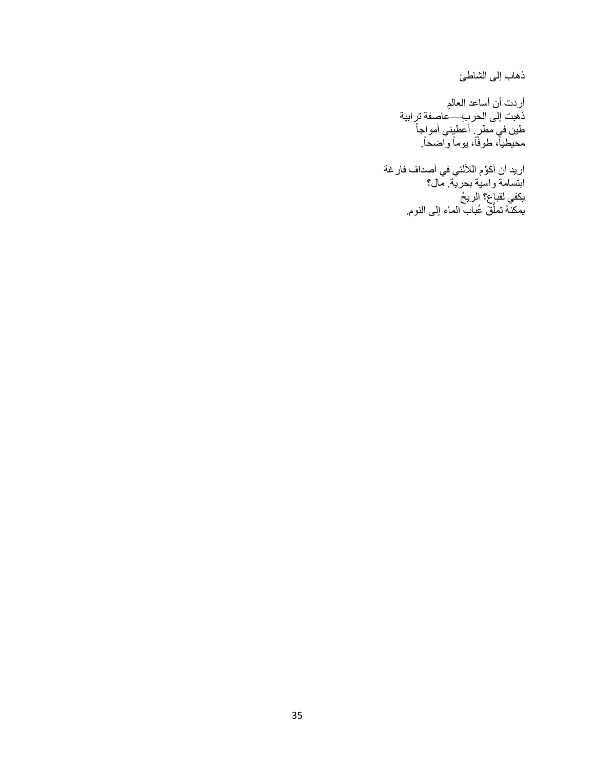ذهاب إلى الشاطئ

أردت أن أساعد العالمِ
ذهبت إلى الحربِ—عاصفة ترابية
طين في مطر. أعطيني أمواجاً
محيطياً، طوفاً، يوماً واضحاً.

أريد أن أكوِّم اللآلئ في أصداف فارغة
ابتسامة واسية بحرية. مال؟
يكفي لقباع؟ الريحُ
يمكنهُ تملّقَ عُباب الماء إلى النوم.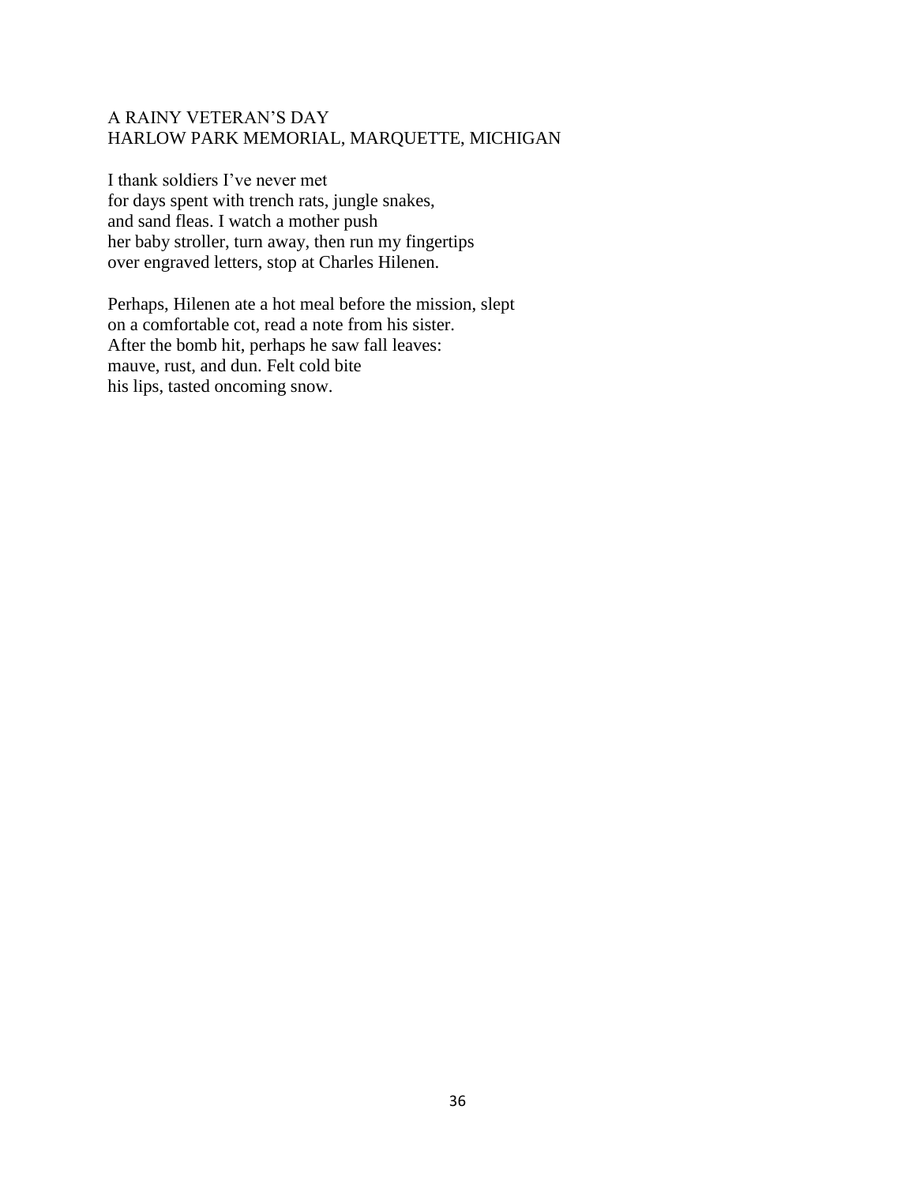## A RAINY VETERAN'S DAY
## HARLOW PARK MEMORIAL, MARQUETTE, MICHIGAN

I thank soldiers I've never met  
for days spent with trench rats, jungle snakes,  
and sand fleas. I watch a mother push  
her baby stroller, turn away, then run my fingertips  
over engraved letters, stop at Charles Hilenen.

Perhaps, Hilenen ate a hot meal before the mission, slept  
on a comfortable cot, read a note from his sister.  
After the bomb hit, perhaps he saw fall leaves:  
mauve, rust, and dun. Felt cold bite  
his lips, tasted oncoming snow.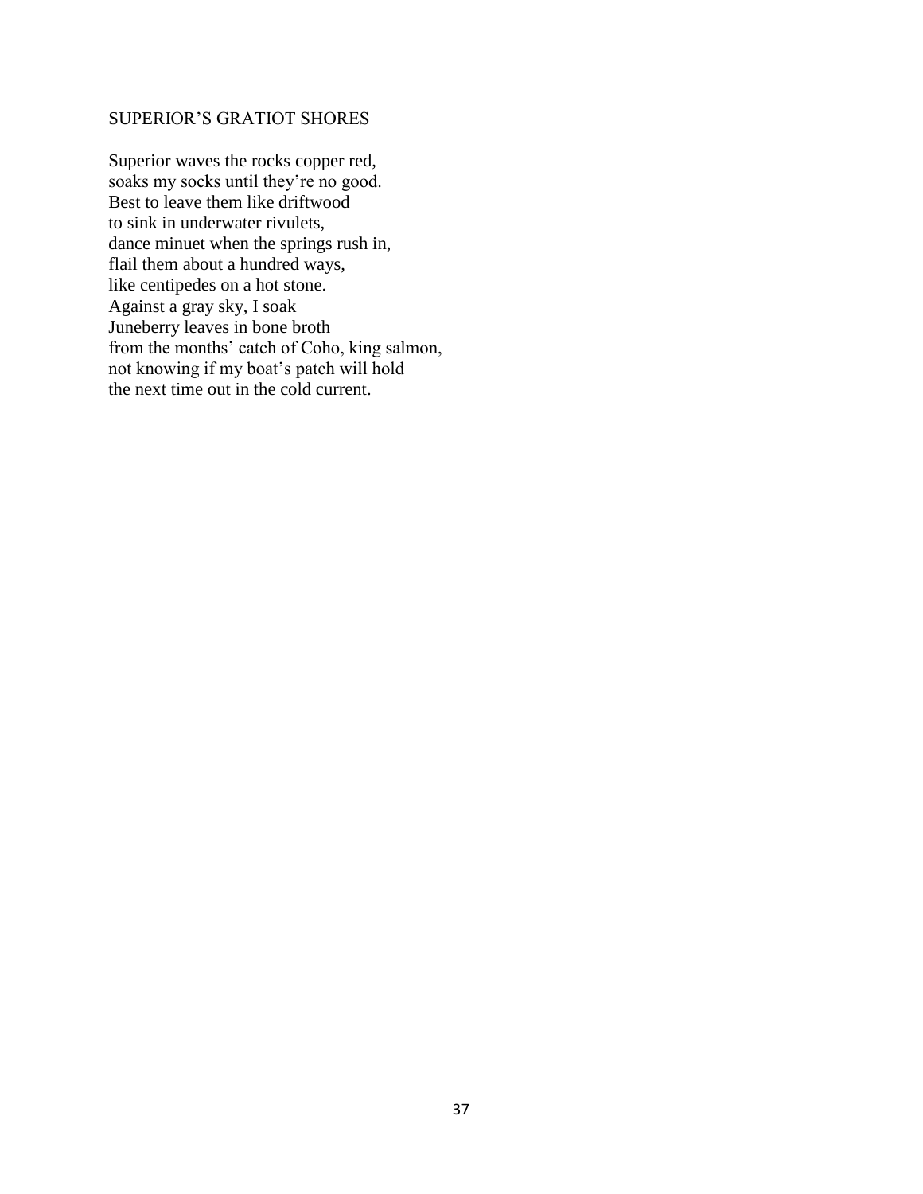## SUPERIOR'S GRATIOT SHORES

Superior waves the rocks copper red,  
soaks my socks until they're no good.  
Best to leave them like driftwood  
to sink in underwater rivulets,  
dance minuet when the springs rush in,  
flail them about a hundred ways,  
like centipedes on a hot stone.  
Against a gray sky, I soak  
Juneberry leaves in bone broth  
from the months' catch of Coho, king salmon,  
not knowing if my boat's patch will hold  
the next time out in the cold current.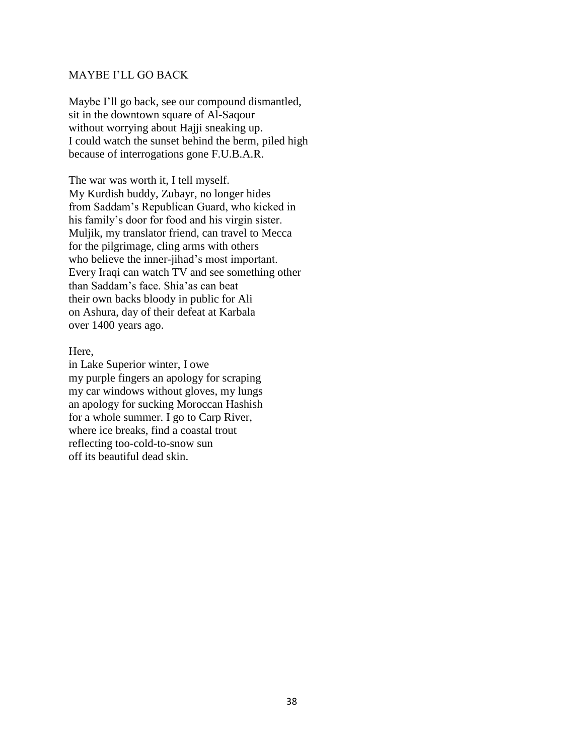## MAYBE I'LL GO BACK

Maybe I'll go back, see our compound dismantled,  
sit in the downtown square of Al-Saqour  
without worrying about Hajji sneaking up.  
I could watch the sunset behind the berm, piled high  
because of interrogations gone F.U.B.A.R.

The war was worth it, I tell myself.  
My Kurdish buddy, Zubayr, no longer hides  
from Saddam's Republican Guard, who kicked in  
his family's door for food and his virgin sister.  
Muljik, my translator friend, can travel to Mecca  
for the pilgrimage, cling arms with others  
who believe the inner-jihad's most important.  
Every Iraqi can watch TV and see something other  
than Saddam's face. Shia'as can beat  
their own backs bloody in public for Ali  
on Ashura, day of their defeat at Karbala  
over 1400 years ago.

Here,  
in Lake Superior winter, I owe  
my purple fingers an apology for scraping  
my car windows without gloves, my lungs  
an apology for sucking Moroccan Hashish  
for a whole summer. I go to Carp River,  
where ice breaks, find a coastal trout  
reflecting too-cold-to-snow sun  
off its beautiful dead skin.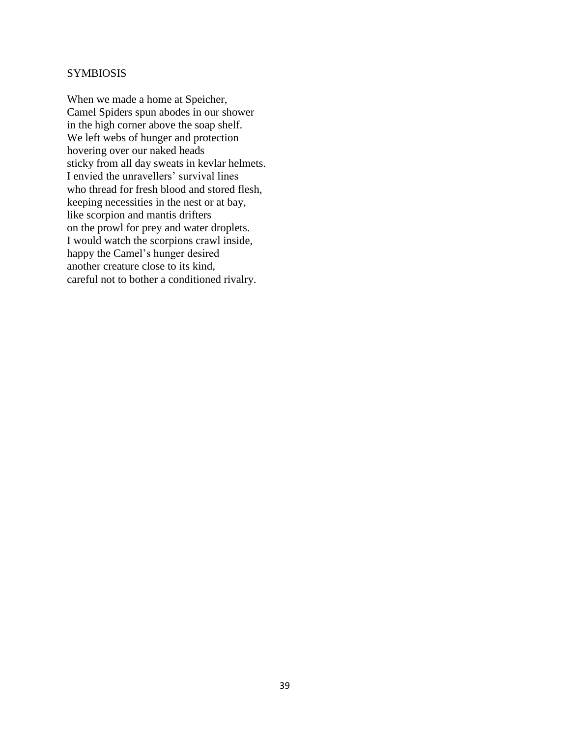## SYMBIOSIS

When we made a home at Speicher,  
Camel Spiders spun abodes in our shower  
in the high corner above the soap shelf.  
We left webs of hunger and protection  
hovering over our naked heads  
sticky from all day sweats in kevlar helmets.  
I envied the unravellers' survival lines  
who thread for fresh blood and stored flesh,  
keeping necessities in the nest or at bay,  
like scorpion and mantis drifters  
on the prowl for prey and water droplets.  
I would watch the scorpions crawl inside,  
happy the Camel's hunger desired  
another creature close to its kind,  
careful not to bother a conditioned rivalry.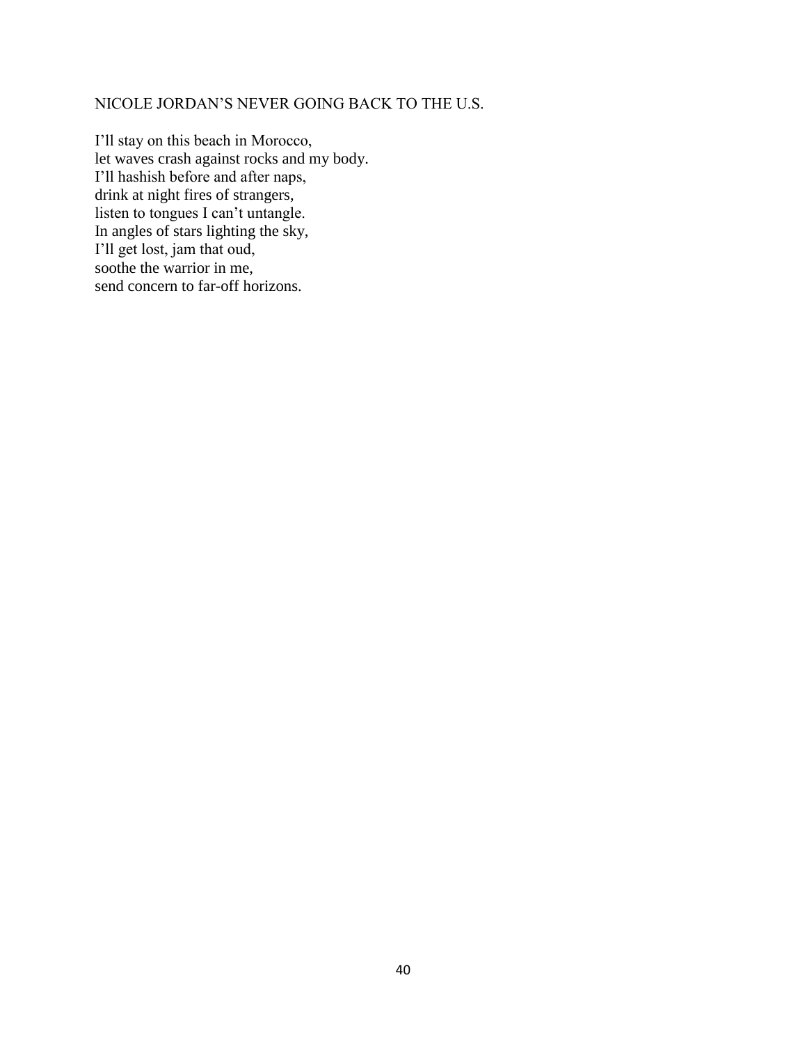## NICOLE JORDAN'S NEVER GOING BACK TO THE U.S.

I'll stay on this beach in Morocco,  
let waves crash against rocks and my body.  
I'll hashish before and after naps,  
drink at night fires of strangers,  
listen to tongues I can't untangle.  
In angles of stars lighting the sky,  
I'll get lost, jam that oud,  
soothe the warrior in me,  
send concern to far-off horizons.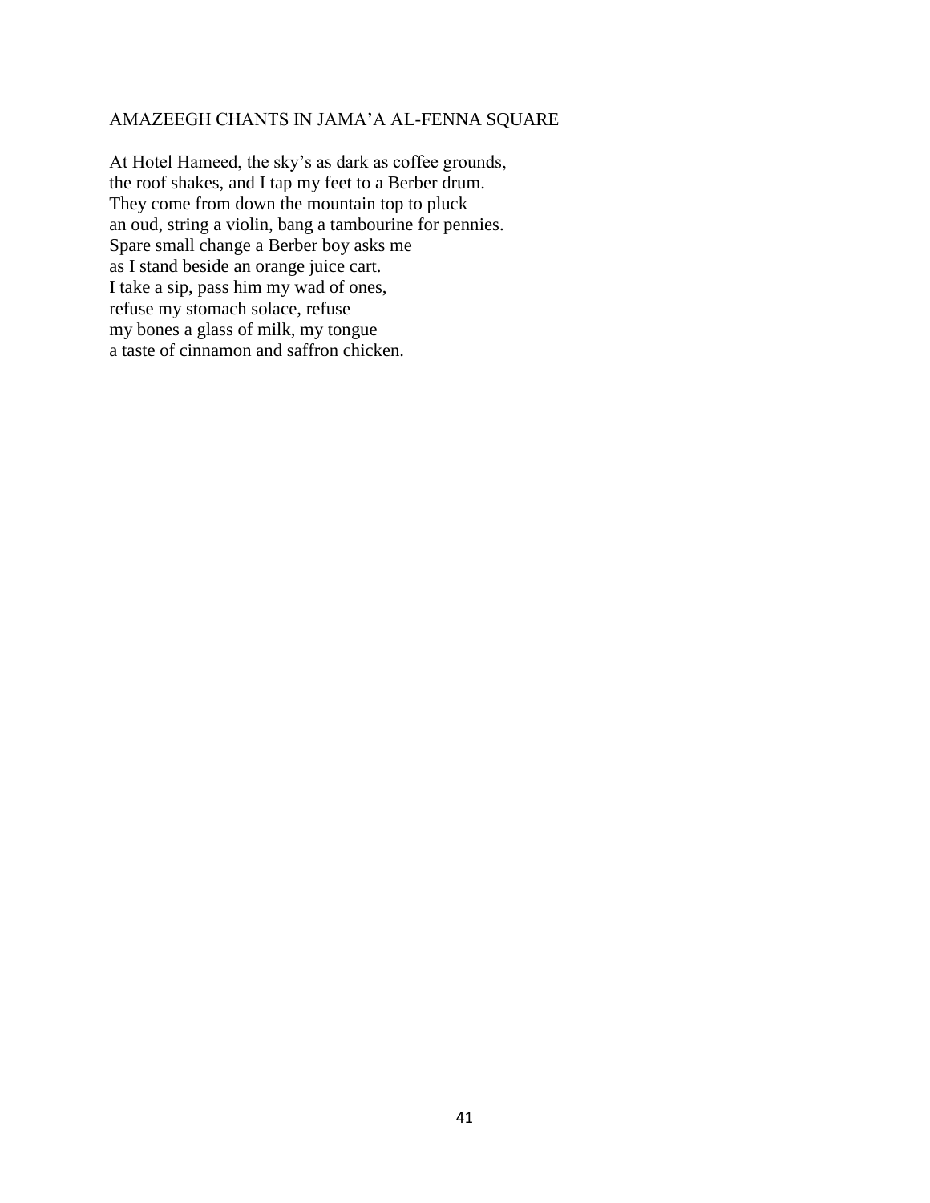## AMAZEEGH CHANTS IN JAMA'A AL-FENNA SQUARE

At Hotel Hameed, the sky's as dark as coffee grounds,
the roof shakes, and I tap my feet to a Berber drum.
They come from down the mountain top to pluck
an oud, string a violin, bang a tambourine for pennies.
Spare small change a Berber boy asks me
as I stand beside an orange juice cart.
I take a sip, pass him my wad of ones,
refuse my stomach solace, refuse
my bones a glass of milk, my tongue
a taste of cinnamon and saffron chicken.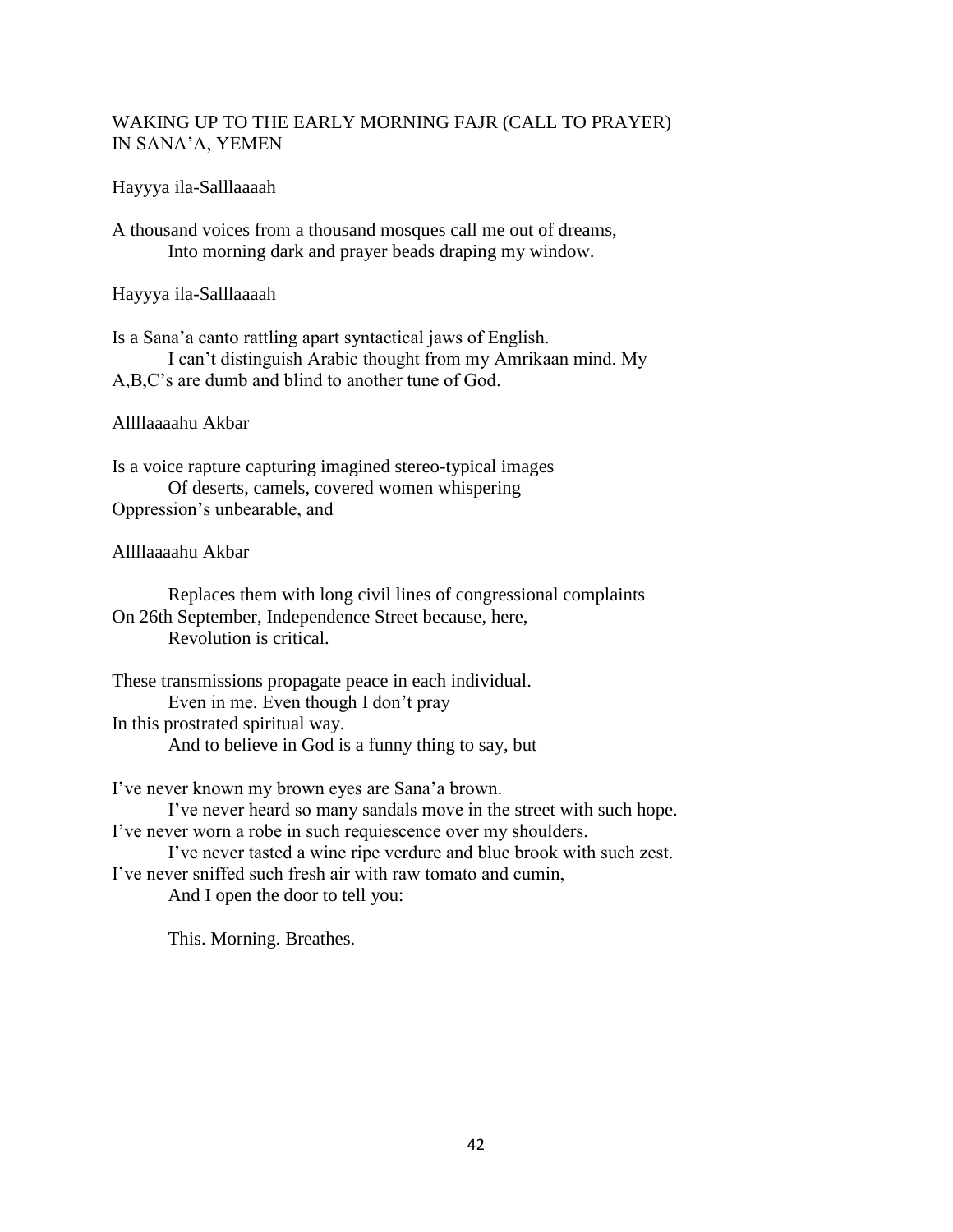## WAKING UP TO THE EARLY MORNING FAJR (CALL TO PRAYER) IN SANA'A, YEMEN

Hayyya ila-Salllaaaah

A thousand voices from a thousand mosques call me out of dreams,  
&nbsp;&nbsp;&nbsp;&nbsp;&nbsp;&nbsp;&nbsp;&nbsp;Into morning dark and prayer beads draping my window.

Hayyya ila-Salllaaaah

Is a Sana'a canto rattling apart syntactical jaws of English.  
&nbsp;&nbsp;&nbsp;&nbsp;&nbsp;&nbsp;&nbsp;&nbsp;I can't distinguish Arabic thought from my Amrikaan mind. My  
A,B,C's are dumb and blind to another tune of God.

Allllaaaahu Akbar

Is a voice rapture capturing imagined stereo-typical images  
&nbsp;&nbsp;&nbsp;&nbsp;&nbsp;&nbsp;&nbsp;&nbsp;Of deserts, camels, covered women whispering  
Oppression's unbearable, and

Allllaaaahu Akbar

&nbsp;&nbsp;&nbsp;&nbsp;&nbsp;&nbsp;&nbsp;&nbsp;Replaces them with long civil lines of congressional complaints  
On 26th September, Independence Street because, here,  
&nbsp;&nbsp;&nbsp;&nbsp;&nbsp;&nbsp;&nbsp;&nbsp;Revolution is critical.

These transmissions propagate peace in each individual.  
&nbsp;&nbsp;&nbsp;&nbsp;&nbsp;&nbsp;&nbsp;&nbsp;Even in me. Even though I don't pray  
In this prostrated spiritual way.  
&nbsp;&nbsp;&nbsp;&nbsp;&nbsp;&nbsp;&nbsp;&nbsp;And to believe in God is a funny thing to say, but

I've never known my brown eyes are Sana'a brown.  
&nbsp;&nbsp;&nbsp;&nbsp;&nbsp;&nbsp;&nbsp;&nbsp;I've never heard so many sandals move in the street with such hope.  
I've never worn a robe in such requiescence over my shoulders.  
&nbsp;&nbsp;&nbsp;&nbsp;&nbsp;&nbsp;&nbsp;&nbsp;I've never tasted a wine ripe verdure and blue brook with such zest.  
I've never sniffed such fresh air with raw tomato and cumin,  
&nbsp;&nbsp;&nbsp;&nbsp;&nbsp;&nbsp;&nbsp;&nbsp;And I open the door to tell you:

&nbsp;&nbsp;&nbsp;&nbsp;&nbsp;&nbsp;&nbsp;&nbsp;This. Morning. Breathes.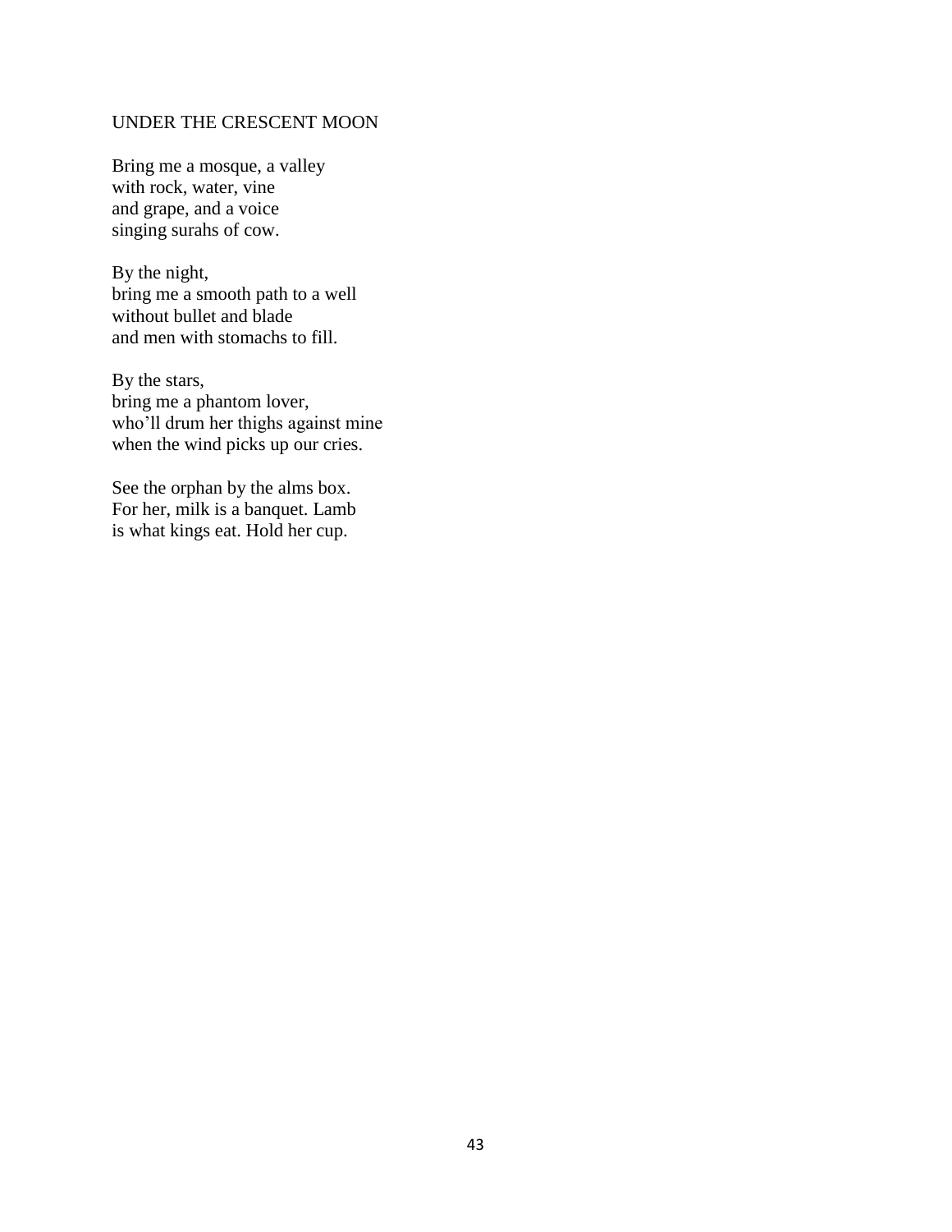## UNDER THE CRESCENT MOON

Bring me a mosque, a valley  
with rock, water, vine  
and grape, and a voice  
singing surahs of cow.

By the night,  
bring me a smooth path to a well  
without bullet and blade  
and men with stomachs to fill.

By the stars,  
bring me a phantom lover,  
who'll drum her thighs against mine  
when the wind picks up our cries.

See the orphan by the alms box.  
For her, milk is a banquet. Lamb  
is what kings eat. Hold her cup.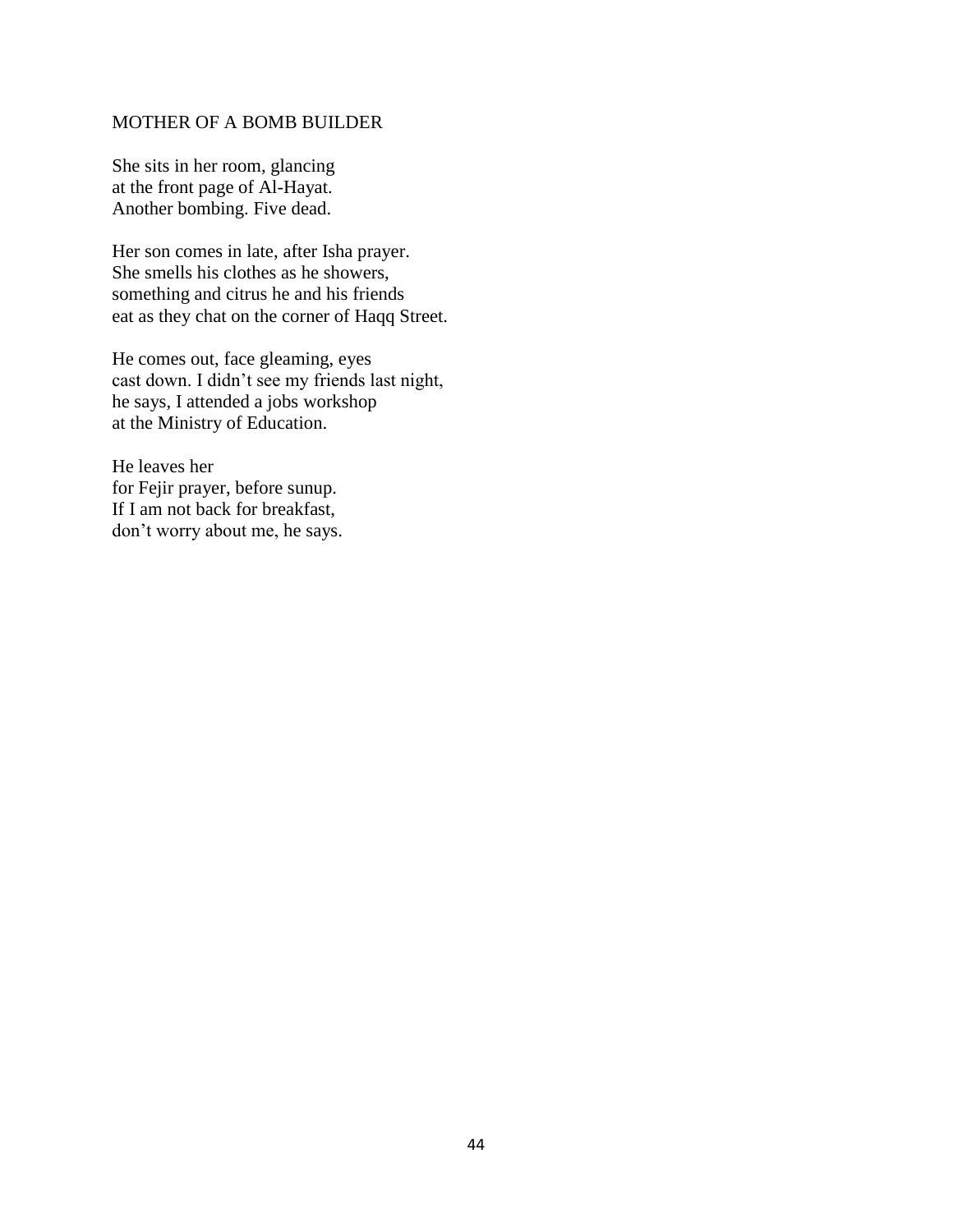## MOTHER OF A BOMB BUILDER

She sits in her room, glancing  
at the front page of Al-Hayat.  
Another bombing. Five dead.

Her son comes in late, after Isha prayer.  
She smells his clothes as he showers,  
something and citrus he and his friends  
eat as they chat on the corner of Haqq Street.

He comes out, face gleaming, eyes  
cast down. I didn't see my friends last night,  
he says, I attended a jobs workshop  
at the Ministry of Education.

He leaves her  
for Fejir prayer, before sunup.  
If I am not back for breakfast,  
don't worry about me, he says.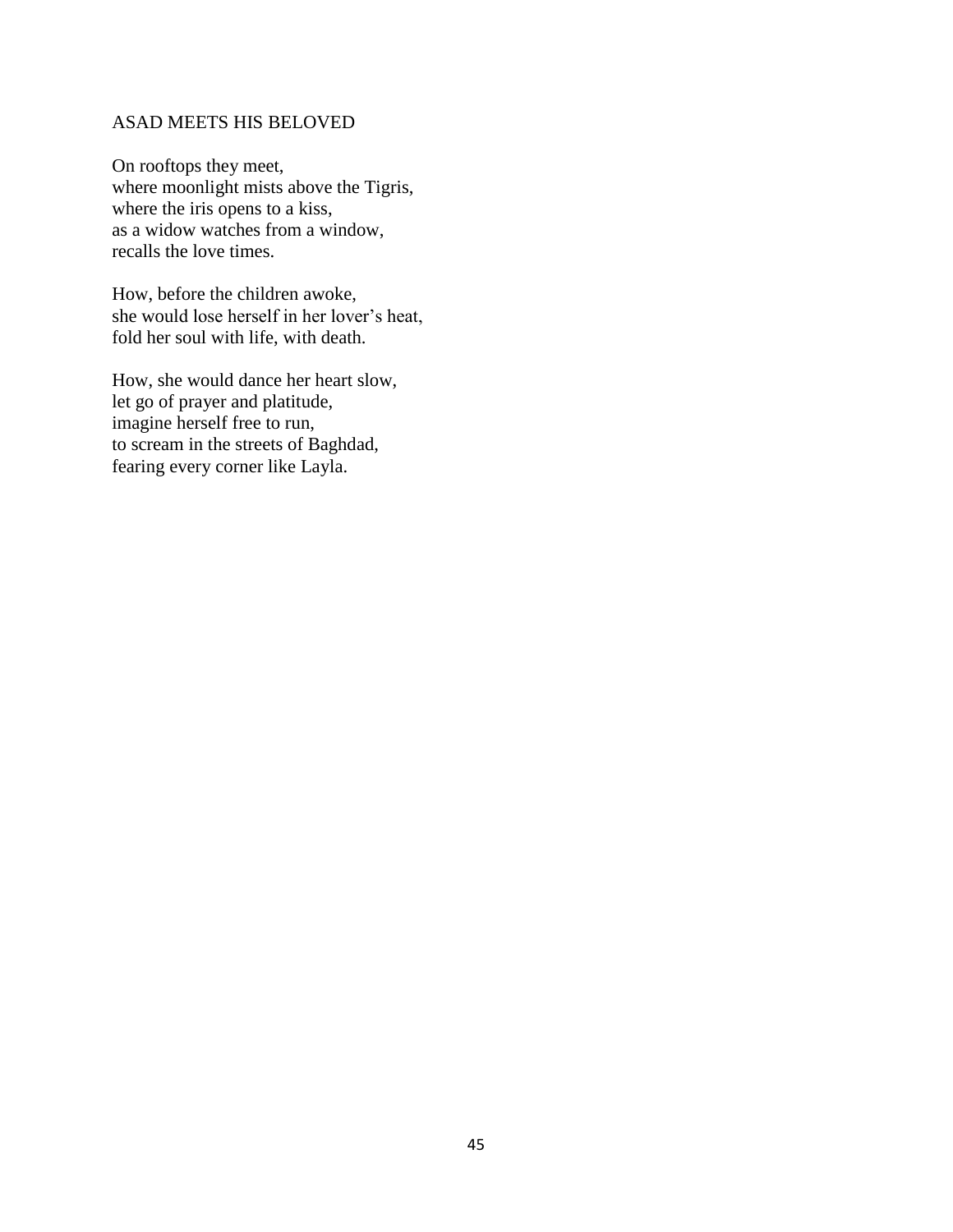## ASAD MEETS HIS BELOVED

On rooftops they meet,  
where moonlight mists above the Tigris,  
where the iris opens to a kiss,  
as a widow watches from a window,  
recalls the love times.

How, before the children awoke,  
she would lose herself in her lover's heat,  
fold her soul with life, with death.

How, she would dance her heart slow,  
let go of prayer and platitude,  
imagine herself free to run,  
to scream in the streets of Baghdad,  
fearing every corner like Layla.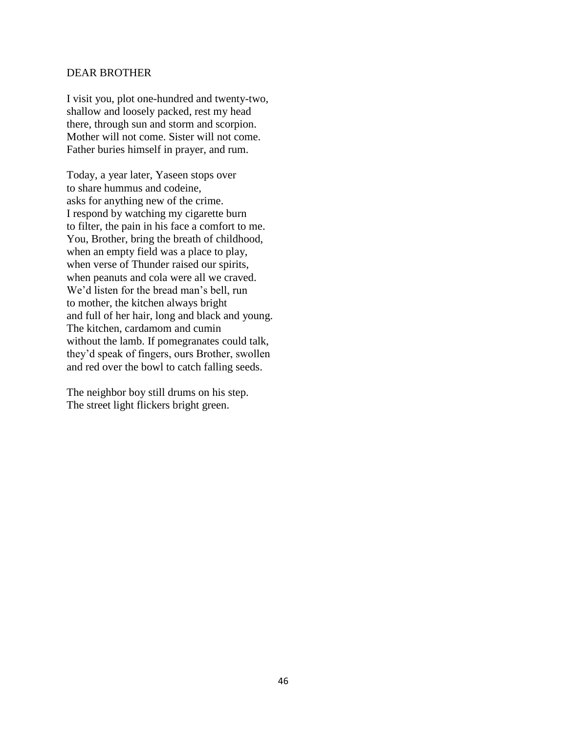## DEAR BROTHER

I visit you, plot one-hundred and twenty-two,
shallow and loosely packed, rest my head
there, through sun and storm and scorpion.
Mother will not come. Sister will not come.
Father buries himself in prayer, and rum.

Today, a year later, Yaseen stops over
to share hummus and codeine,
asks for anything new of the crime.
I respond by watching my cigarette burn
to filter, the pain in his face a comfort to me.
You, Brother, bring the breath of childhood,
when an empty field was a place to play,
when verse of Thunder raised our spirits,
when peanuts and cola were all we craved.
We'd listen for the bread man's bell, run
to mother, the kitchen always bright
and full of her hair, long and black and young.
The kitchen, cardamom and cumin
without the lamb. If pomegranates could talk,
they'd speak of fingers, ours Brother, swollen
and red over the bowl to catch falling seeds.

The neighbor boy still drums on his step.
The street light flickers bright green.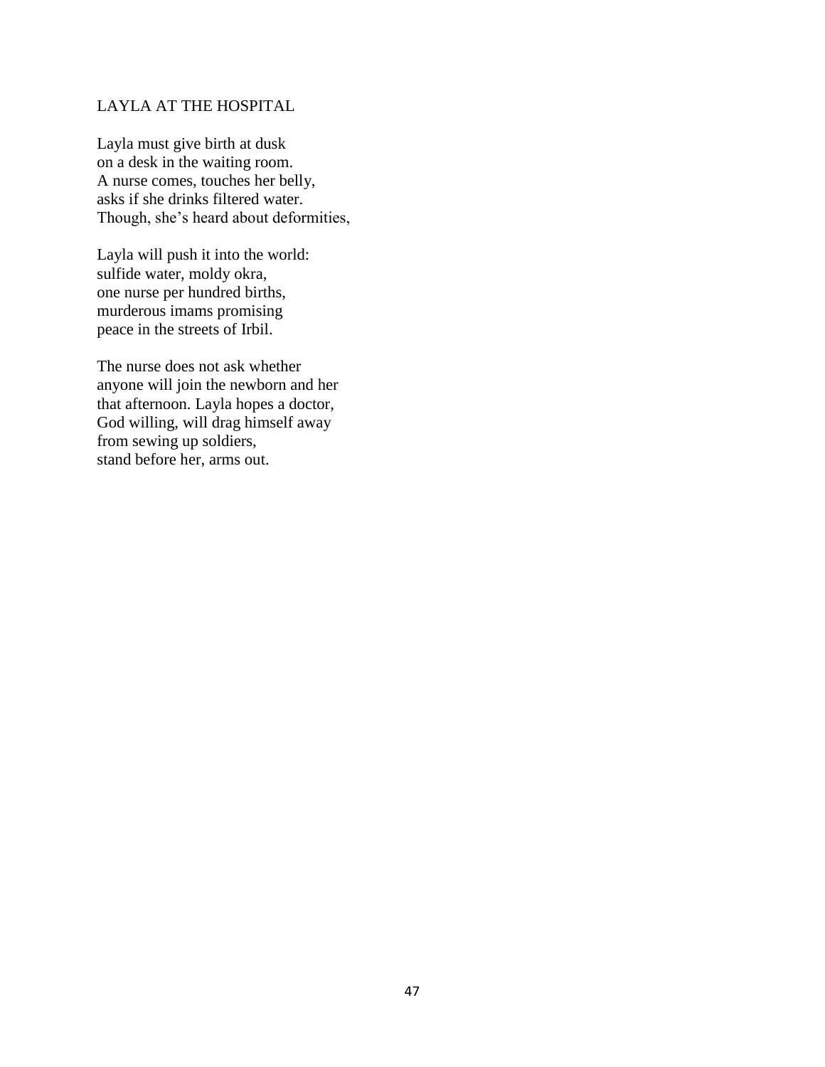## LAYLA AT THE HOSPITAL

Layla must give birth at dusk  
on a desk in the waiting room.  
A nurse comes, touches her belly,  
asks if she drinks filtered water.  
Though, she's heard about deformities,

Layla will push it into the world:  
sulfide water, moldy okra,  
one nurse per hundred births,  
murderous imams promising  
peace in the streets of Irbil.

The nurse does not ask whether  
anyone will join the newborn and her  
that afternoon. Layla hopes a doctor,  
God willing, will drag himself away  
from sewing up soldiers,  
stand before her, arms out.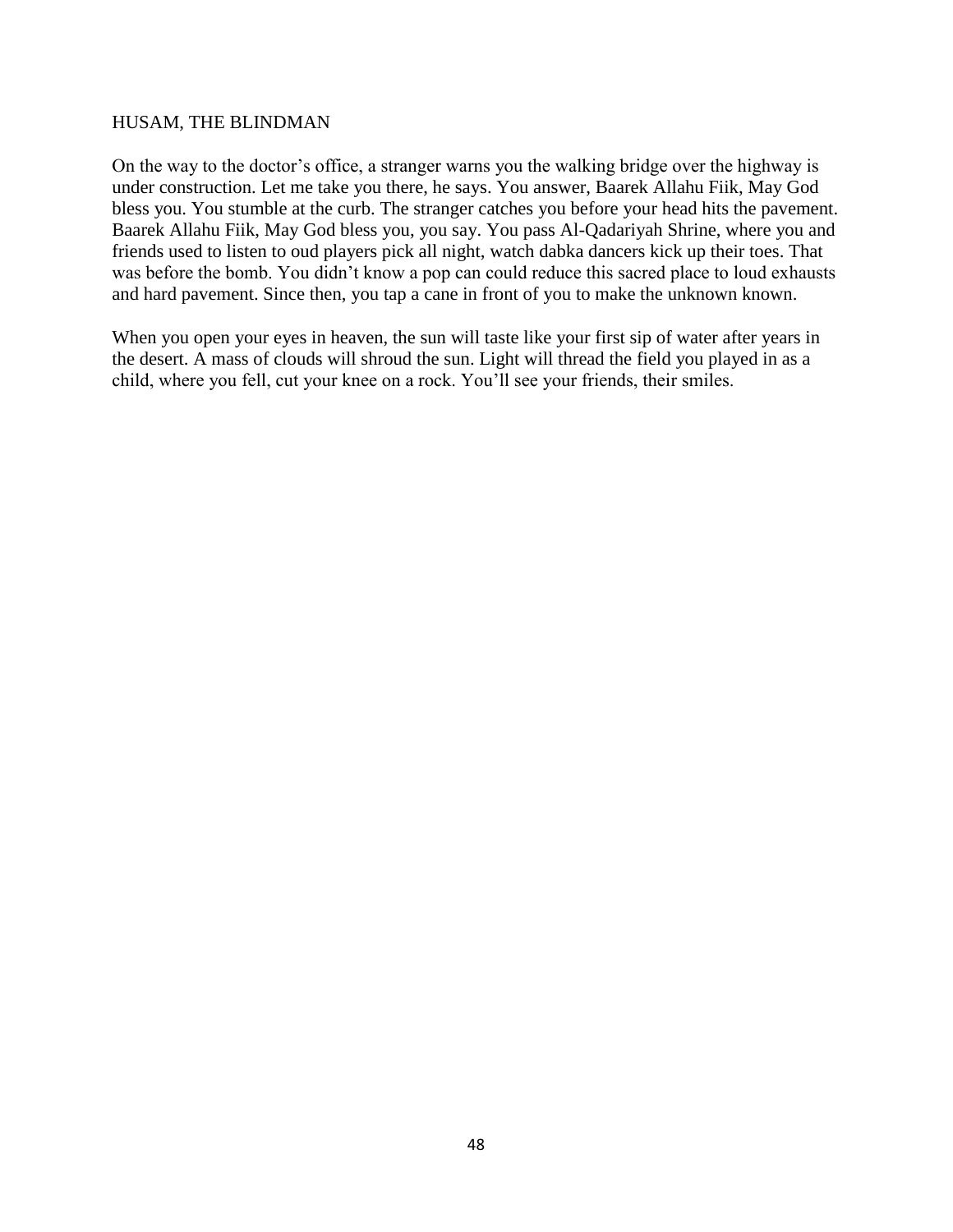## HUSAM, THE BLINDMAN

On the way to the doctor's office, a stranger warns you the walking bridge over the highway is under construction. Let me take you there, he says. You answer, Baarek Allahu Fiik, May God bless you. You stumble at the curb. The stranger catches you before your head hits the pavement. Baarek Allahu Fiik, May God bless you, you say. You pass Al-Qadariyah Shrine, where you and friends used to listen to oud players pick all night, watch dabka dancers kick up their toes. That was before the bomb. You didn't know a pop can could reduce this sacred place to loud exhausts and hard pavement. Since then, you tap a cane in front of you to make the unknown known.

When you open your eyes in heaven, the sun will taste like your first sip of water after years in the desert. A mass of clouds will shroud the sun. Light will thread the field you played in as a child, where you fell, cut your knee on a rock. You'll see your friends, their smiles.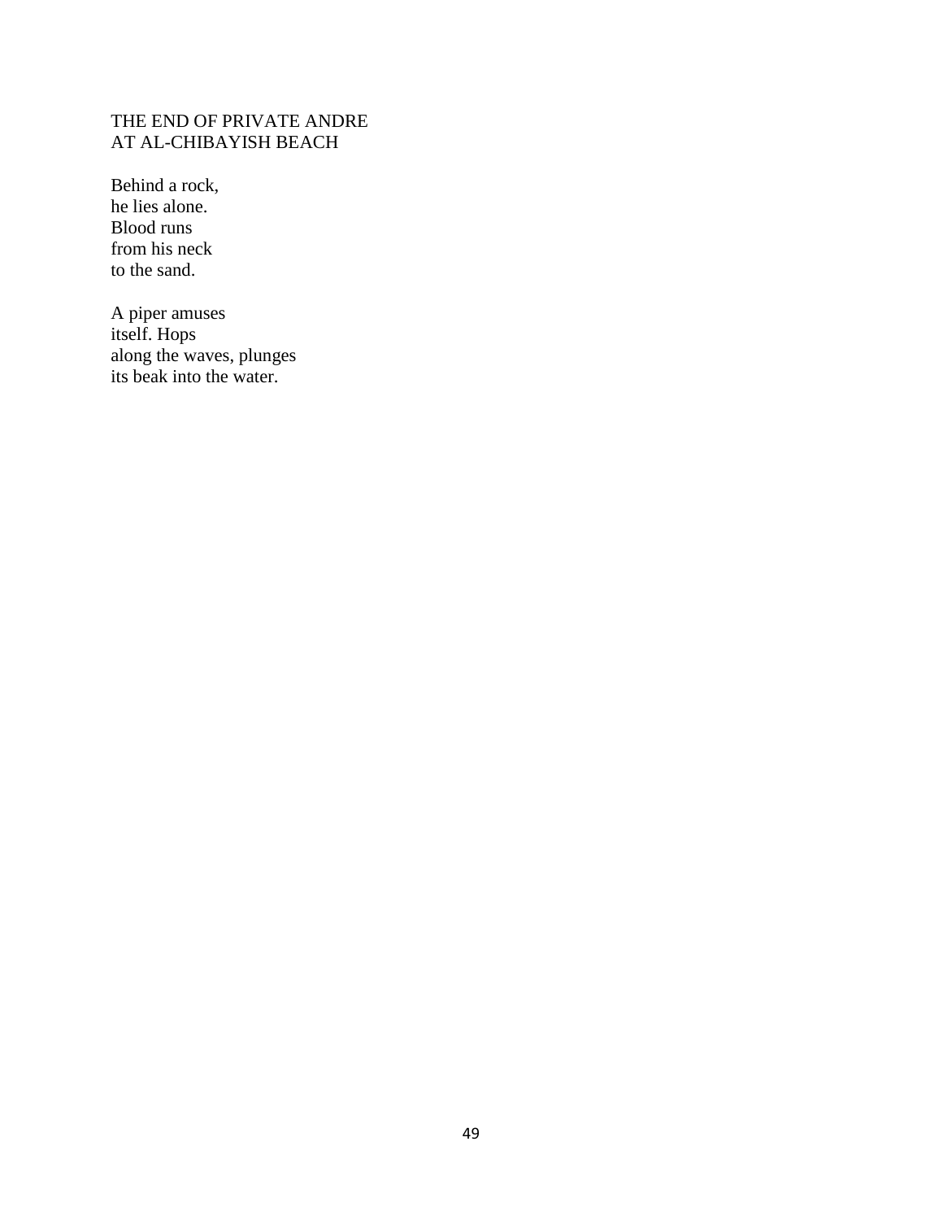## THE END OF PRIVATE ANDRE
## AT AL-CHIBAYISH BEACH

Behind a rock,  
he lies alone.  
Blood runs  
from his neck  
to the sand.

A piper amuses  
itself. Hops  
along the waves, plunges  
its beak into the water.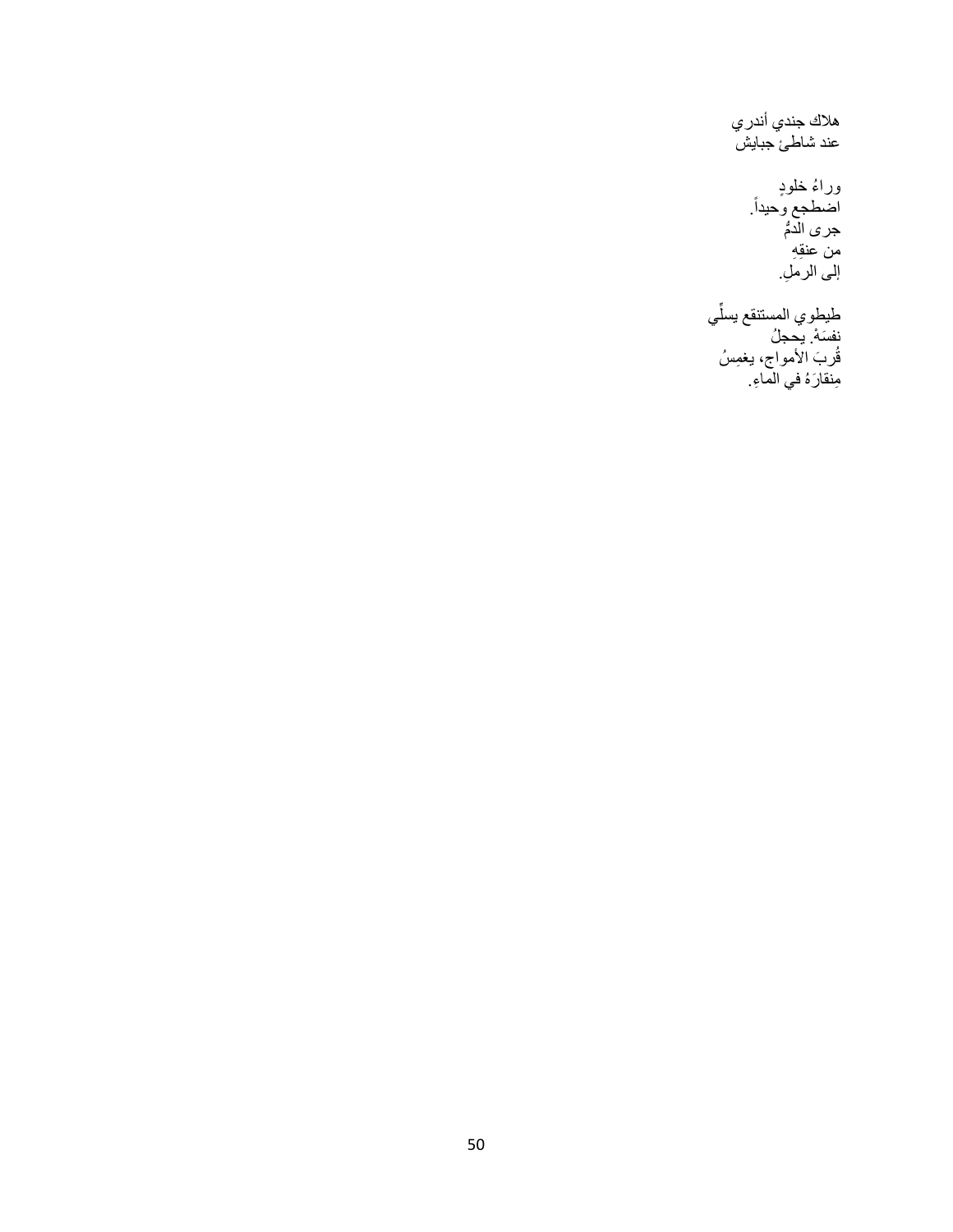هلاك جندي أندري
عند شاطئ جبايش

وراءُ خلودٍ
اضطجع وحيداً.
جرى الدمُ
من عنقِهِ
إلى الرملِ.

طيطوي المستنقع يسلّي
نفسَهُ. يحجلُ
قُربَ الأمواج، يغمِسُ
مِنقارَهُ في الماءِ.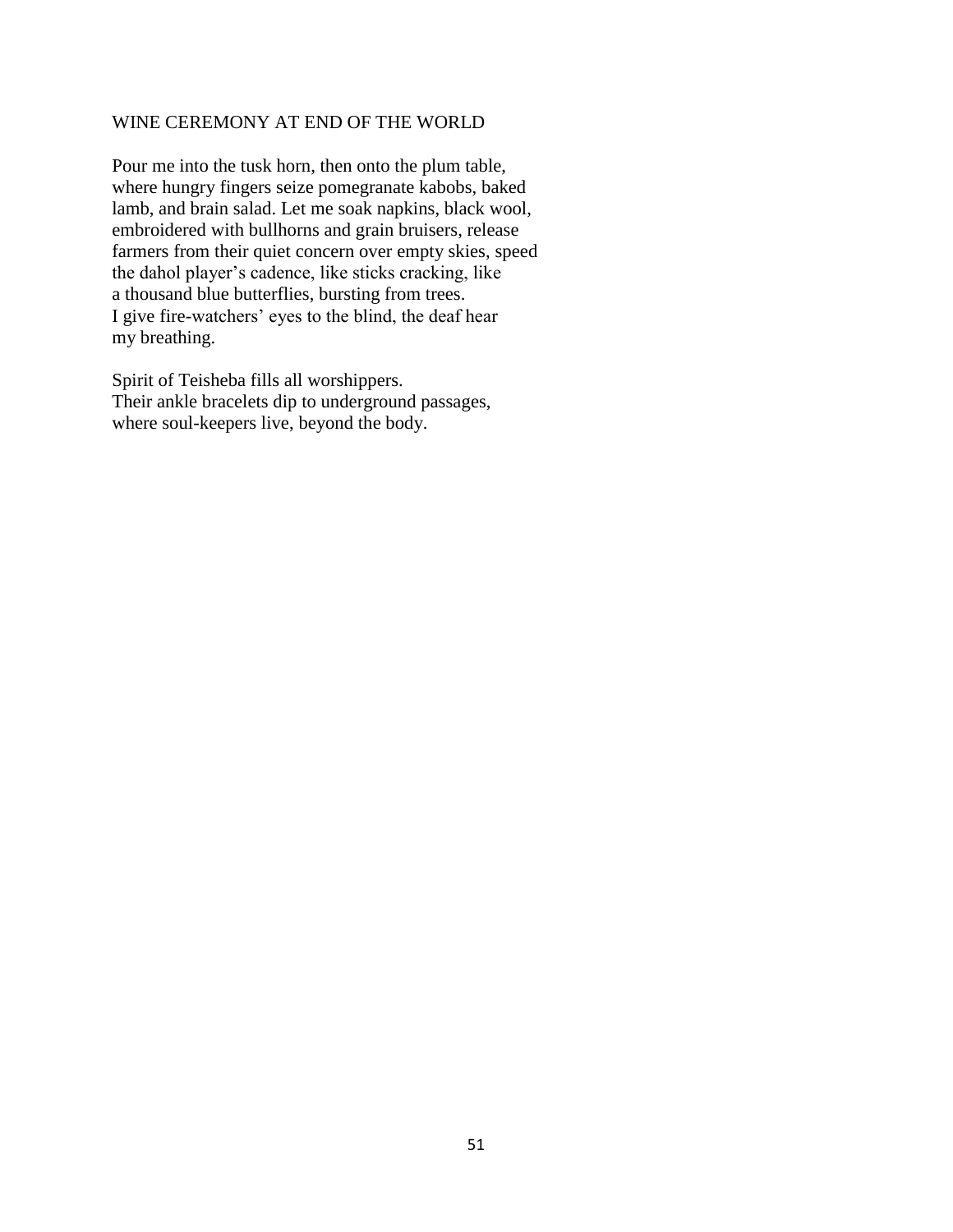# WINE CEREMONY AT END OF THE WORLD

Pour me into the tusk horn, then onto the plum table,  
where hungry fingers seize pomegranate kabobs, baked  
lamb, and brain salad. Let me soak napkins, black wool,  
embroidered with bullhorns and grain bruisers, release  
farmers from their quiet concern over empty skies, speed  
the dahol player's cadence, like sticks cracking, like  
a thousand blue butterflies, bursting from trees.  
I give fire-watchers' eyes to the blind, the deaf hear  
my breathing.

Spirit of Teisheba fills all worshippers.  
Their ankle bracelets dip to underground passages,  
where soul-keepers live, beyond the body.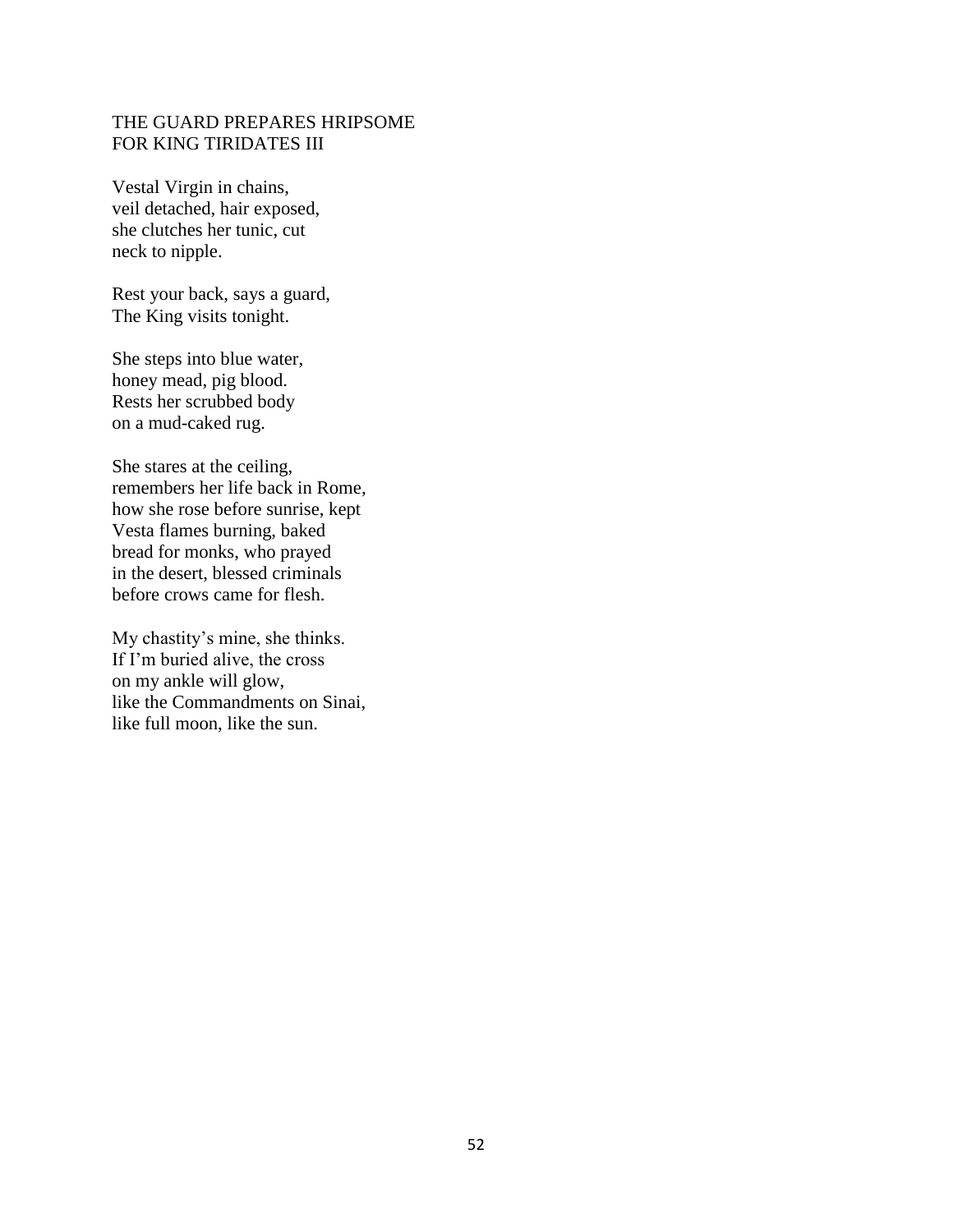## THE GUARD PREPARES HRIPSOME FOR KING TIRIDATES III

Vestal Virgin in chains,
veil detached, hair exposed,
she clutches her tunic, cut
neck to nipple.

Rest your back, says a guard,
The King visits tonight.

She steps into blue water,
honey mead, pig blood.
Rests her scrubbed body
on a mud-caked rug.

She stares at the ceiling,
remembers her life back in Rome,
how she rose before sunrise, kept
Vesta flames burning, baked
bread for monks, who prayed
in the desert, blessed criminals
before crows came for flesh.

My chastity's mine, she thinks.
If I'm buried alive, the cross
on my ankle will glow,
like the Commandments on Sinai,
like full moon, like the sun.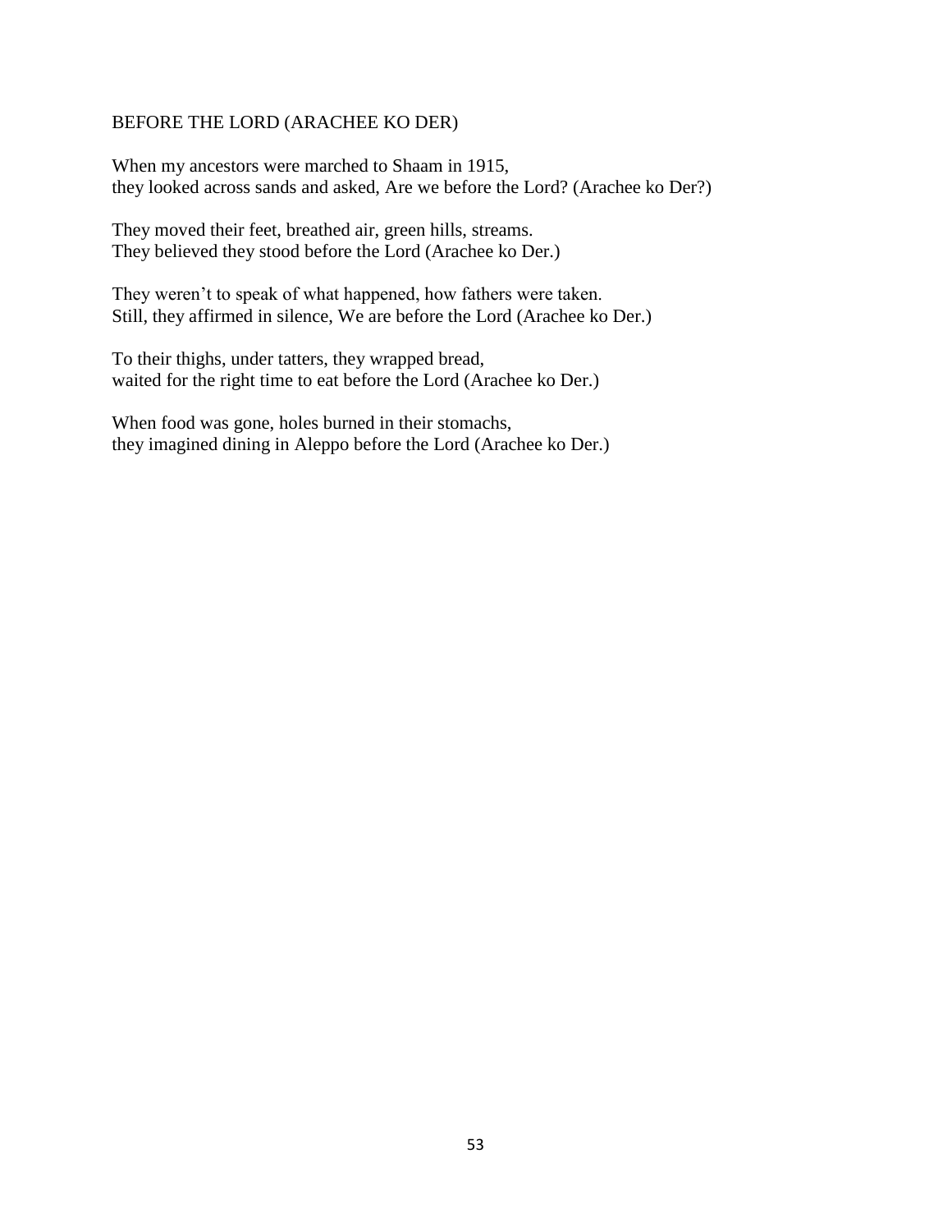## BEFORE THE LORD (ARACHEE KO DER)

When my ancestors were marched to Shaam in 1915,
they looked across sands and asked, Are we before the Lord? (Arachee ko Der?)

They moved their feet, breathed air, green hills, streams.
They believed they stood before the Lord (Arachee ko Der.)

They weren't to speak of what happened, how fathers were taken.
Still, they affirmed in silence, We are before the Lord (Arachee ko Der.)

To their thighs, under tatters, they wrapped bread,
waited for the right time to eat before the Lord (Arachee ko Der.)

When food was gone, holes burned in their stomachs,
they imagined dining in Aleppo before the Lord (Arachee ko Der.)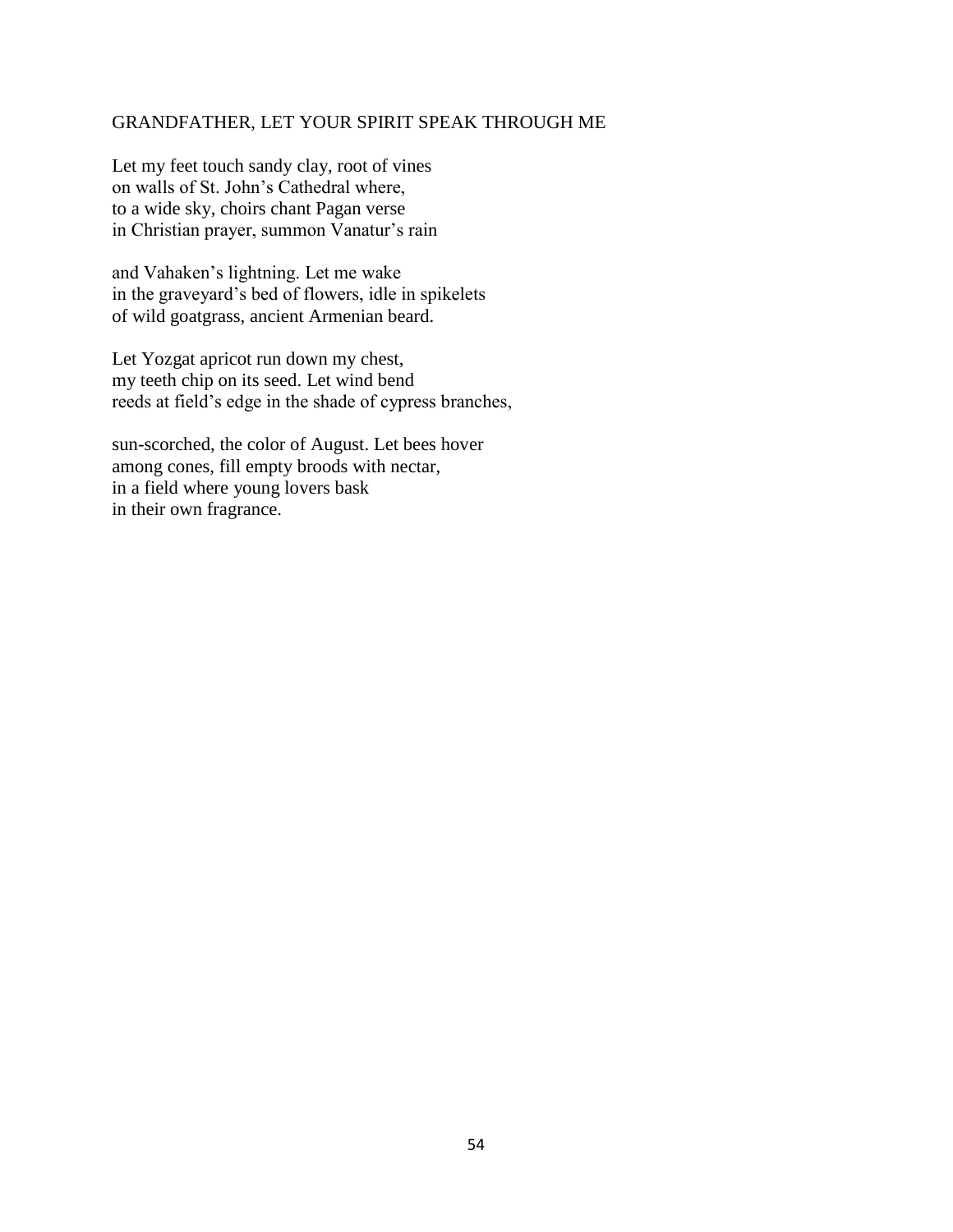## GRANDFATHER, LET YOUR SPIRIT SPEAK THROUGH ME

Let my feet touch sandy clay, root of vines  
on walls of St. John's Cathedral where,  
to a wide sky, choirs chant Pagan verse  
in Christian prayer, summon Vanatur's rain

and Vahaken's lightning. Let me wake  
in the graveyard's bed of flowers, idle in spikelets  
of wild goatgrass, ancient Armenian beard.

Let Yozgat apricot run down my chest,  
my teeth chip on its seed. Let wind bend  
reeds at field's edge in the shade of cypress branches,

sun-scorched, the color of August. Let bees hover  
among cones, fill empty broods with nectar,  
in a field where young lovers bask  
in their own fragrance.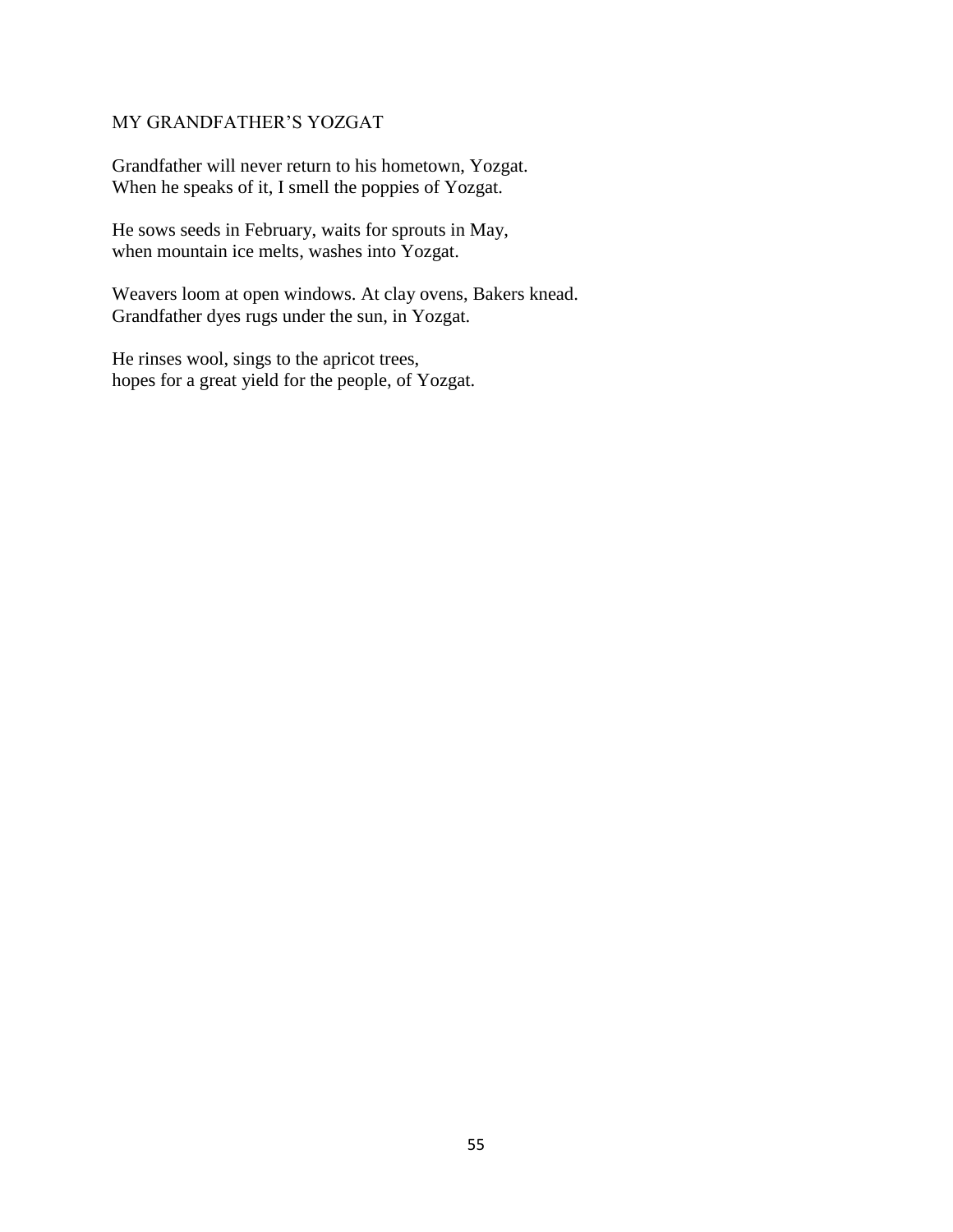## MY GRANDFATHER'S YOZGAT

Grandfather will never return to his hometown, Yozgat.
When he speaks of it, I smell the poppies of Yozgat.

He sows seeds in February, waits for sprouts in May,
when mountain ice melts, washes into Yozgat.

Weavers loom at open windows. At clay ovens, Bakers knead.
Grandfather dyes rugs under the sun, in Yozgat.

He rinses wool, sings to the apricot trees,
hopes for a great yield for the people, of Yozgat.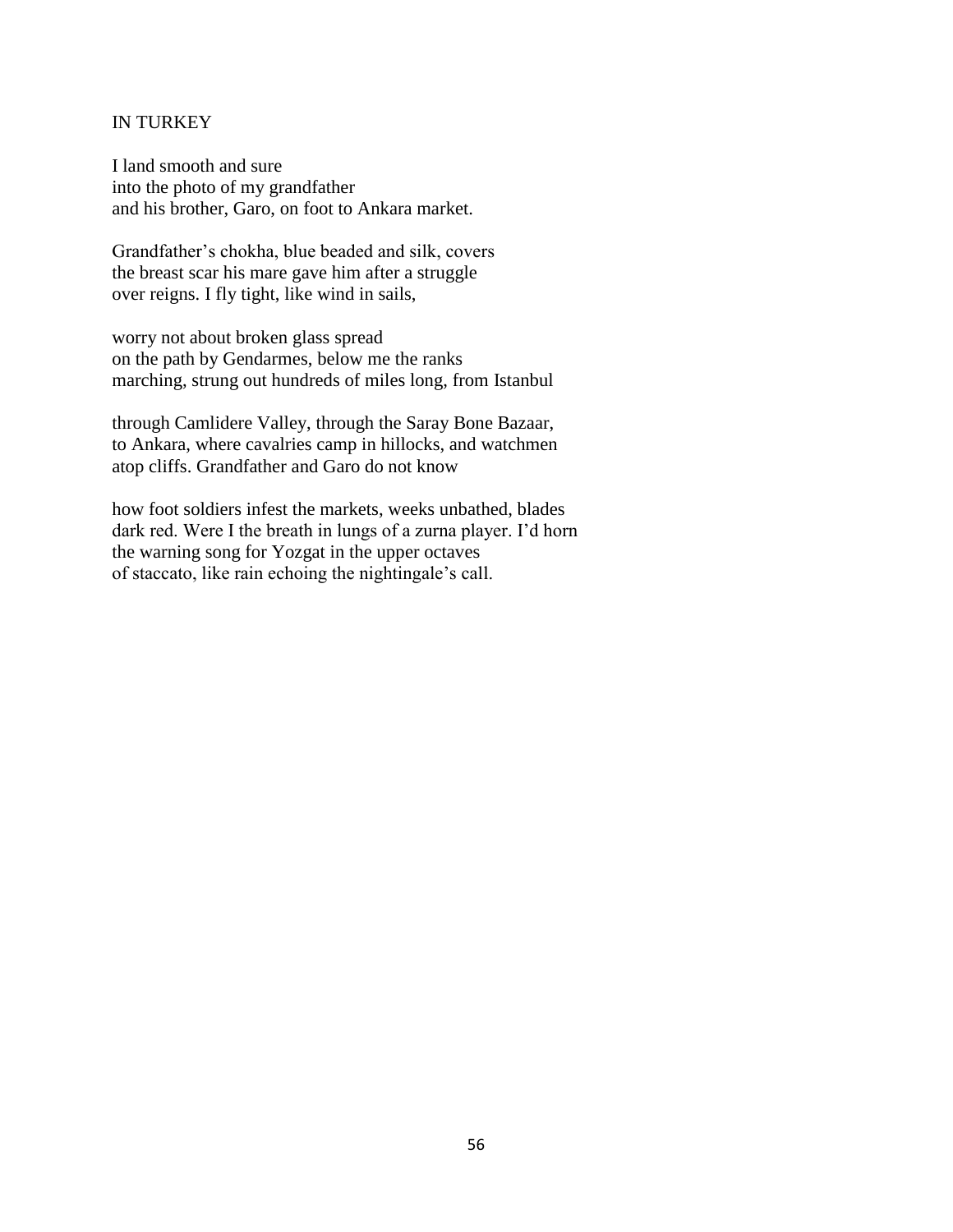## IN TURKEY

I land smooth and sure  
into the photo of my grandfather  
and his brother, Garo, on foot to Ankara market.

Grandfather's chokha, blue beaded and silk, covers  
the breast scar his mare gave him after a struggle  
over reigns. I fly tight, like wind in sails,

worry not about broken glass spread  
on the path by Gendarmes, below me the ranks  
marching, strung out hundreds of miles long, from Istanbul

through Camlidere Valley, through the Saray Bone Bazaar,  
to Ankara, where cavalries camp in hillocks, and watchmen  
atop cliffs. Grandfather and Garo do not know

how foot soldiers infest the markets, weeks unbathed, blades  
dark red. Were I the breath in lungs of a zurna player. I'd horn  
the warning song for Yozgat in the upper octaves  
of staccato, like rain echoing the nightingale's call.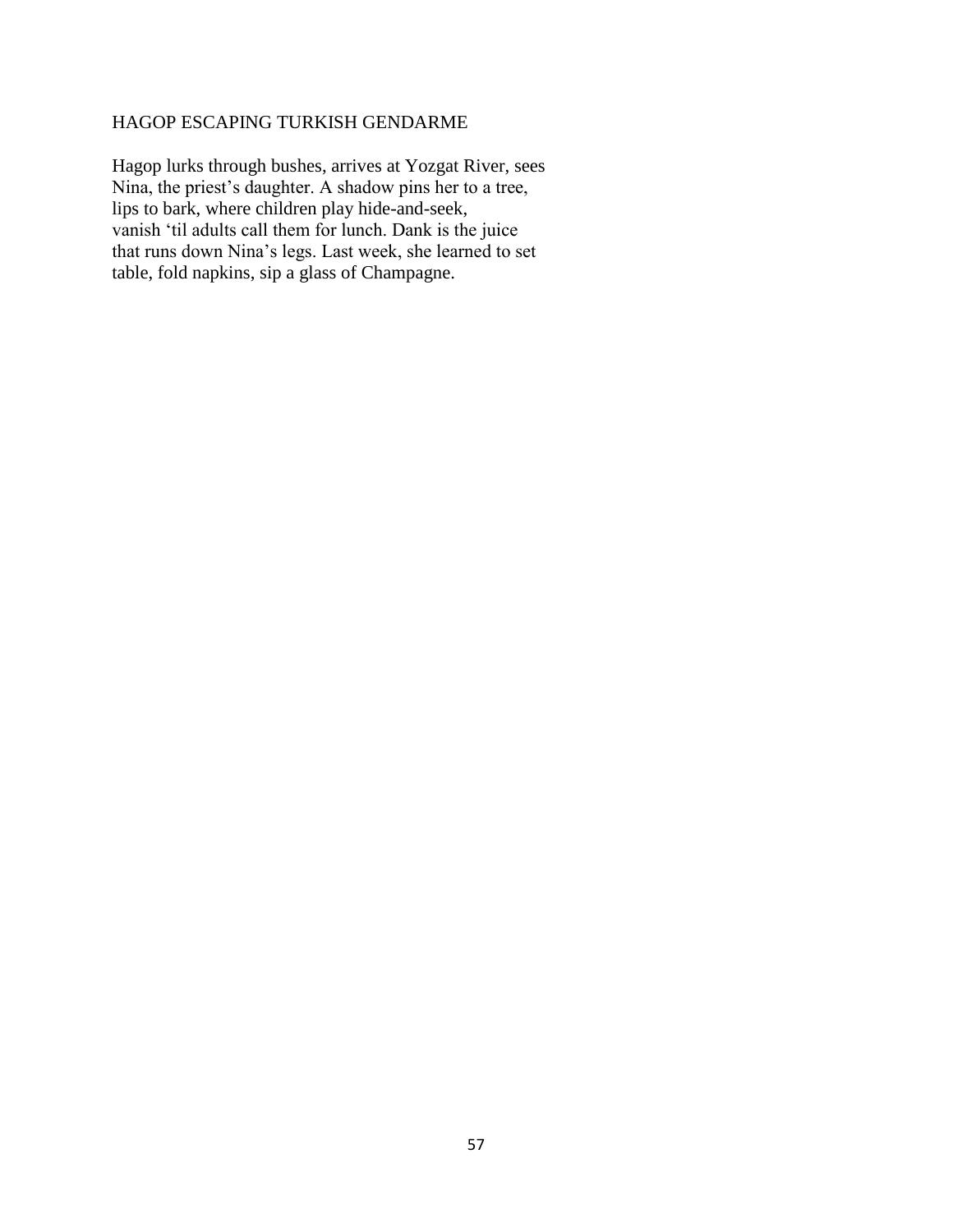HAGOP ESCAPING TURKISH GENDARME

Hagop lurks through bushes, arrives at Yozgat River, sees
Nina, the priest's daughter. A shadow pins her to a tree,
lips to bark, where children play hide-and-seek,
vanish 'til adults call them for lunch. Dank is the juice
that runs down Nina's legs. Last week, she learned to set
table, fold napkins, sip a glass of Champagne.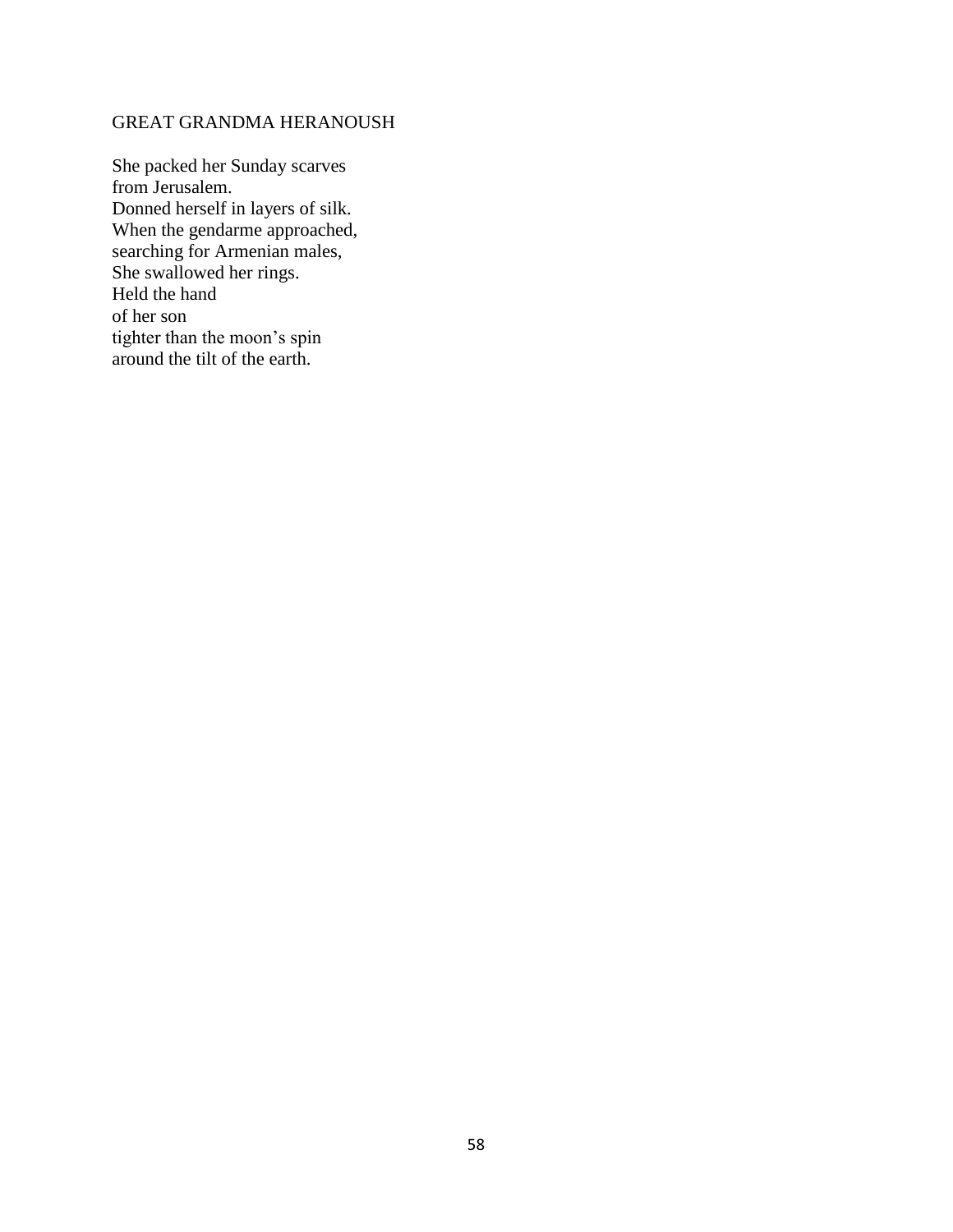## GREAT GRANDMA HERANOUSH

She packed her Sunday scarves  
from Jerusalem.  
Donned herself in layers of silk.  
When the gendarme approached,  
searching for Armenian males,  
She swallowed her rings.  
Held the hand  
of her son  
tighter than the moon's spin  
around the tilt of the earth.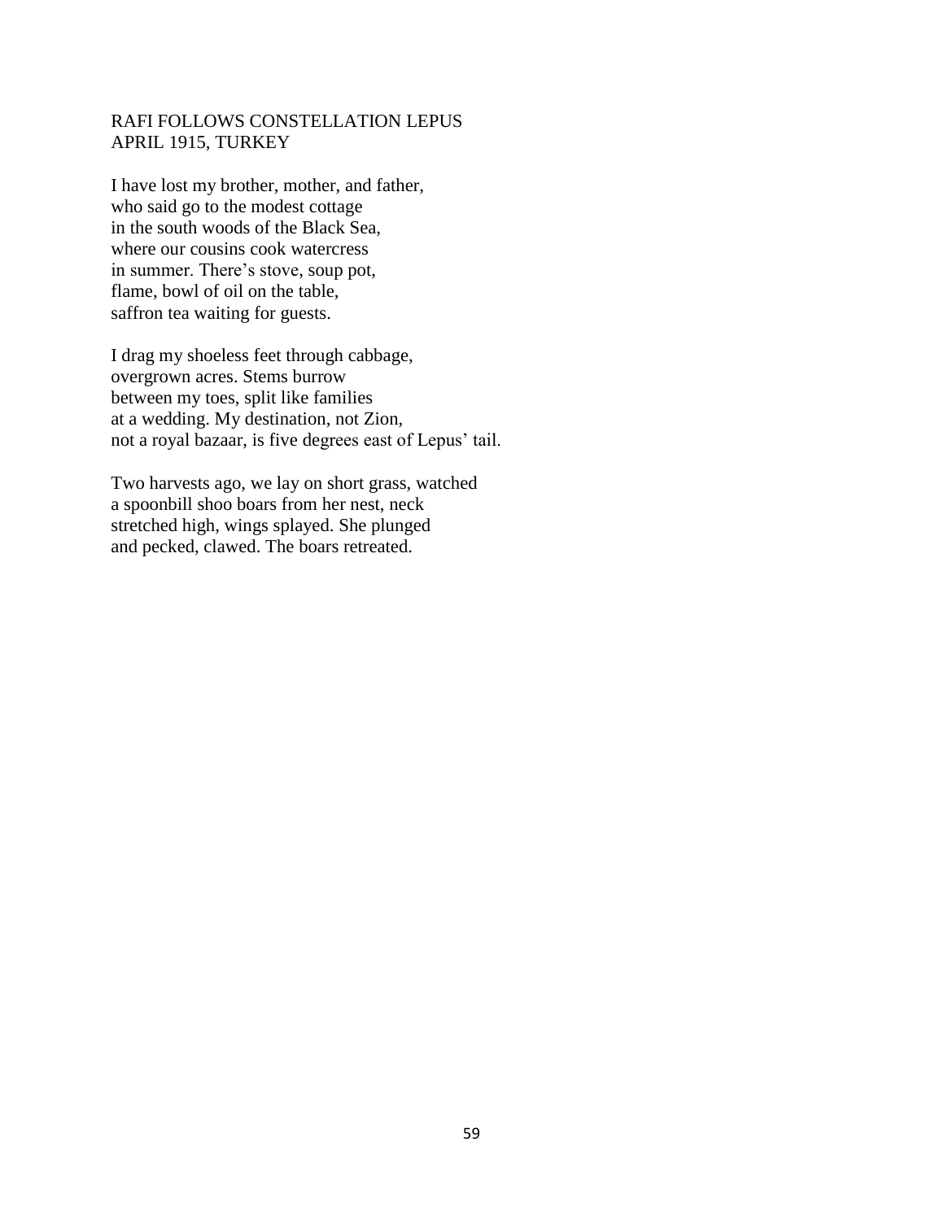## RAFI FOLLOWS CONSTELLATION LEPUS
## APRIL 1915, TURKEY

I have lost my brother, mother, and father,  
who said go to the modest cottage  
in the south woods of the Black Sea,  
where our cousins cook watercress  
in summer. There's stove, soup pot,  
flame, bowl of oil on the table,  
saffron tea waiting for guests.

I drag my shoeless feet through cabbage,  
overgrown acres. Stems burrow  
between my toes, split like families  
at a wedding. My destination, not Zion,  
not a royal bazaar, is five degrees east of Lepus' tail.

Two harvests ago, we lay on short grass, watched  
a spoonbill shoo boars from her nest, neck  
stretched high, wings splayed. She plunged  
and pecked, clawed. The boars retreated.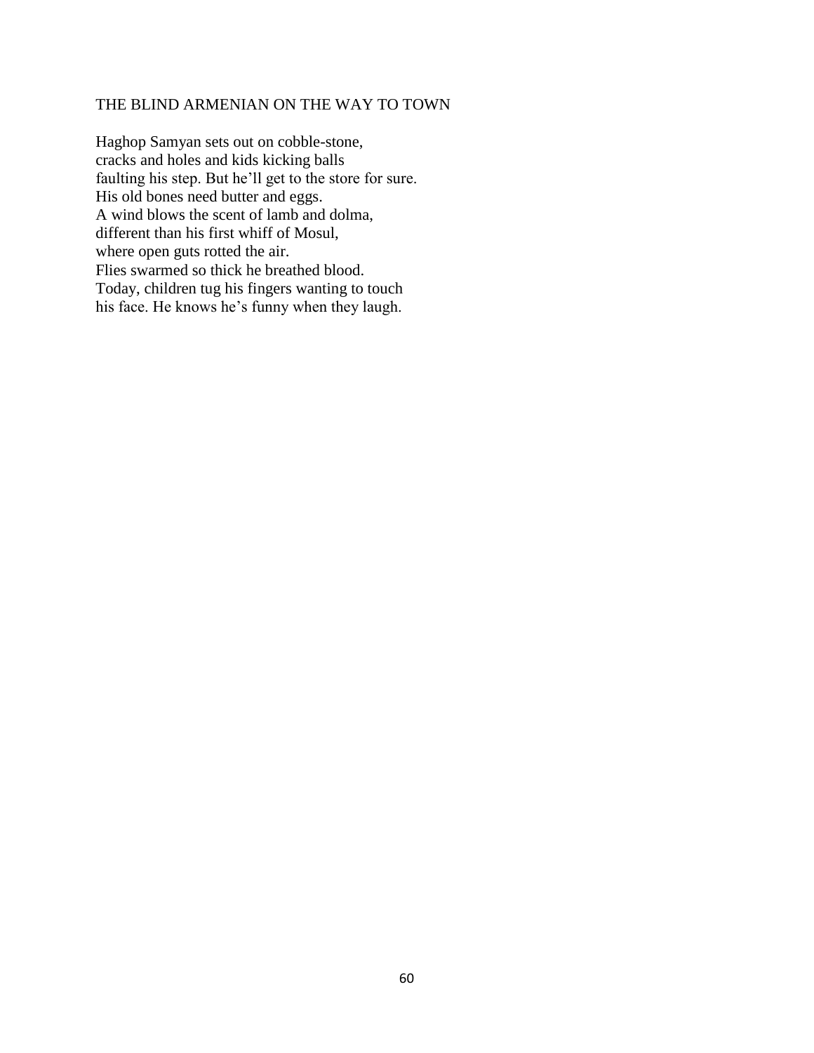## THE BLIND ARMENIAN ON THE WAY TO TOWN

Haghop Samyan sets out on cobble-stone,  
cracks and holes and kids kicking balls  
faulting his step. But he'll get to the store for sure.  
His old bones need butter and eggs.  
A wind blows the scent of lamb and dolma,  
different than his first whiff of Mosul,  
where open guts rotted the air.  
Flies swarmed so thick he breathed blood.  
Today, children tug his fingers wanting to touch  
his face. He knows he's funny when they laugh.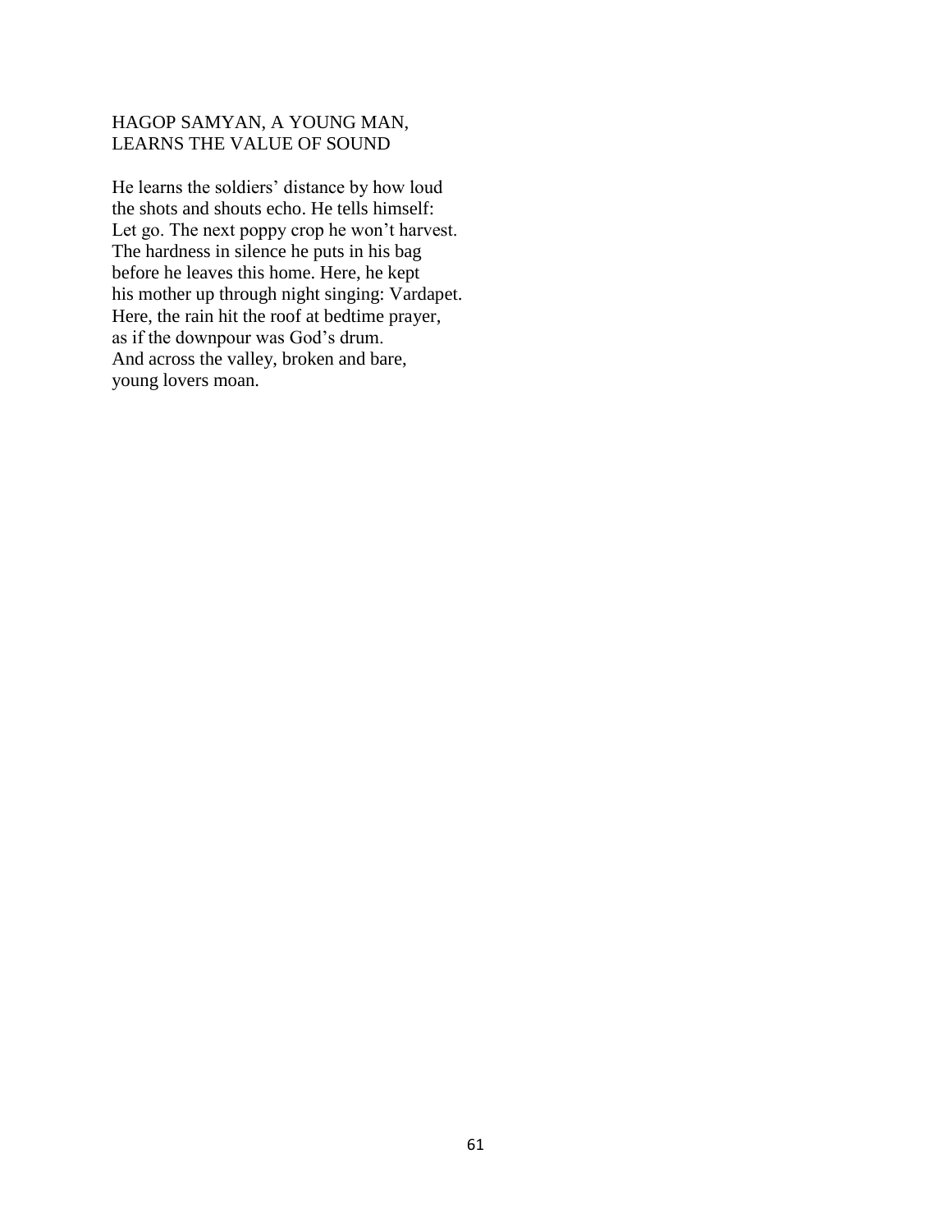## HAGOP SAMYAN, A YOUNG MAN, LEARNS THE VALUE OF SOUND

He learns the soldiers' distance by how loud  
the shots and shouts echo. He tells himself:  
Let go. The next poppy crop he won't harvest.  
The hardness in silence he puts in his bag  
before he leaves this home. Here, he kept  
his mother up through night singing: Vardapet.  
Here, the rain hit the roof at bedtime prayer,  
as if the downpour was God's drum.  
And across the valley, broken and bare,  
young lovers moan.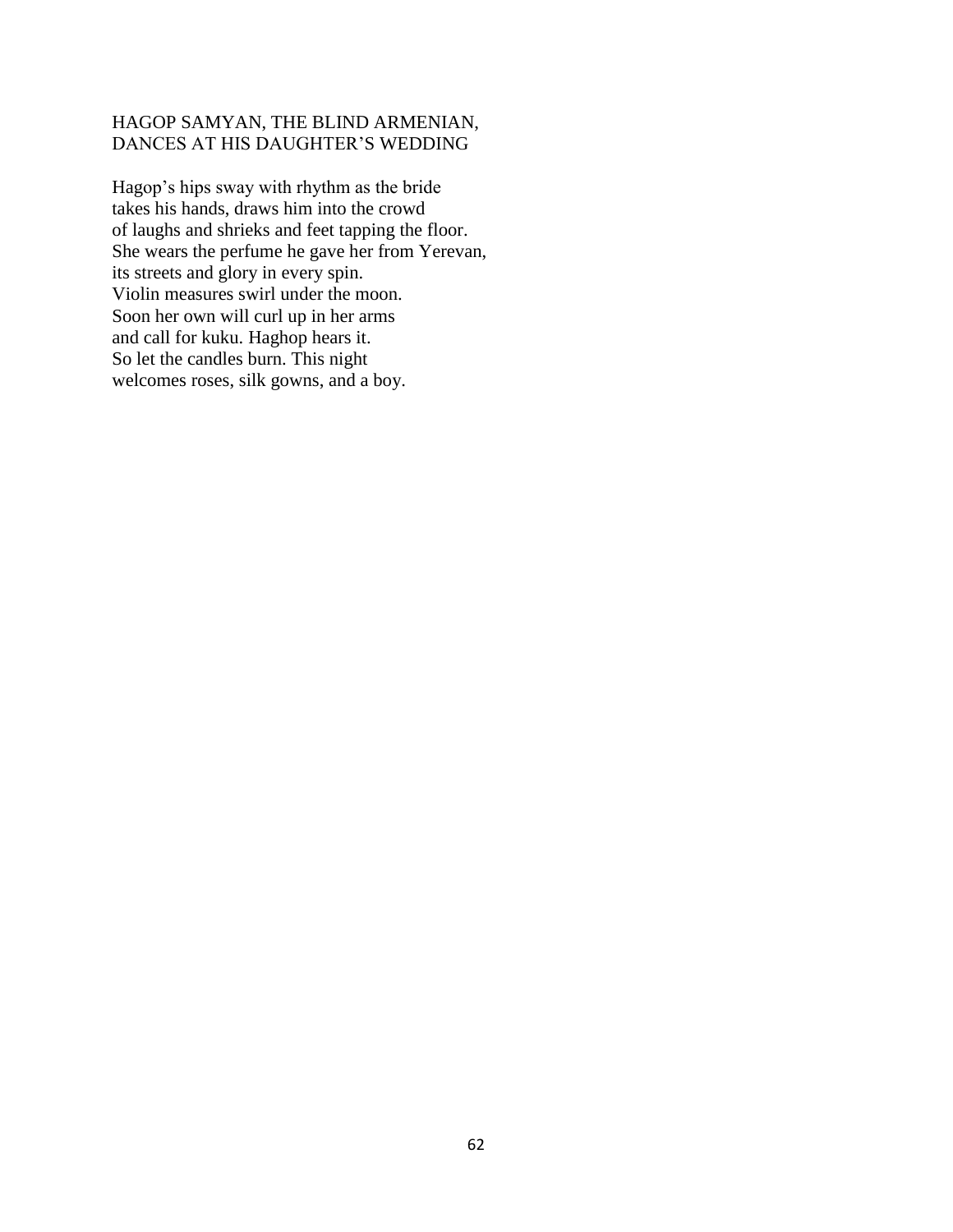## HAGOP SAMYAN, THE BLIND ARMENIAN,
## DANCES AT HIS DAUGHTER'S WEDDING

Hagop's hips sway with rhythm as the bride  
takes his hands, draws him into the crowd  
of laughs and shrieks and feet tapping the floor.  
She wears the perfume he gave her from Yerevan,  
its streets and glory in every spin.  
Violin measures swirl under the moon.  
Soon her own will curl up in her arms  
and call for kuku. Haghop hears it.  
So let the candles burn. This night  
welcomes roses, silk gowns, and a boy.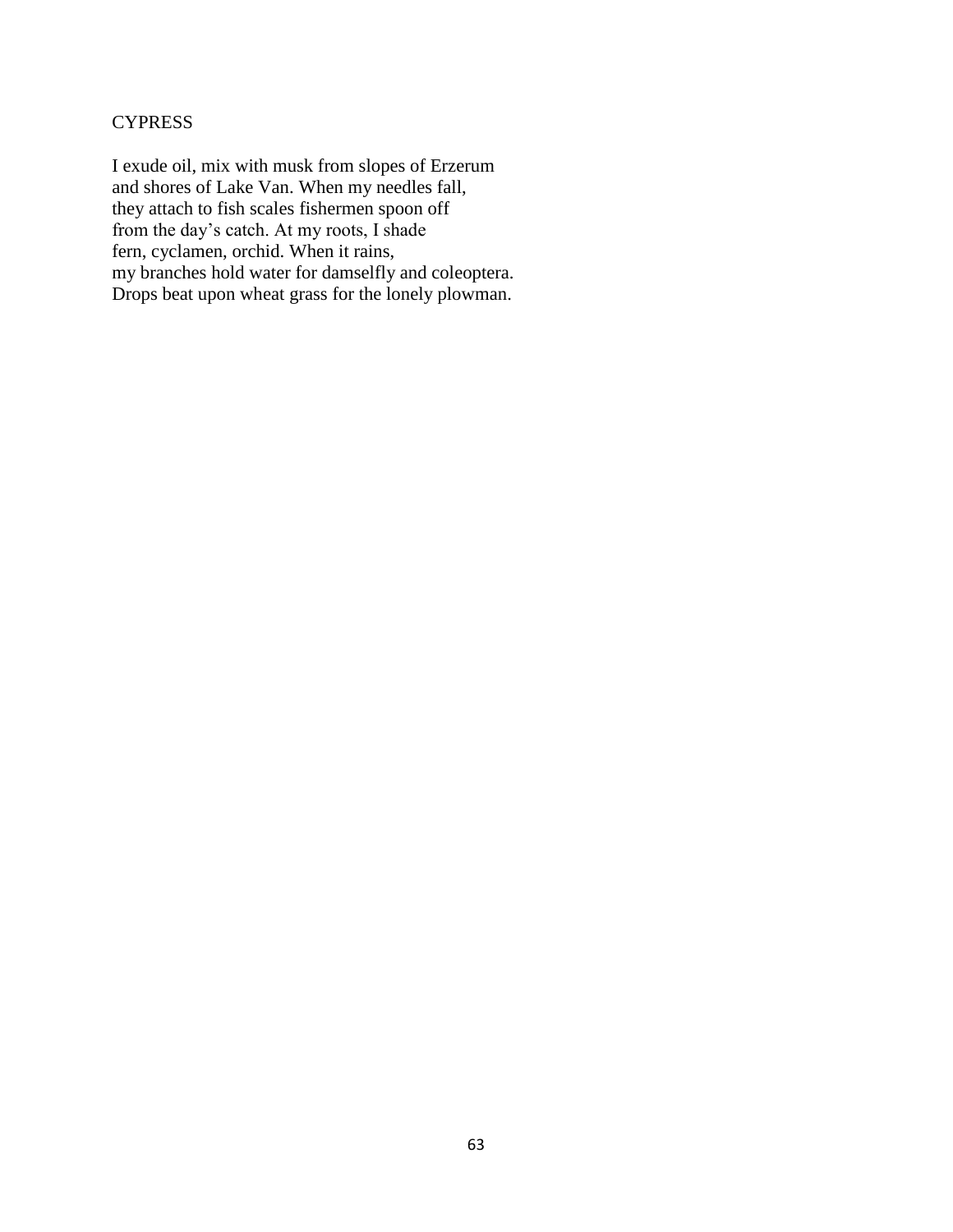## CYPRESS

I exude oil, mix with musk from slopes of Erzerum
and shores of Lake Van. When my needles fall,
they attach to fish scales fishermen spoon off
from the day's catch. At my roots, I shade
fern, cyclamen, orchid. When it rains,
my branches hold water for damselfly and coleoptera.
Drops beat upon wheat grass for the lonely plowman.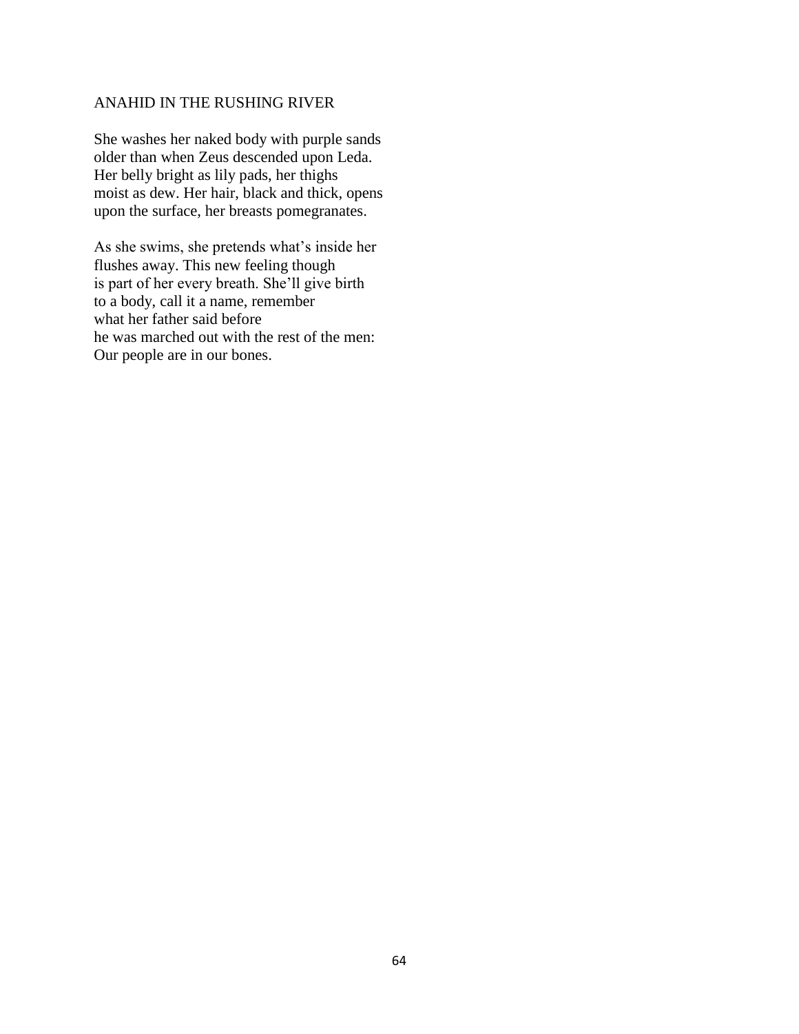## ANAHID IN THE RUSHING RIVER

She washes her naked body with purple sands  
older than when Zeus descended upon Leda.  
Her belly bright as lily pads, her thighs  
moist as dew. Her hair, black and thick, opens  
upon the surface, her breasts pomegranates.

As she swims, she pretends what's inside her  
flushes away. This new feeling though  
is part of her every breath. She'll give birth  
to a body, call it a name, remember  
what her father said before  
he was marched out with the rest of the men:  
Our people are in our bones.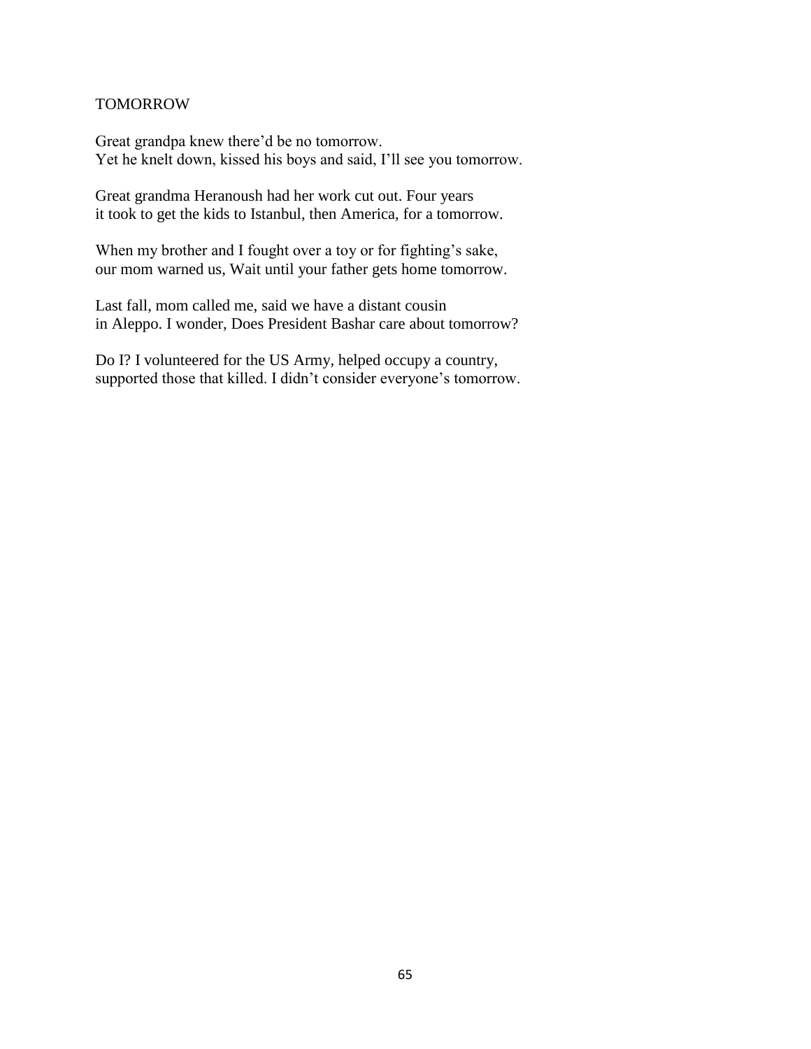# TOMORROW

Great grandpa knew there'd be no tomorrow.  
Yet he knelt down, kissed his boys and said, I'll see you tomorrow.

Great grandma Heranoush had her work cut out. Four years  
it took to get the kids to Istanbul, then America, for a tomorrow.

When my brother and I fought over a toy or for fighting's sake,  
our mom warned us, Wait until your father gets home tomorrow.

Last fall, mom called me, said we have a distant cousin  
in Aleppo. I wonder, Does President Bashar care about tomorrow?

Do I? I volunteered for the US Army, helped occupy a country,  
supported those that killed. I didn't consider everyone's tomorrow.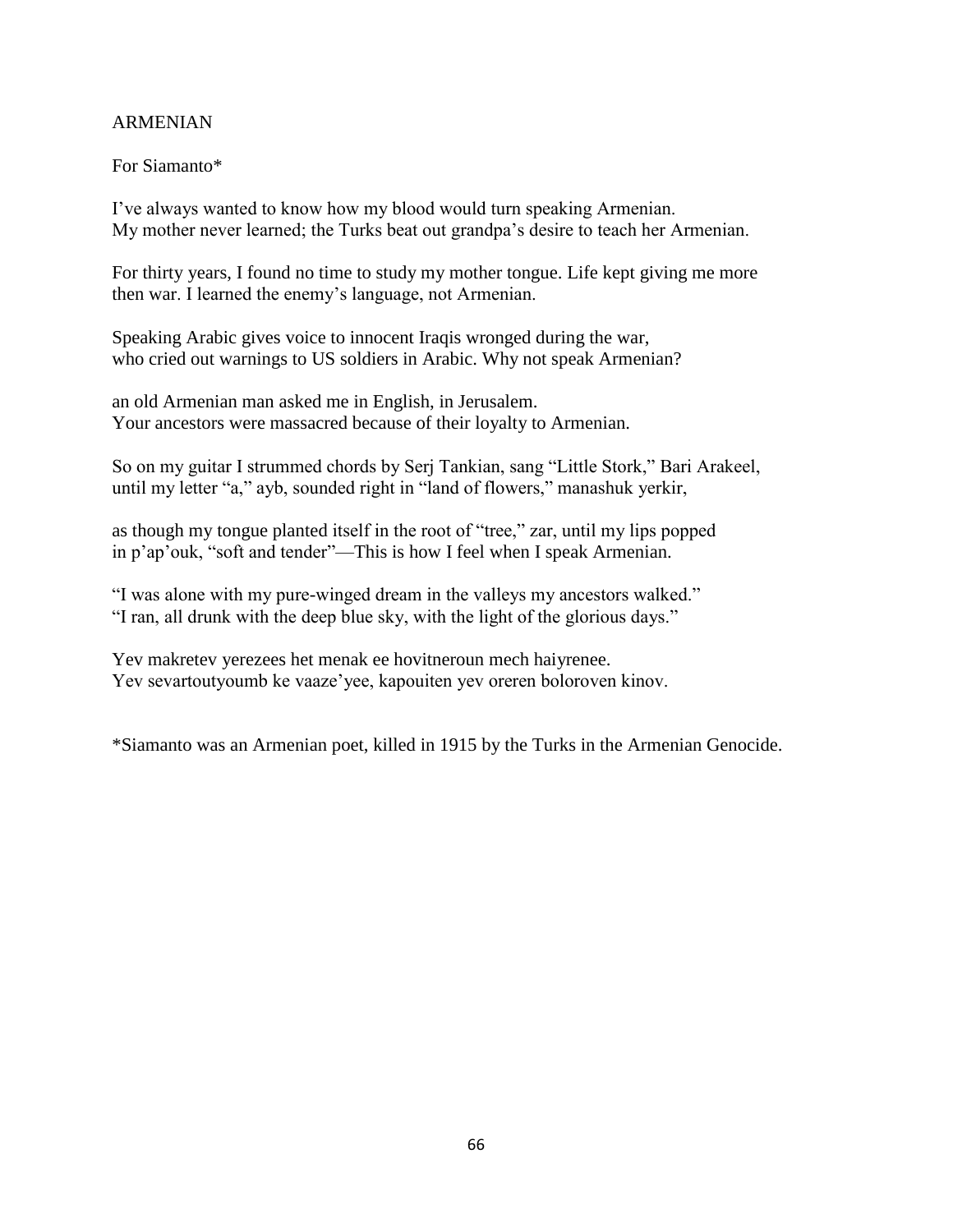## ARMENIAN

For Siamanto*

I've always wanted to know how my blood would turn speaking Armenian.
My mother never learned; the Turks beat out grandpa's desire to teach her Armenian.

For thirty years, I found no time to study my mother tongue. Life kept giving me more
then war. I learned the enemy's language, not Armenian.

Speaking Arabic gives voice to innocent Iraqis wronged during the war,
who cried out warnings to US soldiers in Arabic. Why not speak Armenian?

an old Armenian man asked me in English, in Jerusalem.
Your ancestors were massacred because of their loyalty to Armenian.

So on my guitar I strummed chords by Serj Tankian, sang "Little Stork," Bari Arakeel,
until my letter "a," ayb, sounded right in "land of flowers," manashuk yerkir,

as though my tongue planted itself in the root of "tree," zar, until my lips popped
in p'ap'ouk, "soft and tender"—This is how I feel when I speak Armenian.

"I was alone with my pure-winged dream in the valleys my ancestors walked."
"I ran, all drunk with the deep blue sky, with the light of the glorious days."

Yev makretev yerezees het menak ee hovitneroun mech haiyrenee.
Yev sevartoutyoumb ke vaaze'yee, kapouiten yev oreren boloroven kinov.

*Siamanto was an Armenian poet, killed in 1915 by the Turks in the Armenian Genocide.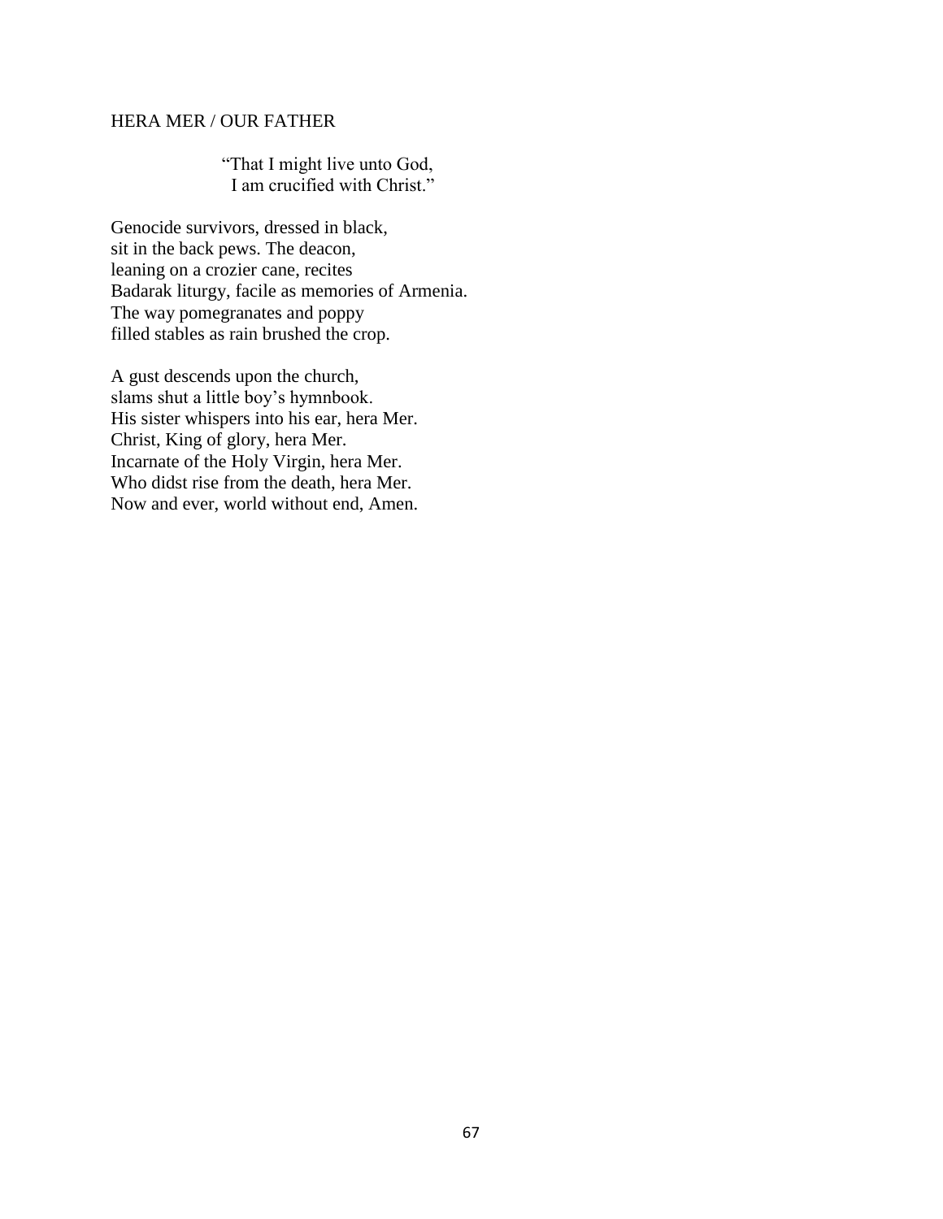## HERA MER / OUR FATHER

> "That I might live unto God,
> I am crucified with Christ."

Genocide survivors, dressed in black,
sit in the back pews. The deacon,
leaning on a crozier cane, recites
Badarak liturgy, facile as memories of Armenia.
The way pomegranates and poppy
filled stables as rain brushed the crop.

A gust descends upon the church,
slams shut a little boy's hymnbook.
His sister whispers into his ear, hera Mer.
Christ, King of glory, hera Mer.
Incarnate of the Holy Virgin, hera Mer.
Who didst rise from the death, hera Mer.
Now and ever, world without end, Amen.